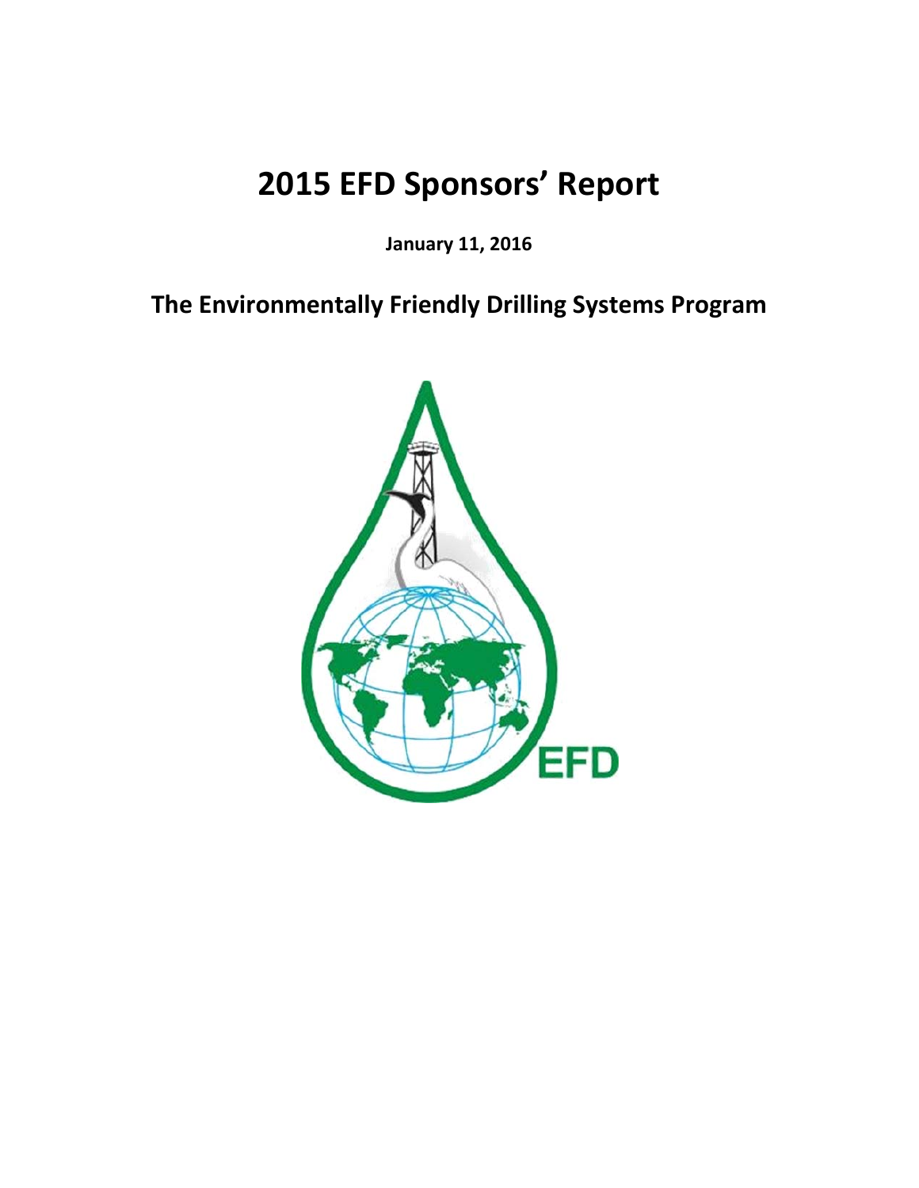# 2015 EFD Sponsors' Report

**January 11, 2016**

## The Environmentally Friendly Drilling Systems Program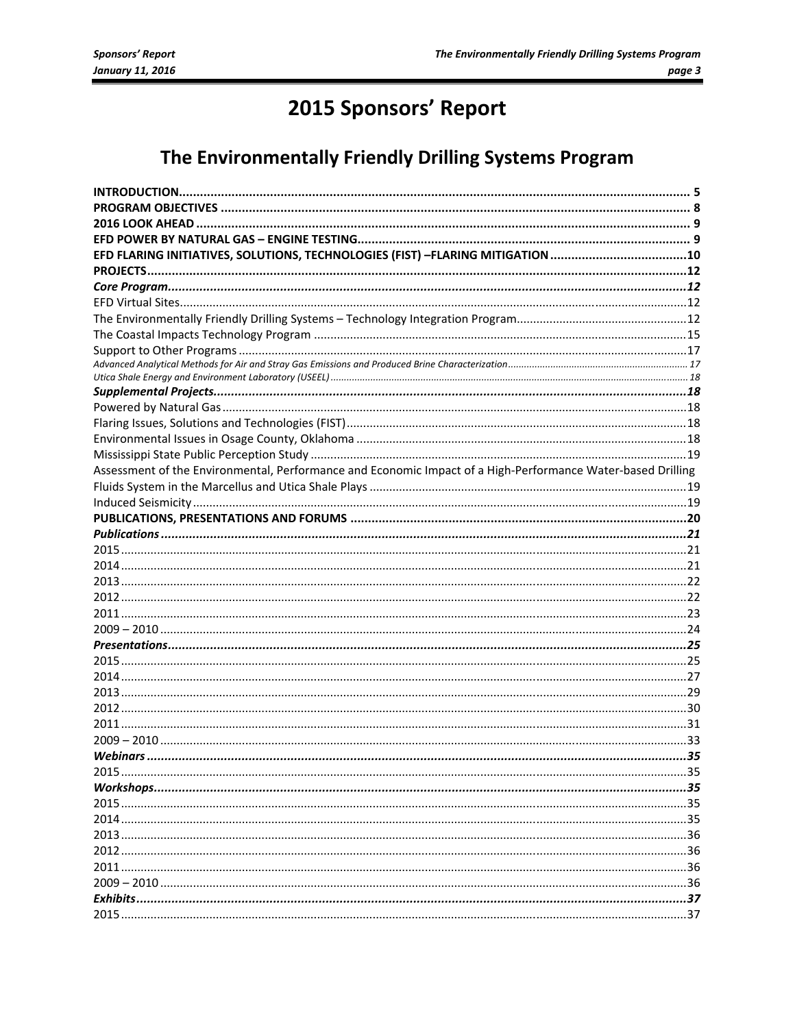# 2015 Sponsors' Report

## The Environmentally Friendly Drilling Systems Program

**INTRODUCTION** ........ **5**
**PROGRAM OBJECTIVES** ........ **8**
**2016 LOOK AHEAD** ........ **9**
**EFD POWER BY NATURAL GAS – ENGINE TESTING** ........ **9**
**EFD FLARING INITIATIVES, SOLUTIONS, TECHNOLOGIES (FIST) –FLARING MITIGATION** ........ **10**
**PROJECTS** ........ **12**
***Core Program*** ........ ***12***
EFD Virtual Sites ........ 12
The Environmentally Friendly Drilling Systems – Technology Integration Program ........ 12
The Coastal Impacts Technology Program ........ 15
Support to Other Programs ........ 17
*Advanced Analytical Methods for Air and Stray Gas Emissions and Produced Brine Characterization* ........ *17*
*Utica Shale Energy and Environment Laboratory (USEEL)* ........ *18*
***Supplemental Projects*** ........ ***18***
Powered by Natural Gas ........ 18
Flaring Issues, Solutions and Technologies (FIST) ........ 18
Environmental Issues in Osage County, Oklahoma ........ 18
Mississippi State Public Perception Study ........ 19
Assessment of the Environmental, Performance and Economic Impact of a High-Performance Water-based Drilling Fluids System in the Marcellus and Utica Shale Plays ........ 19
Induced Seismicity ........ 19
**PUBLICATIONS, PRESENTATIONS AND FORUMS** ........ **20**
***Publications*** ........ ***21***
2015 ........ 21
2014 ........ 21
2013 ........ 22
2012 ........ 22
2011 ........ 23
2009 – 2010 ........ 24
***Presentations*** ........ ***25***
2015 ........ 25
2014 ........ 27
2013 ........ 29
2012 ........ 30
2011 ........ 31
2009 – 2010 ........ 33
***Webinars*** ........ ***35***
2015 ........ 35
***Workshops*** ........ ***35***
2015 ........ 35
2014 ........ 35
2013 ........ 36
2012 ........ 36
2011 ........ 36
2009 – 2010 ........ 36
***Exhibits*** ........ ***37***
2015 ........ 37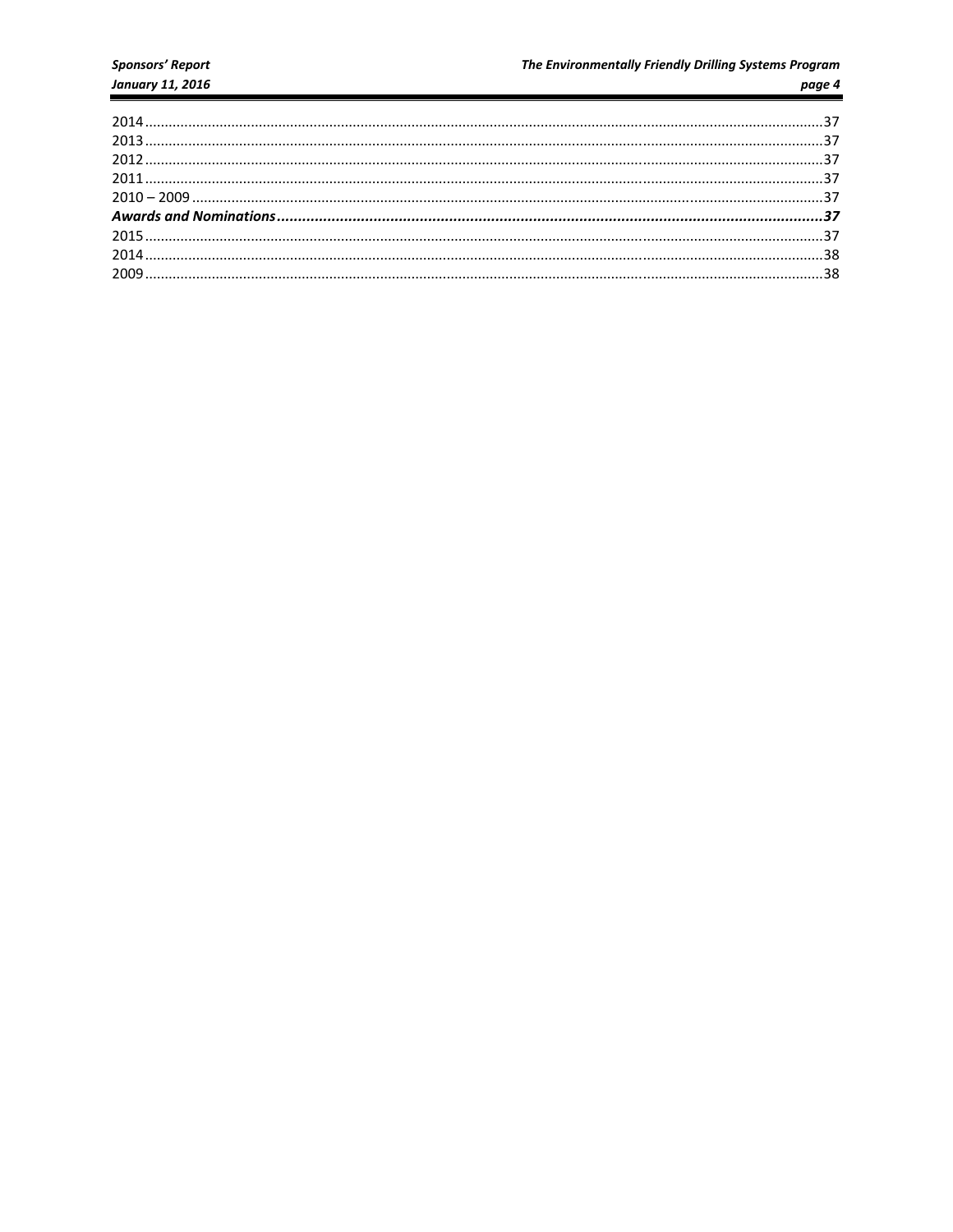2014 ....................................................................................................................................................................37
2013 ....................................................................................................................................................................37
2012 ....................................................................................................................................................................37
2011 ....................................................................................................................................................................37
2010 – 2009 .........................................................................................................................................................37
***Awards and Nominations*** **........................................................................................................................37**
2015 ....................................................................................................................................................................37
2014 ....................................................................................................................................................................38
2009 ....................................................................................................................................................................38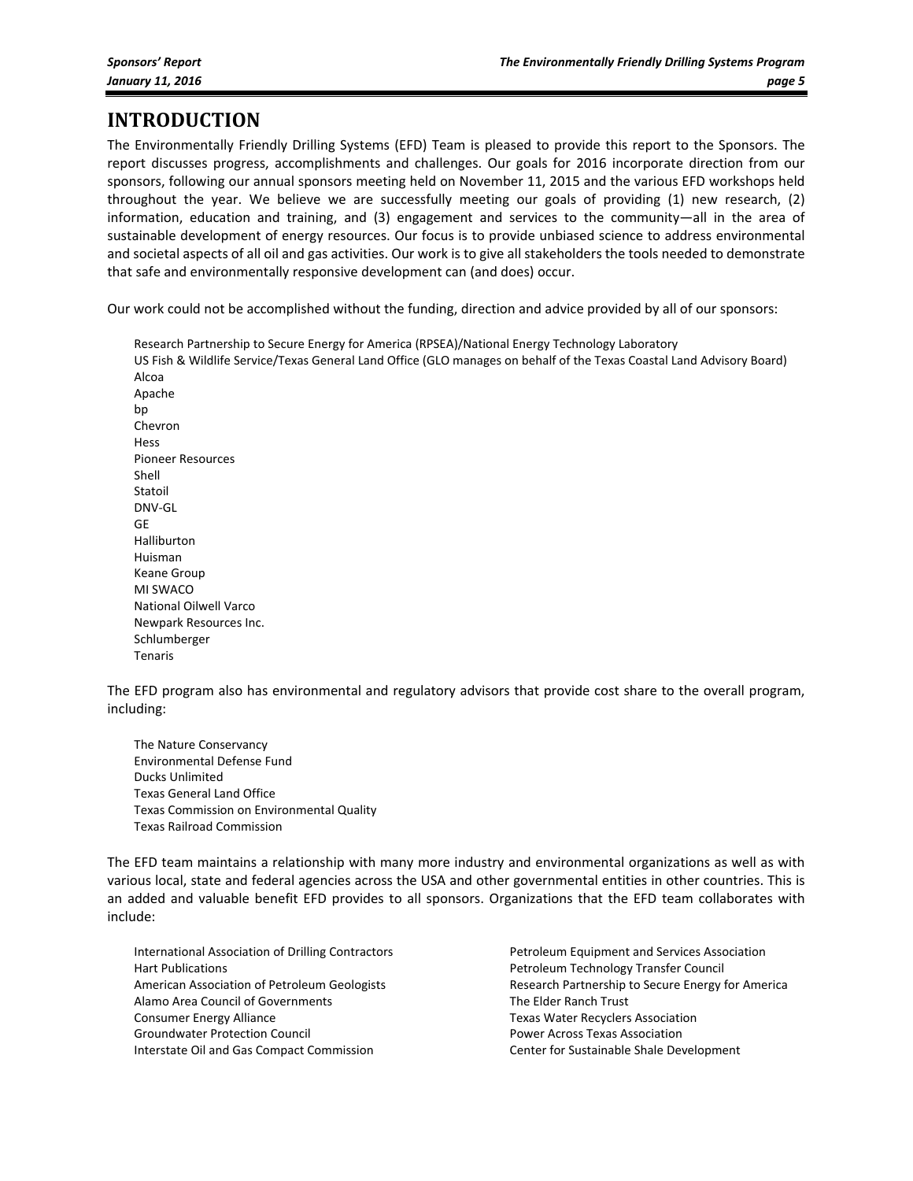# INTRODUCTION

The Environmentally Friendly Drilling Systems (EFD) Team is pleased to provide this report to the Sponsors. The report discusses progress, accomplishments and challenges. Our goals for 2016 incorporate direction from our sponsors, following our annual sponsors meeting held on November 11, 2015 and the various EFD workshops held throughout the year. We believe we are successfully meeting our goals of providing (1) new research, (2) information, education and training, and (3) engagement and services to the community—all in the area of sustainable development of energy resources. Our focus is to provide unbiased science to address environmental and societal aspects of all oil and gas activities. Our work is to give all stakeholders the tools needed to demonstrate that safe and environmentally responsive development can (and does) occur.

Our work could not be accomplished without the funding, direction and advice provided by all of our sponsors:

Research Partnership to Secure Energy for America (RPSEA)/National Energy Technology Laboratory
US Fish & Wildlife Service/Texas General Land Office (GLO manages on behalf of the Texas Coastal Land Advisory Board)
Alcoa
Apache
bp
Chevron
Hess
Pioneer Resources
Shell
Statoil
DNV-GL
GE
Halliburton
Huisman
Keane Group
MI SWACO
National Oilwell Varco
Newpark Resources Inc.
Schlumberger
Tenaris

The EFD program also has environmental and regulatory advisors that provide cost share to the overall program, including:

The Nature Conservancy
Environmental Defense Fund
Ducks Unlimited
Texas General Land Office
Texas Commission on Environmental Quality
Texas Railroad Commission

The EFD team maintains a relationship with many more industry and environmental organizations as well as with various local, state and federal agencies across the USA and other governmental entities in other countries. This is an added and valuable benefit EFD provides to all sponsors. Organizations that the EFD team collaborates with include:

International Association of Drilling Contractors
Hart Publications
American Association of Petroleum Geologists
Alamo Area Council of Governments
Consumer Energy Alliance
Groundwater Protection Council
Interstate Oil and Gas Compact Commission
Petroleum Equipment and Services Association
Petroleum Technology Transfer Council
Research Partnership to Secure Energy for America
The Elder Ranch Trust
Texas Water Recyclers Association
Power Across Texas Association
Center for Sustainable Shale Development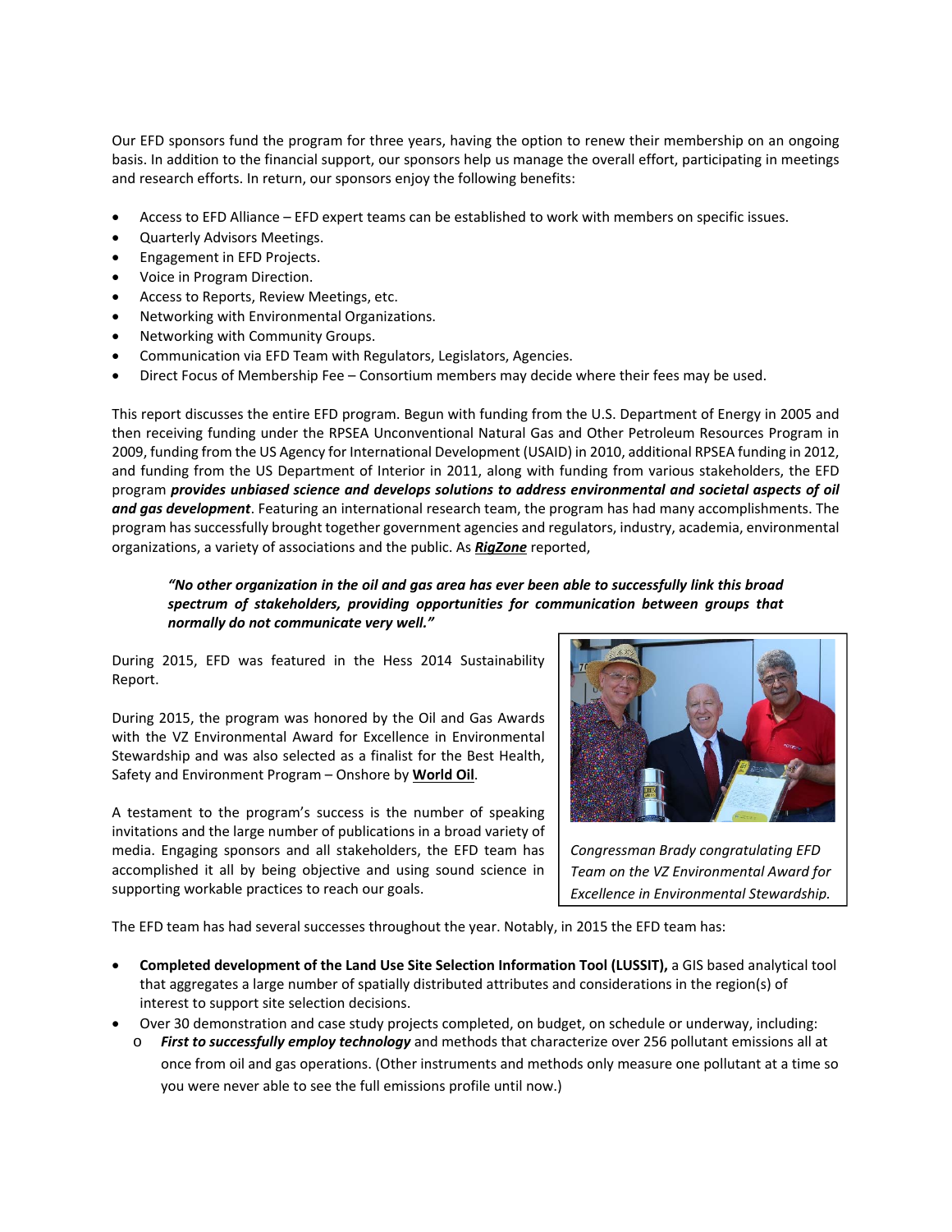Our EFD sponsors fund the program for three years, having the option to renew their membership on an ongoing basis. In addition to the financial support, our sponsors help us manage the overall effort, participating in meetings and research efforts. In return, our sponsors enjoy the following benefits:

- Access to EFD Alliance – EFD expert teams can be established to work with members on specific issues.
- Quarterly Advisors Meetings.
- Engagement in EFD Projects.
- Voice in Program Direction.
- Access to Reports, Review Meetings, etc.
- Networking with Environmental Organizations.
- Networking with Community Groups.
- Communication via EFD Team with Regulators, Legislators, Agencies.
- Direct Focus of Membership Fee – Consortium members may decide where their fees may be used.

This report discusses the entire EFD program. Begun with funding from the U.S. Department of Energy in 2005 and then receiving funding under the RPSEA Unconventional Natural Gas and Other Petroleum Resources Program in 2009, funding from the US Agency for International Development (USAID) in 2010, additional RPSEA funding in 2012, and funding from the US Department of Interior in 2011, along with funding from various stakeholders, the EFD program ***provides unbiased science and develops solutions to address environmental and societal aspects of oil and gas development***. Featuring an international research team, the program has had many accomplishments. The program has successfully brought together government agencies and regulators, industry, academia, environmental organizations, a variety of associations and the public. As ***RigZone*** reported,

> ***"No other organization in the oil and gas area has ever been able to successfully link this broad spectrum of stakeholders, providing opportunities for communication between groups that normally do not communicate very well."***

During 2015, EFD was featured in the Hess 2014 Sustainability Report.

During 2015, the program was honored by the Oil and Gas Awards with the VZ Environmental Award for Excellence in Environmental Stewardship and was also selected as a finalist for the Best Health, Safety and Environment Program – Onshore by **World Oil**.

A testament to the program's success is the number of speaking invitations and the large number of publications in a broad variety of media. Engaging sponsors and all stakeholders, the EFD team has accomplished it all by being objective and using sound science in supporting workable practices to reach our goals.

*Congressman Brady congratulating EFD Team on the VZ Environmental Award for Excellence in Environmental Stewardship.*

The EFD team has had several successes throughout the year. Notably, in 2015 the EFD team has:

- **Completed development of the Land Use Site Selection Information Tool (LUSSIT),** a GIS based analytical tool that aggregates a large number of spatially distributed attributes and considerations in the region(s) of interest to support site selection decisions.
- Over 30 demonstration and case study projects completed, on budget, on schedule or underway, including:
  - ***First to successfully employ technology*** and methods that characterize over 256 pollutant emissions all at once from oil and gas operations. (Other instruments and methods only measure one pollutant at a time so you were never able to see the full emissions profile until now.)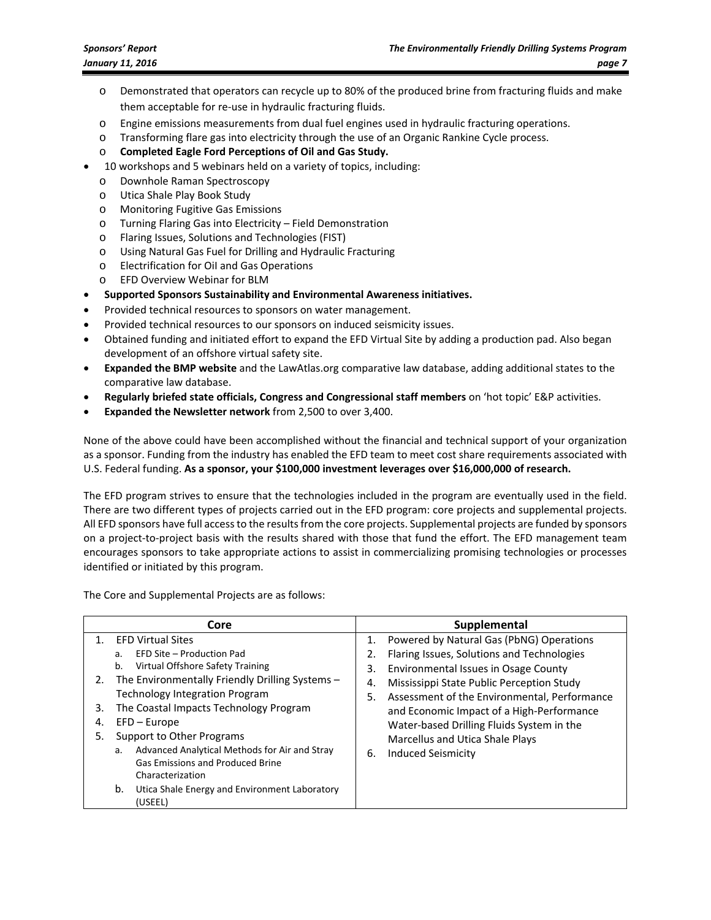- Demonstrated that operators can recycle up to 80% of the produced brine from fracturing fluids and make them acceptable for re-use in hydraulic fracturing fluids.
  - Engine emissions measurements from dual fuel engines used in hydraulic fracturing operations.
  - Transforming flare gas into electricity through the use of an Organic Rankine Cycle process.
  - **Completed Eagle Ford Perceptions of Oil and Gas Study.**
- 10 workshops and 5 webinars held on a variety of topics, including:
  - Downhole Raman Spectroscopy
  - Utica Shale Play Book Study
  - Monitoring Fugitive Gas Emissions
  - Turning Flaring Gas into Electricity – Field Demonstration
  - Flaring Issues, Solutions and Technologies (FIST)
  - Using Natural Gas Fuel for Drilling and Hydraulic Fracturing
  - Electrification for OiI and Gas Operations
  - EFD Overview Webinar for BLM
- **Supported Sponsors Sustainability and Environmental Awareness initiatives.**
- Provided technical resources to sponsors on water management.
- Provided technical resources to our sponsors on induced seismicity issues.
- Obtained funding and initiated effort to expand the EFD Virtual Site by adding a production pad. Also began development of an offshore virtual safety site.
- **Expanded the BMP website** and the LawAtlas.org comparative law database, adding additional states to the comparative law database.
- **Regularly briefed state officials, Congress and Congressional staff members** on 'hot topic' E&P activities.
- **Expanded the Newsletter network** from 2,500 to over 3,400.

None of the above could have been accomplished without the financial and technical support of your organization as a sponsor. Funding from the industry has enabled the EFD team to meet cost share requirements associated with U.S. Federal funding. **As a sponsor, your $100,000 investment leverages over $16,000,000 of research.**

The EFD program strives to ensure that the technologies included in the program are eventually used in the field. There are two different types of projects carried out in the EFD program: core projects and supplemental projects. All EFD sponsors have full access to the results from the core projects. Supplemental projects are funded by sponsors on a project-to-project basis with the results shared with those that fund the effort. The EFD management team encourages sponsors to take appropriate actions to assist in commercializing promising technologies or processes identified or initiated by this program.

The Core and Supplemental Projects are as follows:

| Core | Supplemental |
|---|---|
| 1. EFD Virtual Sites<br>a. EFD Site – Production Pad<br>b. Virtual Offshore Safety Training<br>2. The Environmentally Friendly Drilling Systems – Technology Integration Program<br>3. The Coastal Impacts Technology Program<br>4. EFD – Europe<br>5. Support to Other Programs<br>a. Advanced Analytical Methods for Air and Stray Gas Emissions and Produced Brine Characterization<br>b. Utica Shale Energy and Environment Laboratory (USEEL) | 1. Powered by Natural Gas (PbNG) Operations<br>2. Flaring Issues, Solutions and Technologies<br>3. Environmental Issues in Osage County<br>4. Mississippi State Public Perception Study<br>5. Assessment of the Environmental, Performance and Economic Impact of a High-Performance Water-based Drilling Fluids System in the Marcellus and Utica Shale Plays<br>6. Induced Seismicity |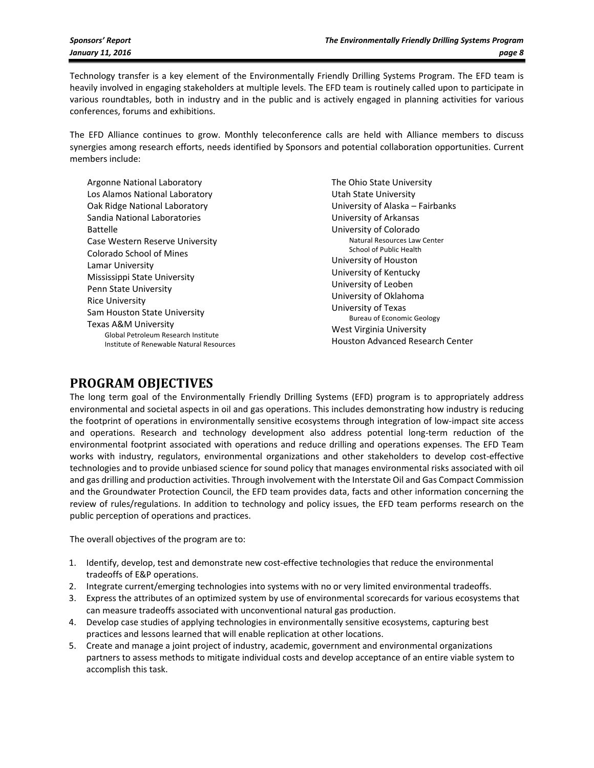Technology transfer is a key element of the Environmentally Friendly Drilling Systems Program. The EFD is heavily involved in engaging stakeholders at multiple levels. The EFD team is routinely called upon to participate in various roundtables, both in industry and in the public and is actively engaged in planning activities for various conferences, forums and exhibitions.

The EFD Alliance continues to grow. Monthly teleconference calls are held with Alliance members to discuss synergies among research efforts, needs identified by Sponsors and potential collaboration opportunities. Current members include:

- Argonne National Laboratory
- Los Alamos National Laboratory
- Oak Ridge National Laboratory
- Sandia National Laboratories
- Battelle
- Case Western Reserve University
- Colorado School of Mines
- Lamar University
- Mississippi State University
- Penn State University
- Rice University
- Sam Houston State University
- Texas A&M University
  - Global Petroleum Research Institute
  - Institute of Renewable Natural Resources
- The Ohio State University
- Utah State University
- University of Alaska – Fairbanks
- University of Arkansas
- University of Colorado
  - Natural Resources Law Center
  - School of Public Health
- University of Houston
- University of Kentucky
- University of Leoben
- University of Oklahoma
- University of Texas
  - Bureau of Economic Geology
- West Virginia University
- Houston Advanced Research Center

# PROGRAM OBJECTIVES

The long term goal of the Environmentally Friendly Drilling Systems (EFD) program is to appropriately address environmental and societal aspects in oil and gas operations. This includes demonstrating how industry is reducing the footprint of operations in environmentally sensitive ecosystems through integration of low-impact site access and operations. Research and technology development also address potential long-term reduction of the environmental footprint associated with operations and reduce drilling and operations expenses. The EFD Team works with industry, regulators, environmental organizations and other stakeholders to develop cost-effective technologies and to provide unbiased science for sound policy that manages environmental risks associated with oil and gas drilling and production activities. Through involvement with the Interstate Oil and Gas Compact Commission and the Groundwater Protection Council, the EFD team provides data, facts and other information concerning the review of rules/regulations. In addition to technology and policy issues, the EFD team performs research on the public perception of operations and practices.

The overall objectives of the program are to:

1. Identify, develop, test and demonstrate new cost-effective technologies that reduce the environmental tradeoffs of E&P operations.
2. Integrate current/emerging technologies into systems with no or very limited environmental tradeoffs.
3. Express the attributes of an optimized system by use of environmental scorecards for various ecosystems that can measure tradeoffs associated with unconventional natural gas production.
4. Develop case studies of applying technologies in environmentally sensitive ecosystems, capturing best practices and lessons learned that will enable replication at other locations.
5. Create and manage a joint project of industry, academic, government and environmental organizations partners to assess methods to mitigate individual costs and develop acceptance of an entire viable system to accomplish this task.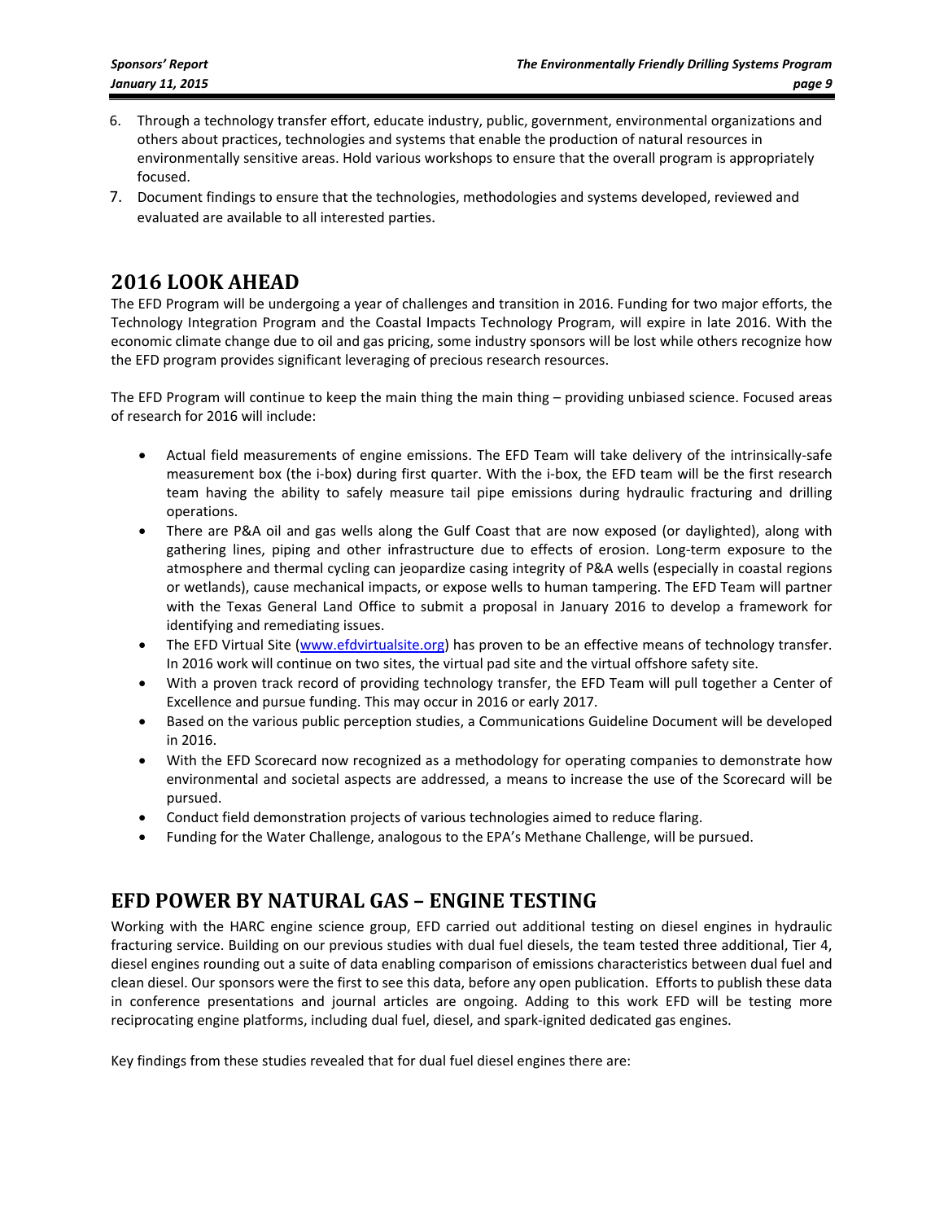6. Through a technology transfer effort, educate industry, public, government, environmental organizations and others about practices, technologies and systems that enable the production of natural resources in environmentally sensitive areas. Hold various workshops to ensure that the overall program is appropriately focused.
7. Document findings to ensure that the technologies, methodologies and systems developed, reviewed and evaluated are available to all interested parties.

## 2016 LOOK AHEAD

The EFD Program will be undergoing a year of challenges and transition in 2016. Funding for two major efforts, the Technology Integration Program and the Coastal Impacts Technology Program, will expire in late 2016. With the economic climate change due to oil and gas pricing, some industry sponsors will be lost while others recognize how the EFD program provides significant leveraging of precious research resources.

The EFD Program will continue to keep the main thing the main thing – providing unbiased science. Focused areas of research for 2016 will include:

- Actual field measurements of engine emissions. The EFD Team will take delivery of the intrinsically-safe measurement box (the i-box) during first quarter. With the i-box, the EFD team will be the first research team having the ability to safely measure tail pipe emissions during hydraulic fracturing and drilling operations.
- There are P&A oil and gas wells along the Gulf Coast that are now exposed (or daylighted), along with gathering lines, piping and other infrastructure due to effects of erosion. Long-term exposure to the atmosphere and thermal cycling can jeopardize casing integrity of P&A wells (especially in coastal regions or wetlands), cause mechanical impacts, or expose wells to human tampering. The EFD Team will partner with the Texas General Land Office to submit a proposal in January 2016 to develop a framework for identifying and remediating issues.
- The EFD Virtual Site (www.efdvirtualsite.org) has proven to be an effective means of technology transfer. In 2016 work will continue on two sites, the virtual pad site and the virtual offshore safety site.
- With a proven track record of providing technology transfer, the EFD Team will pull together a Center of Excellence and pursue funding. This may occur in 2016 or early 2017.
- Based on the various public perception studies, a Communications Guideline Document will be developed in 2016.
- With the EFD Scorecard now recognized as a methodology for operating companies to demonstrate how environmental and societal aspects are addressed, a means to increase the use of the Scorecard will be pursued.
- Conduct field demonstration projects of various technologies aimed to reduce flaring.
- Funding for the Water Challenge, analogous to the EPA's Methane Challenge, will be pursued.

## EFD POWER BY NATURAL GAS – ENGINE TESTING

Working with the HARC engine science group, EFD carried out additional testing on diesel engines in hydraulic fracturing service. Building on our previous studies with dual fuel diesels, the team tested three additional, Tier 4, diesel engines rounding out a suite of data enabling comparison of emissions characteristics between dual fuel and clean diesel. Our sponsors were the first to see this data, before any open publication. Efforts to publish these data in conference presentations and journal articles are ongoing. Adding to this work EFD will be testing more reciprocating engine platforms, including dual fuel, diesel, and spark-ignited dedicated gas engines.

Key findings from these studies revealed that for dual fuel diesel engines there are: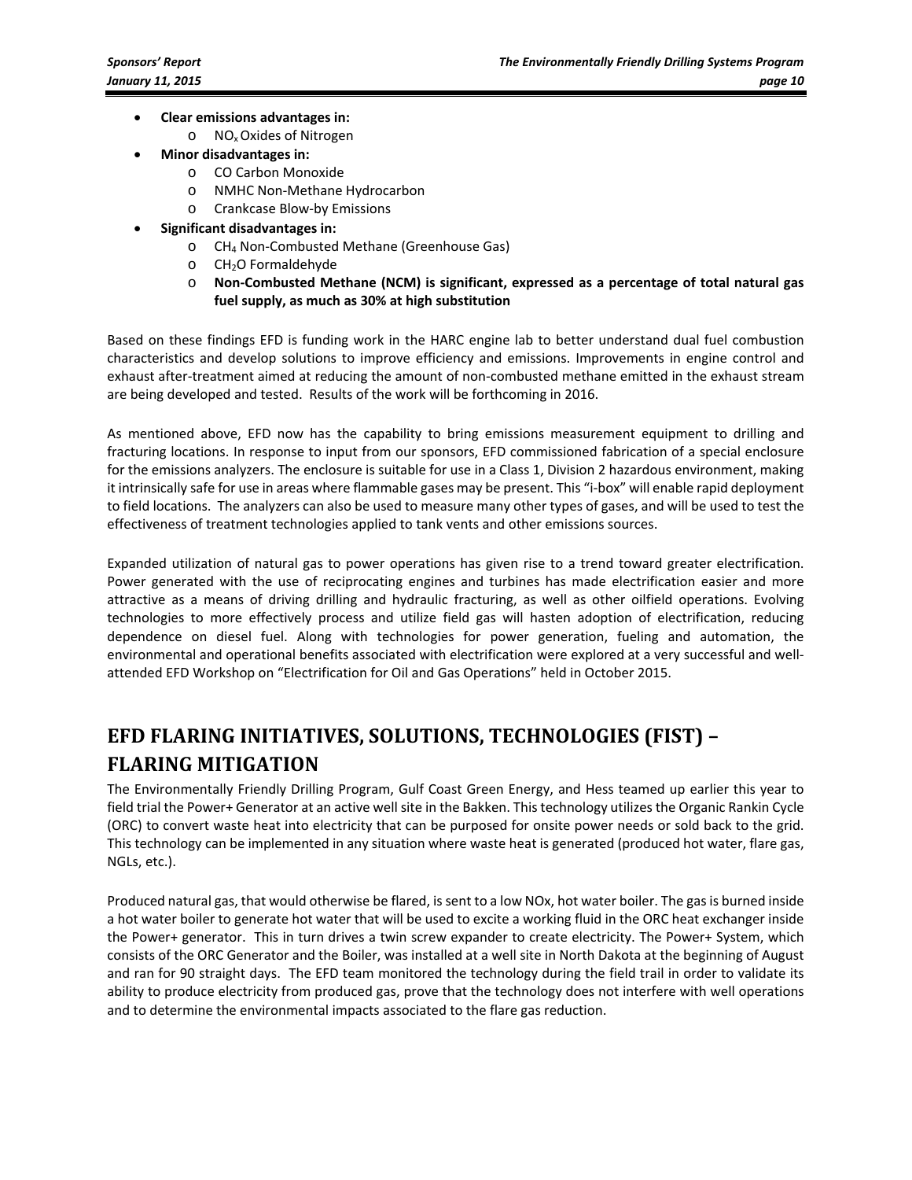- **Clear emissions advantages in:**
  - $NO_x$ Oxides of Nitrogen
- **Minor disadvantages in:**
  - CO Carbon Monoxide
  - NMHC Non-Methane Hydrocarbon
  - Crankcase Blow-by Emissions
- **Significant disadvantages in:**
  - $CH_4$ Non-Combusted Methane (Greenhouse Gas)
  - $CH_2O$ Formaldehyde
  - **Non-Combusted Methane (NCM) is significant, expressed as a percentage of total natural gas fuel supply, as much as 30% at high substitution**

Based on these findings EFD is funding work in the HARC engine lab to better understand dual fuel combustion characteristics and develop solutions to improve efficiency and emissions. Improvements in engine control and exhaust after-treatment aimed at reducing the amount of non-combusted methane emitted in the exhaust stream are being developed and tested. Results of the work will be forthcoming in 2016.

As mentioned above, EFD now has the capability to bring emissions measurement equipment to drilling and fracturing locations. In response to input from our sponsors, EFD commissioned fabrication of a special enclosure for the emissions analyzers. The enclosure is suitable for use in a Class 1, Division 2 hazardous environment, making it intrinsically safe for use in areas where flammable gases may be present. This "i-box" will enable rapid deployment to field locations. The analyzers can also be used to measure many other types of gases, and will be used to test the effectiveness of treatment technologies applied to tank vents and other emissions sources.

Expanded utilization of natural gas to power operations has given rise to a trend toward greater electrification. Power generated with the use of reciprocating engines and turbines has made electrification easier and more attractive as a means of driving drilling and hydraulic fracturing, as well as other oilfield operations. Evolving technologies to more effectively process and utilize field gas will hasten adoption of electrification, reducing dependence on diesel fuel. Along with technologies for power generation, fueling and automation, the environmental and operational benefits associated with electrification were explored at a very successful and well-attended EFD Workshop on "Electrification for Oil and Gas Operations" held in October 2015.

# EFD FLARING INITIATIVES, SOLUTIONS, TECHNOLOGIES (FIST) – FLARING MITIGATION

The Environmentally Friendly Drilling Program, Gulf Coast Green Energy, and Hess teamed up earlier this year to field trial the Power+ Generator at an active well site in the Bakken. This technology utilizes the Organic Rankin Cycle (ORC) to convert waste heat into electricity that can be purposed for onsite power needs or sold back to the grid. This technology can be implemented in any situation where waste heat is generated (produced hot water, flare gas, NGLs, etc.).

Produced natural gas, that would otherwise be flared, is sent to a low NOx, hot water boiler. The gas is burned inside a hot water boiler to generate hot water that will be used to excite a working fluid in the ORC heat exchanger inside the Power+ generator. This in turn drives a twin screw expander to create electricity. The Power+ System, which consists of the ORC Generator and the Boiler, was installed at a well site in North Dakota at the beginning of August and ran for 90 straight days. The EFD team monitored the technology during the field trail in order to validate its ability to produce electricity from produced gas, prove that the technology does not interfere with well operations and to determine the environmental impacts associated to the flare gas reduction.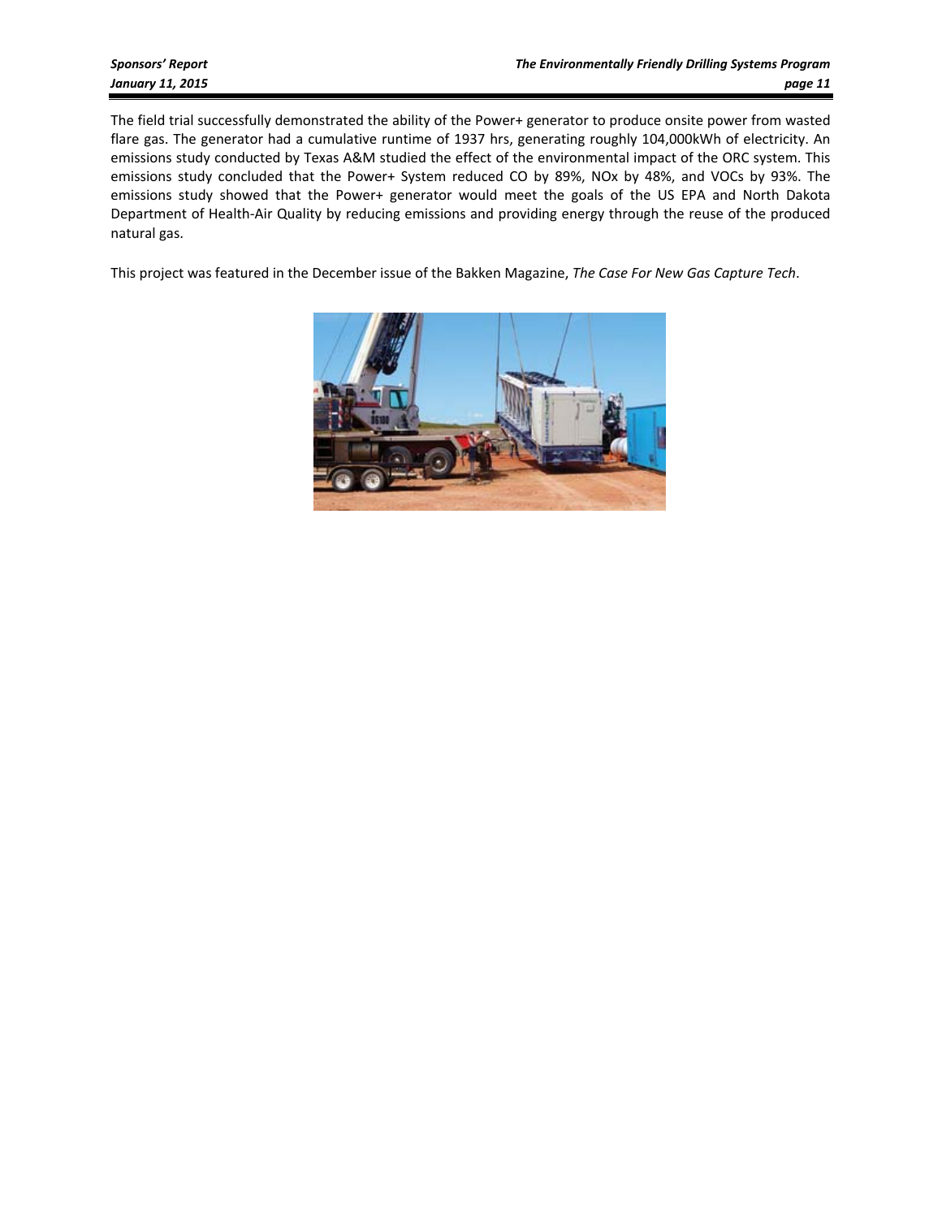The field trial successfully demonstrated the ability of the Power+ generator to produce onsite power from wasted flare gas. The generator had a cumulative runtime of 1937 hrs, generating roughly 104,000kWh of electricity. An emissions study conducted by Texas A&M studied the effect of the environmental impact of the ORC system. This emissions study concluded that the Power+ System reduced CO by 89%, NOx by 48%, and VOCs by 93%. The emissions study showed that the Power+ generator would meet the goals of the US EPA and North Dakota Department of Health-Air Quality by reducing emissions and providing energy through the reuse of the produced natural gas.

This project was featured in the December issue of the Bakken Magazine, *The Case For New Gas Capture Tech*.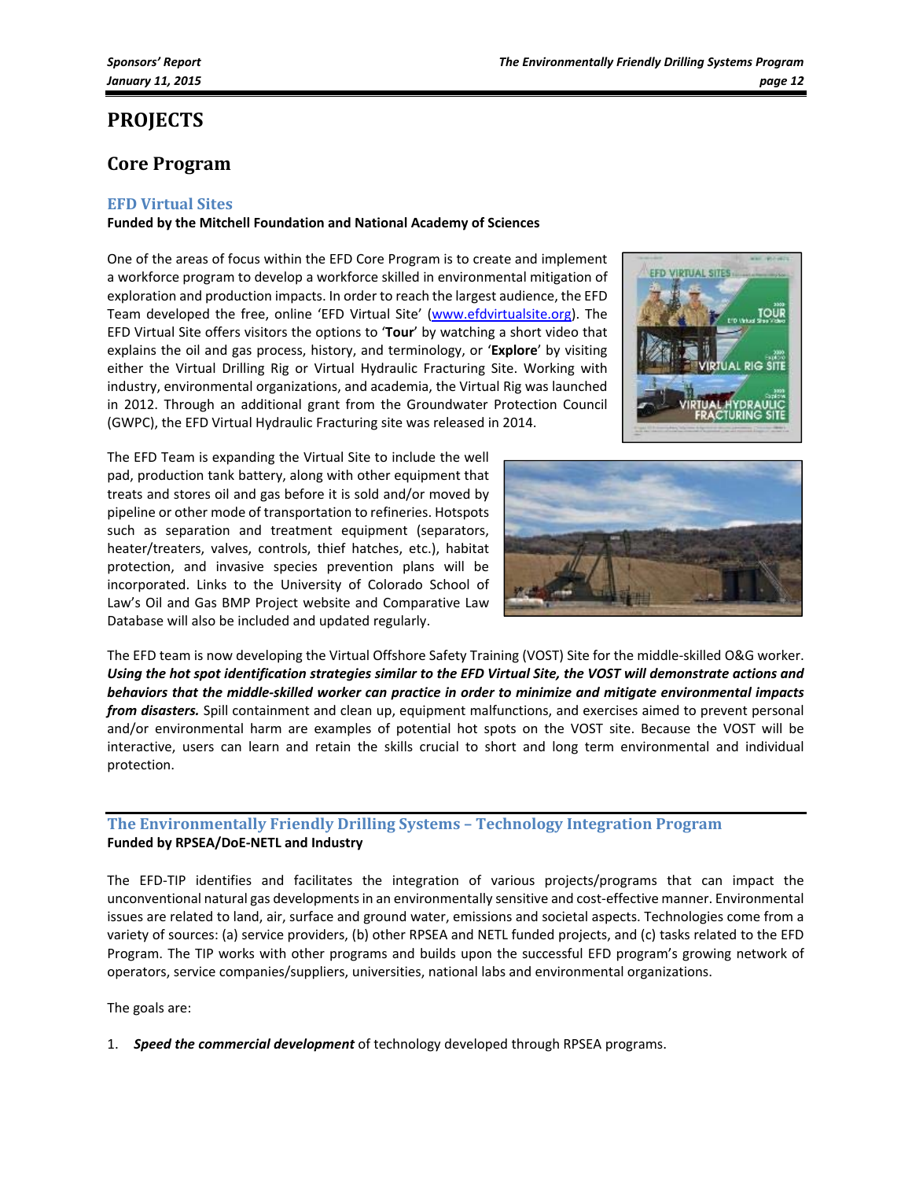# PROJECTS

## Core Program

### EFD Virtual Sites

**Funded by the Mitchell Foundation and National Academy of Sciences**

One of the areas of focus within the EFD Core Program is to create and implement a workforce program to develop a workforce skilled in environmental mitigation of exploration and production impacts. In order to reach the largest audience, the EFD Team developed the free, online 'EFD Virtual Site' (www.efdvirtualsite.org). The EFD Virtual Site offers visitors the options to '**Tour**' by watching a short video that explains the oil and gas process, history, and terminology, or '**Explore**' by visiting either the Virtual Drilling Rig or Virtual Hydraulic Fracturing Site. Working with industry, environmental organizations, and academia, the Virtual Rig was launched in 2012. Through an additional grant from the Groundwater Protection Council (GWPC), the EFD Virtual Hydraulic Fracturing site was released in 2014.

The EFD Team is expanding the Virtual Site to include the well pad, production tank battery, along with other equipment that treats and stores oil and gas before it is sold and/or moved by pipeline or other mode of transportation to refineries. Hotspots such as separation and treatment equipment (separators, heater/treaters, valves, controls, thief hatches, etc.), habitat protection, and invasive species prevention plans will be incorporated. Links to the University of Colorado School of Law's Oil and Gas BMP Project website and Comparative Law Database will also be included and updated regularly.

The EFD team is now developing the Virtual Offshore Safety Training (VOST) Site for the middle-skilled O&G worker. ***Using the hot spot identification strategies similar to the EFD Virtual Site, the VOST will demonstrate actions and behaviors that the middle-skilled worker can practice in order to minimize and mitigate environmental impacts from disasters.*** Spill containment and clean up, equipment malfunctions, and exercises aimed to prevent personal and/or environmental harm are examples of potential hot spots on the VOST site. Because the VOST will be interactive, users can learn and retain the skills crucial to short and long term environmental and individual protection.

### The Environmentally Friendly Drilling Systems – Technology Integration Program

**Funded by RPSEA/DoE-NETL and Industry**

The EFD-TIP identifies and facilitates the integration of various projects/programs that can impact the unconventional natural gas developments in an environmentally sensitive and cost-effective manner. Environmental issues are related to land, air, surface and ground water, emissions and societal aspects. Technologies come from a variety of sources: (a) service providers, (b) other RPSEA and NETL funded projects, and (c) tasks related to the EFD Program. The TIP works with other programs and builds upon the successful EFD program's growing network of operators, service companies/suppliers, universities, national labs and environmental organizations.

The goals are:

1. ***Speed the commercial development*** of technology developed through RPSEA programs.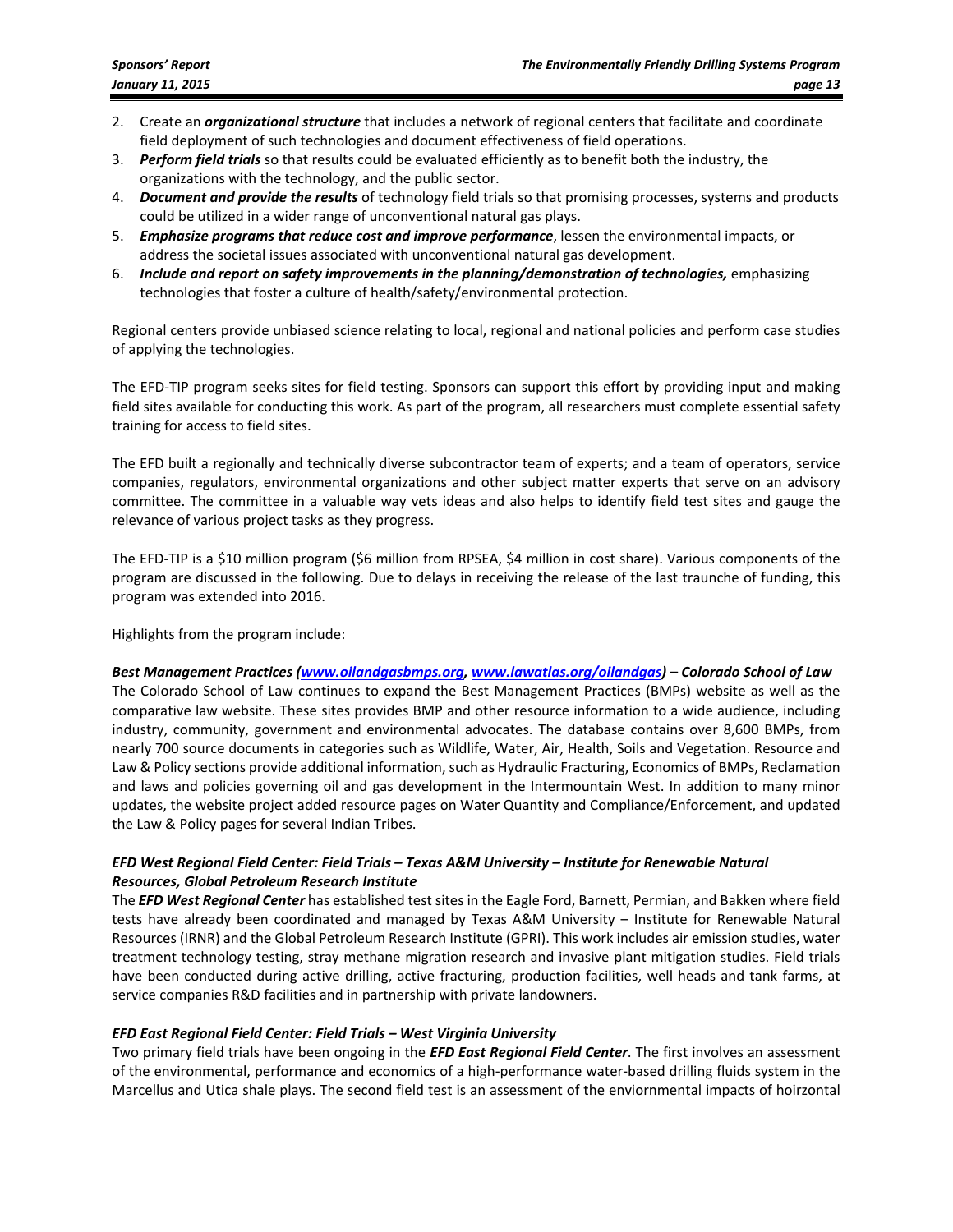2. Create an ***organizational structure*** that includes a network of regional centers that facilitate and coordinate field deployment of such technologies and document effectiveness of field operations.
3. ***Perform field trials*** so that results could be evaluated efficiently as to benefit both the industry, the organizations with the technology, and the public sector.
4. ***Document and provide the results*** of technology field trials so that promising processes, systems and products could be utilized in a wider range of unconventional natural gas plays.
5. ***Emphasize programs that reduce cost and improve performance***, lessen the environmental impacts, or address the societal issues associated with unconventional natural gas development.
6. ***Include and report on safety improvements in the planning/demonstration of technologies,*** emphasizing technologies that foster a culture of health/safety/environmental protection.

Regional centers provide unbiased science relating to local, regional and national policies and perform case studies of applying the technologies.

The EFD-TIP program seeks sites for field testing. Sponsors can support this effort by providing input and making field sites available for conducting this work. As part of the program, all researchers must complete essential safety training for access to field sites.

The EFD built a regionally and technically diverse subcontractor team of experts; and a team of operators, service companies, regulators, environmental organizations and other subject matter experts that serve on an advisory committee. The committee in a valuable way vets ideas and also helps to identify field test sites and gauge the relevance of various project tasks as they progress.

The EFD-TIP is a $10 million program ($6 million from RPSEA, $4 million in cost share). Various components of the program are discussed in the following. Due to delays in receiving the release of the last traunche of funding, this program was extended into 2016.

Highlights from the program include:

***Best Management Practices ([www.oilandgasbmps.org](http://www.oilandgasbmps.org), [www.lawatlas.org/oilandgas](http://www.lawatlas.org/oilandgas)) – Colorado School of Law***

The Colorado School of Law continues to expand the Best Management Practices (BMPs) website as well as the comparative law website. These sites provides BMP and other resource information to a wide audience, including industry, community, government and environmental advocates. The database contains over 8,600 BMPs, from nearly 700 source documents in categories such as Wildlife, Water, Air, Health, Soils and Vegetation. Resource and Law & Policy sections provide additional information, such as Hydraulic Fracturing, Economics of BMPs, Reclamation and laws and policies governing oil and gas development in the Intermountain West. In addition to many minor updates, the website project added resource pages on Water Quantity and Compliance/Enforcement, and updated the Law & Policy pages for several Indian Tribes.

***EFD West Regional Field Center: Field Trials – Texas A&M University – Institute for Renewable Natural Resources, Global Petroleum Research Institute***

The ***EFD West Regional Center*** has established test sites in the Eagle Ford, Barnett, Permian, and Bakken where field tests have already been coordinated and managed by Texas A&M University – Institute for Renewable Natural Resources (IRNR) and the Global Petroleum Research Institute (GPRI). This work includes air emission studies, water treatment technology testing, stray methane migration research and invasive plant mitigation studies. Field trials have been conducted during active drilling, active fracturing, production facilities, well heads and tank farms, at service companies R&D facilities and in partnership with private landowners.

***EFD East Regional Field Center: Field Trials – West Virginia University***

Two primary field trials have been ongoing in the ***EFD East Regional Field Center***. The first involves an assessment of the environmental, performance and economics of a high-performance water-based drilling fluids system in the Marcellus and Utica shale plays. The second field test is an assessment of the enviornmental impacts of hoirzontal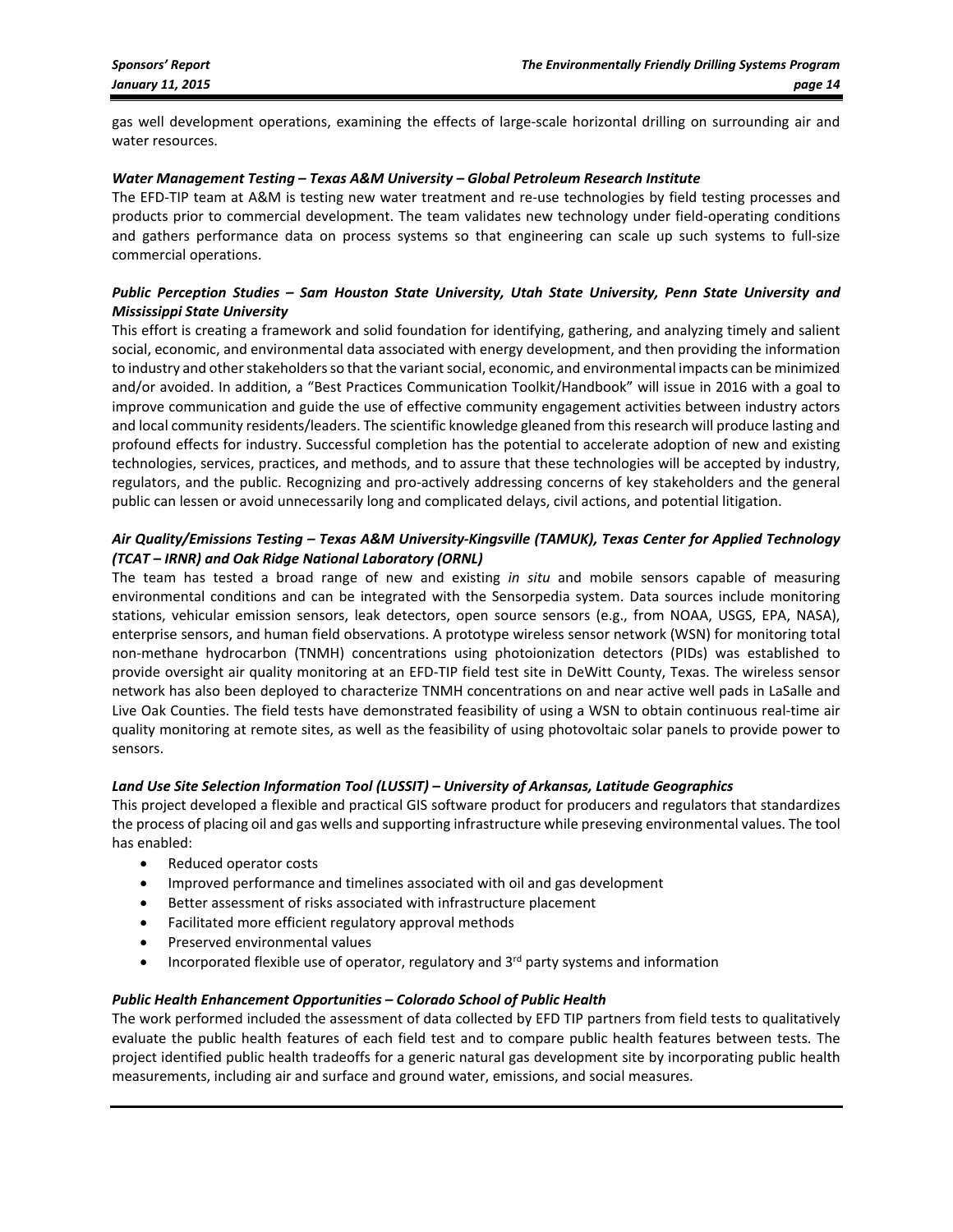gas well development operations, examining the effects of large-scale horizontal drilling on surrounding air and water resources.

***Water Management Testing – Texas A&M University – Global Petroleum Research Institute***

The EFD-TIP team at A&M is testing new water treatment and re-use technologies by field testing processes and products prior to commercial development. The team validates new technology under field-operating conditions and gathers performance data on process systems so that engineering can scale up such systems to full-size commercial operations.

***Public Perception Studies – Sam Houston State University, Utah State University, Penn State University and Mississippi State University***

This effort is creating a framework and solid foundation for identifying, gathering, and analyzing timely and salient social, economic, and environmental data associated with energy development, and then providing the information to industry and other stakeholders so that the variant social, economic, and environmental impacts can be minimized and/or avoided. In addition, a "Best Practices Communication Toolkit/Handbook" will issue in 2016 with a goal to improve communication and guide the use of effective community engagement activities between industry actors and local community residents/leaders. The scientific knowledge gleaned from this research will produce lasting and profound effects for industry. Successful completion has the potential to accelerate adoption of new and existing technologies, services, practices, and methods, and to assure that these technologies will be accepted by industry, regulators, and the public. Recognizing and pro-actively addressing concerns of key stakeholders and the general public can lessen or avoid unnecessarily long and complicated delays, civil actions, and potential litigation.

***Air Quality/Emissions Testing – Texas A&M University-Kingsville (TAMUK), Texas Center for Applied Technology (TCAT – IRNR) and Oak Ridge National Laboratory (ORNL)***

The team has tested a broad range of new and existing *in situ* and mobile sensors capable of measuring environmental conditions and can be integrated with the Sensorpedia system. Data sources include monitoring stations, vehicular emission sensors, leak detectors, open source sensors (e.g., from NOAA, USGS, EPA, NASA), enterprise sensors, and human field observations. A prototype wireless sensor network (WSN) for monitoring total non-methane hydrocarbon (TNMH) concentrations using photoionization detectors (PIDs) was established to provide oversight air quality monitoring at an EFD-TIP field test site in DeWitt County, Texas. The wireless sensor network has also been deployed to characterize TNMH concentrations on and near active well pads in LaSalle and Live Oak Counties. The field tests have demonstrated feasibility of using a WSN to obtain continuous real-time air quality monitoring at remote sites, as well as the feasibility of using photovoltaic solar panels to provide power to sensors.

***Land Use Site Selection Information Tool (LUSSIT) – University of Arkansas, Latitude Geographics***

This project developed a flexible and practical GIS software product for producers and regulators that standardizes the process of placing oil and gas wells and supporting infrastructure while preseving environmental values. The tool has enabled:

- Reduced operator costs
- Improved performance and timelines associated with oil and gas development
- Better assessment of risks associated with infrastructure placement
- Facilitated more efficient regulatory approval methods
- Preserved environmental values
- Incorporated flexible use of operator, regulatory and 3rd party systems and information

***Public Health Enhancement Opportunities – Colorado School of Public Health***

The work performed included the assessment of data collected by EFD TIP partners from field tests to qualitatively evaluate the public health features of each field test and to compare public health features between tests. The project identified public health tradeoffs for a generic natural gas development site by incorporating public health measurements, including air and surface and ground water, emissions, and social measures.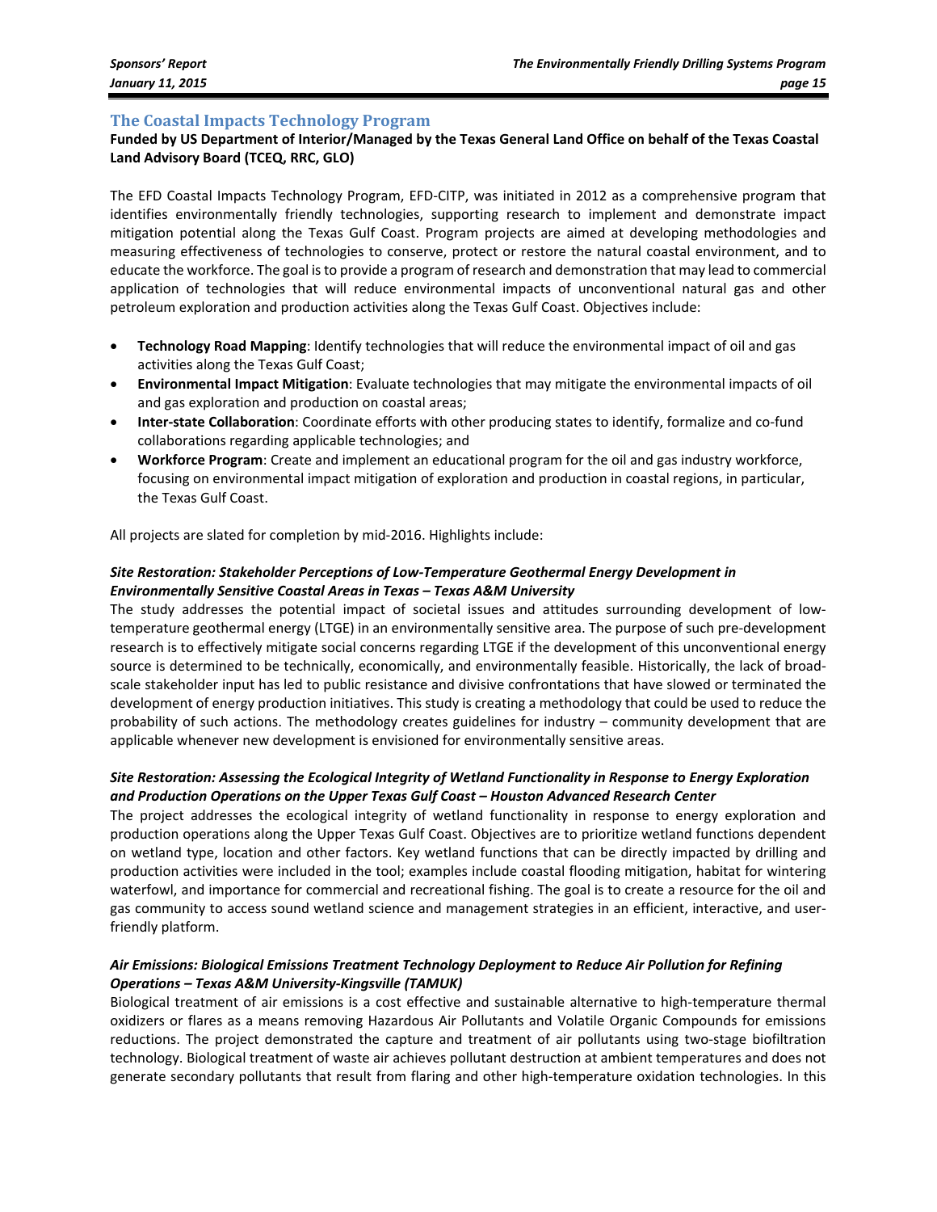## The Coastal Impacts Technology Program

**Funded by US Department of Interior/Managed by the Texas General Land Office on behalf of the Texas Coastal Land Advisory Board (TCEQ, RRC, GLO)**

The EFD Coastal Impacts Technology Program, EFD-CITP, was initiated in 2012 as a comprehensive program that identifies environmentally friendly technologies, supporting research to implement and demonstrate impact mitigation potential along the Texas Gulf Coast. Program projects are aimed at developing methodologies and measuring effectiveness of technologies to conserve, protect or restore the natural coastal environment, and to educate the workforce. The goal is to provide a program of research and demonstration that may lead to commercial application of technologies that will reduce environmental impacts of unconventional natural gas and other petroleum exploration and production activities along the Texas Gulf Coast. Objectives include:

- **Technology Road Mapping**: Identify technologies that will reduce the environmental impact of oil and gas activities along the Texas Gulf Coast;
- **Environmental Impact Mitigation**: Evaluate technologies that may mitigate the environmental impacts of oil and gas exploration and production on coastal areas;
- **Inter-state Collaboration**: Coordinate efforts with other producing states to identify, formalize and co-fund collaborations regarding applicable technologies; and
- **Workforce Program**: Create and implement an educational program for the oil and gas industry workforce, focusing on environmental impact mitigation of exploration and production in coastal regions, in particular, the Texas Gulf Coast.

All projects are slated for completion by mid-2016. Highlights include:

***Site Restoration: Stakeholder Perceptions of Low-Temperature Geothermal Energy Development in Environmentally Sensitive Coastal Areas in Texas – Texas A&M University***

The study addresses the potential impact of societal issues and attitudes surrounding development of low-temperature geothermal energy (LTGE) in an environmentally sensitive area. The purpose of such pre-development research is to effectively mitigate social concerns regarding LTGE if the development of this unconventional energy source is determined to be technically, economically, and environmentally feasible. Historically, the lack of broad-scale stakeholder input has led to public resistance and divisive confrontations that have slowed or terminated the development of energy production initiatives. This study is creating a methodology that could be used to reduce the probability of such actions. The methodology creates guidelines for industry – community development that are applicable whenever new development is envisioned for environmentally sensitive areas.

***Site Restoration: Assessing the Ecological Integrity of Wetland Functionality in Response to Energy Exploration and Production Operations on the Upper Texas Gulf Coast – Houston Advanced Research Center***

The project addresses the ecological integrity of wetland functionality in response to energy exploration and production operations along the Upper Texas Gulf Coast. Objectives are to prioritize wetland functions dependent on wetland type, location and other factors. Key wetland functions that can be directly impacted by drilling and production activities were included in the tool; examples include coastal flooding mitigation, habitat for wintering waterfowl, and importance for commercial and recreational fishing. The goal is to create a resource for the oil and gas community to access sound wetland science and management strategies in an efficient, interactive, and user-friendly platform.

***Air Emissions: Biological Emissions Treatment Technology Deployment to Reduce Air Pollution for Refining Operations – Texas A&M University-Kingsville (TAMUK)***

Biological treatment of air emissions is a cost effective and sustainable alternative to high-temperature thermal oxidizers or flares as a means removing Hazardous Air Pollutants and Volatile Organic Compounds for emissions reductions. The project demonstrated the capture and treatment of air pollutants using two-stage biofiltration technology. Biological treatment of waste air achieves pollutant destruction at ambient temperatures and does not generate secondary pollutants that result from flaring and other high-temperature oxidation technologies. In this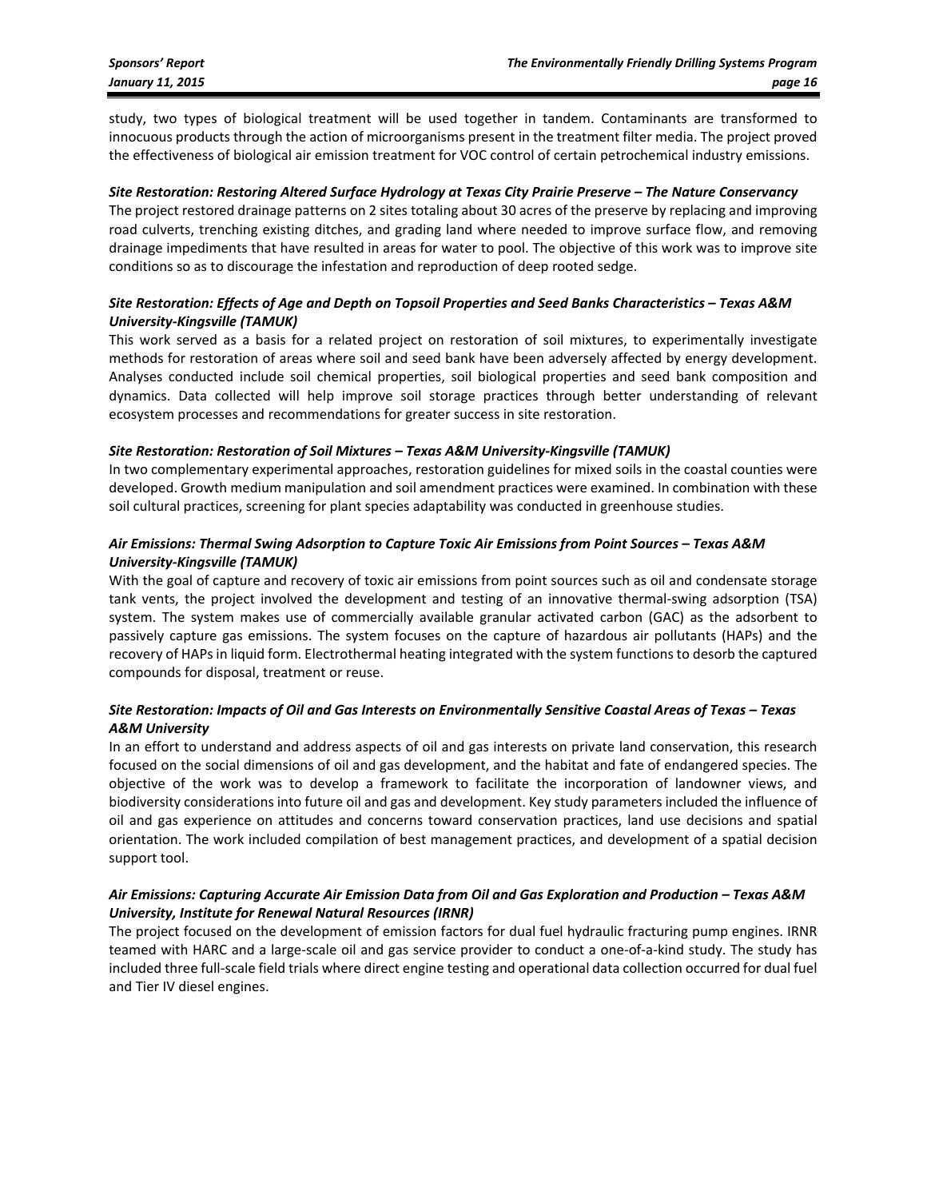study, two types of biological treatment will be used together in tandem. Contaminants are transformed to innocuous products through the action of microorganisms present in the treatment filter media. The project proved the effectiveness of biological air emission treatment for VOC control of certain petrochemical industry emissions.

***Site Restoration: Restoring Altered Surface Hydrology at Texas City Prairie Preserve – The Nature Conservancy***

The project restored drainage patterns on 2 sites totaling about 30 acres of the preserve by replacing and improving road culverts, trenching existing ditches, and grading land where needed to improve surface flow, and removing drainage impediments that have resulted in areas for water to pool. The objective of this work was to improve site conditions so as to discourage the infestation and reproduction of deep rooted sedge.

***Site Restoration: Effects of Age and Depth on Topsoil Properties and Seed Banks Characteristics – Texas A&M University-Kingsville (TAMUK)***

This work served as a basis for a related project on restoration of soil mixtures, to experimentally investigate methods for restoration of areas where soil and seed bank have been adversely affected by energy development. Analyses conducted include soil chemical properties, soil biological properties and seed bank composition and dynamics. Data collected will help improve soil storage practices through better understanding of relevant ecosystem processes and recommendations for greater success in site restoration.

***Site Restoration: Restoration of Soil Mixtures – Texas A&M University-Kingsville (TAMUK)***

In two complementary experimental approaches, restoration guidelines for mixed soils in the coastal counties were developed. Growth medium manipulation and soil amendment practices were examined. In combination with these soil cultural practices, screening for plant species adaptability was conducted in greenhouse studies.

***Air Emissions: Thermal Swing Adsorption to Capture Toxic Air Emissions from Point Sources – Texas A&M University-Kingsville (TAMUK)***

With the goal of capture and recovery of toxic air emissions from point sources such as oil and condensate storage tank vents, the project involved the development and testing of an innovative thermal-swing adsorption (TSA) system. The system makes use of commercially available granular activated carbon (GAC) as the adsorbent to passively capture gas emissions. The system focuses on the capture of hazardous air pollutants (HAPs) and the recovery of HAPs in liquid form. Electrothermal heating integrated with the system functions to desorb the captured compounds for disposal, treatment or reuse.

***Site Restoration: Impacts of Oil and Gas Interests on Environmentally Sensitive Coastal Areas of Texas – Texas A&M University***

In an effort to understand and address aspects of oil and gas interests on private land conservation, this research focused on the social dimensions of oil and gas development, and the habitat and fate of endangered species. The objective of the work was to develop a framework to facilitate the incorporation of landowner views, and biodiversity considerations into future oil and gas and development. Key study parameters included the influence of oil and gas experience on attitudes and concerns toward conservation practices, land use decisions and spatial orientation. The work included compilation of best management practices, and development of a spatial decision support tool.

***Air Emissions: Capturing Accurate Air Emission Data from Oil and Gas Exploration and Production – Texas A&M University, Institute for Renewal Natural Resources (IRNR)***

The project focused on the development of emission factors for dual fuel hydraulic fracturing pump engines. IRNR teamed with HARC and a large-scale oil and gas service provider to conduct a one-of-a-kind study. The study has included three full-scale field trials where direct engine testing and operational data collection occurred for dual fuel and Tier IV diesel engines.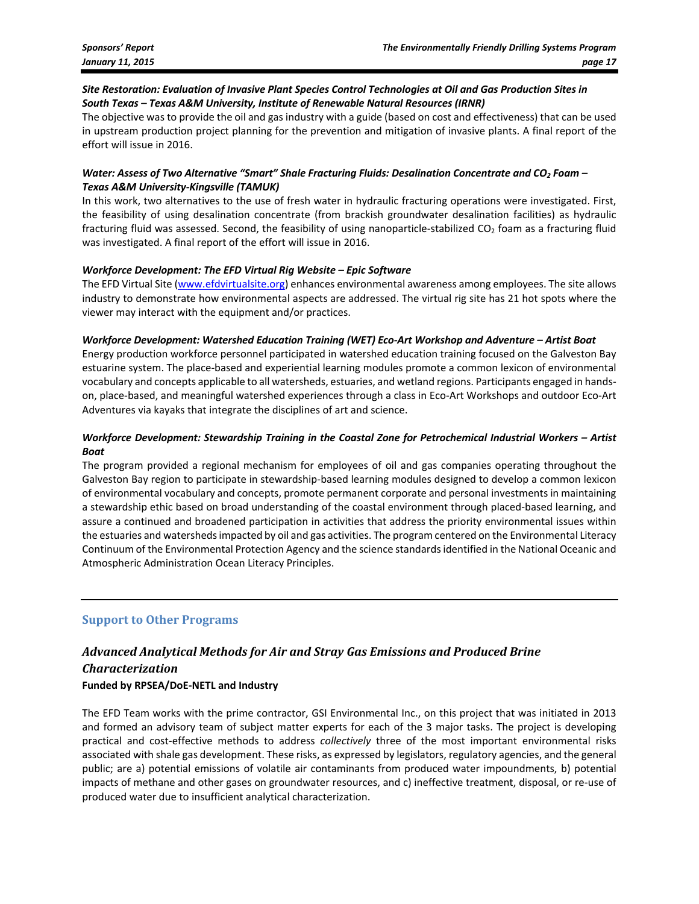***Site Restoration: Evaluation of Invasive Plant Species Control Technologies at Oil and Gas Production Sites in South Texas – Texas A&M University, Institute of Renewable Natural Resources (IRNR)***

The objective was to provide the oil and gas industry with a guide (based on cost and effectiveness) that can be used in upstream production project planning for the prevention and mitigation of invasive plants. A final report of the effort will issue in 2016.

***Water: Assess of Two Alternative "Smart" Shale Fracturing Fluids: Desalination Concentrate and $CO_2$ Foam – Texas A&M University-Kingsville (TAMUK)***

In this work, two alternatives to the use of fresh water in hydraulic fracturing operations were investigated. First, the feasibility of using desalination concentrate (from brackish groundwater desalination facilities) as hydraulic fracturing fluid was assessed. Second, the feasibility of using nanoparticle-stabilized $CO_2$ foam as a fracturing fluid was investigated. A final report of the effort will issue in 2016.

***Workforce Development: The EFD Virtual Rig Website – Epic Software***

The EFD Virtual Site (www.efdvirtualsite.org) enhances environmental awareness among employees. The site allows industry to demonstrate how environmental aspects are addressed. The virtual rig site has 21 hot spots where the viewer may interact with the equipment and/or practices.

***Workforce Development: Watershed Education Training (WET) Eco-Art Workshop and Adventure – Artist Boat***

Energy production workforce personnel participated in watershed education training focused on the Galveston Bay estuarine system. The place-based and experiential learning modules promote a common lexicon of environmental vocabulary and concepts applicable to all watersheds, estuaries, and wetland regions. Participants engaged in hands-on, place-based, and meaningful watershed experiences through a class in Eco-Art Workshops and outdoor Eco-Art Adventures via kayaks that integrate the disciplines of art and science.

***Workforce Development: Stewardship Training in the Coastal Zone for Petrochemical Industrial Workers – Artist Boat***

The program provided a regional mechanism for employees of oil and gas companies operating throughout the Galveston Bay region to participate in stewardship-based learning modules designed to develop a common lexicon of environmental vocabulary and concepts, promote permanent corporate and personal investments in maintaining a stewardship ethic based on broad understanding of the coastal environment through placed-based learning, and assure a continued and broadened participation in activities that address the priority environmental issues within the estuaries and watersheds impacted by oil and gas activities. The program centered on the Environmental Literacy Continuum of the Environmental Protection Agency and the science standards identified in the National Oceanic and Atmospheric Administration Ocean Literacy Principles.

---

## Support to Other Programs

### *Advanced Analytical Methods for Air and Stray Gas Emissions and Produced Brine Characterization*

**Funded by RPSEA/DoE-NETL and Industry**

The EFD Team works with the prime contractor, GSI Environmental Inc., on this project that was initiated in 2013 and formed an advisory team of subject matter experts for each of the 3 major tasks. The project is developing practical and cost-effective methods to address *collectively* three of the most important environmental risks associated with shale gas development. These risks, as expressed by legislators, regulatory agencies, and the general public; are a) potential emissions of volatile air contaminants from produced water impoundments, b) potential impacts of methane and other gases on groundwater resources, and c) ineffective treatment, disposal, or re-use of produced water due to insufficient analytical characterization.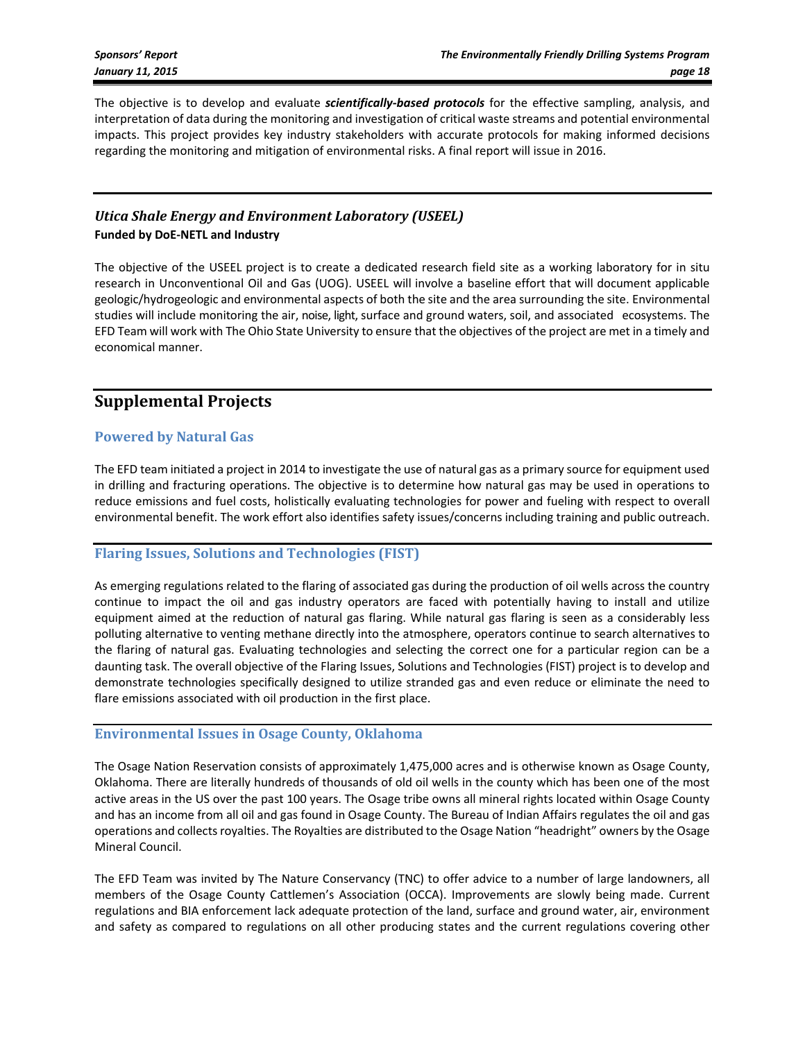The objective is to develop and evaluate ***scientifically-based protocols*** for the effective sampling, analysis, and interpretation of data during the monitoring and investigation of critical waste streams and potential environmental impacts. This project provides key industry stakeholders with accurate protocols for making informed decisions regarding the monitoring and mitigation of environmental risks. A final report will issue in 2016.

---

### *Utica Shale Energy and Environment Laboratory (USEEL)*

**Funded by DoE-NETL and Industry**

The objective of the USEEL project is to create a dedicated research field site as a working laboratory for in situ research in Unconventional Oil and Gas (UOG). USEEL will involve a baseline effort that will document applicable geologic/hydrogeologic and environmental aspects of both the site and the area surrounding the site. Environmental studies will include monitoring the air, noise, light, surface and ground waters, soil, and associated ecosystems. The EFD Team will work with The Ohio State University to ensure that the objectives of the project are met in a timely and economical manner.

## Supplemental Projects

### Powered by Natural Gas

The EFD team initiated a project in 2014 to investigate the use of natural gas as a primary source for equipment used in drilling and fracturing operations. The objective is to determine how natural gas may be used in operations to reduce emissions and fuel costs, holistically evaluating technologies for power and fueling with respect to overall environmental benefit. The work effort also identifies safety issues/concerns including training and public outreach.

### Flaring Issues, Solutions and Technologies (FIST)

As emerging regulations related to the flaring of associated gas during the production of oil wells across the country continue to impact the oil and gas industry operators are faced with potentially having to install and utilize equipment aimed at the reduction of natural gas flaring. While natural gas flaring is seen as a considerably less polluting alternative to venting methane directly into the atmosphere, operators continue to search alternatives to the flaring of natural gas. Evaluating technologies and selecting the correct one for a particular region can be a daunting task. The overall objective of the Flaring Issues, Solutions and Technologies (FIST) project is to develop and demonstrate technologies specifically designed to utilize stranded gas and even reduce or eliminate the need to flare emissions associated with oil production in the first place.

### Environmental Issues in Osage County, Oklahoma

The Osage Nation Reservation consists of approximately 1,475,000 acres and is otherwise known as Osage County, Oklahoma. There are literally hundreds of thousands of old oil wells in the county which has been one of the most active areas in the US over the past 100 years. The Osage tribe owns all mineral rights located within Osage County and has an income from all oil and gas found in Osage County. The Bureau of Indian Affairs regulates the oil and gas operations and collects royalties. The Royalties are distributed to the Osage Nation "headright" owners by the Osage Mineral Council.

The EFD Team was invited by The Nature Conservancy (TNC) to offer advice to a number of large landowners, all members of the Osage County Cattlemen's Association (OCCA). Improvements are slowly being made. Current regulations and BIA enforcement lack adequate protection of the land, surface and ground water, air, environment and safety as compared to regulations on all other producing states and the current regulations covering other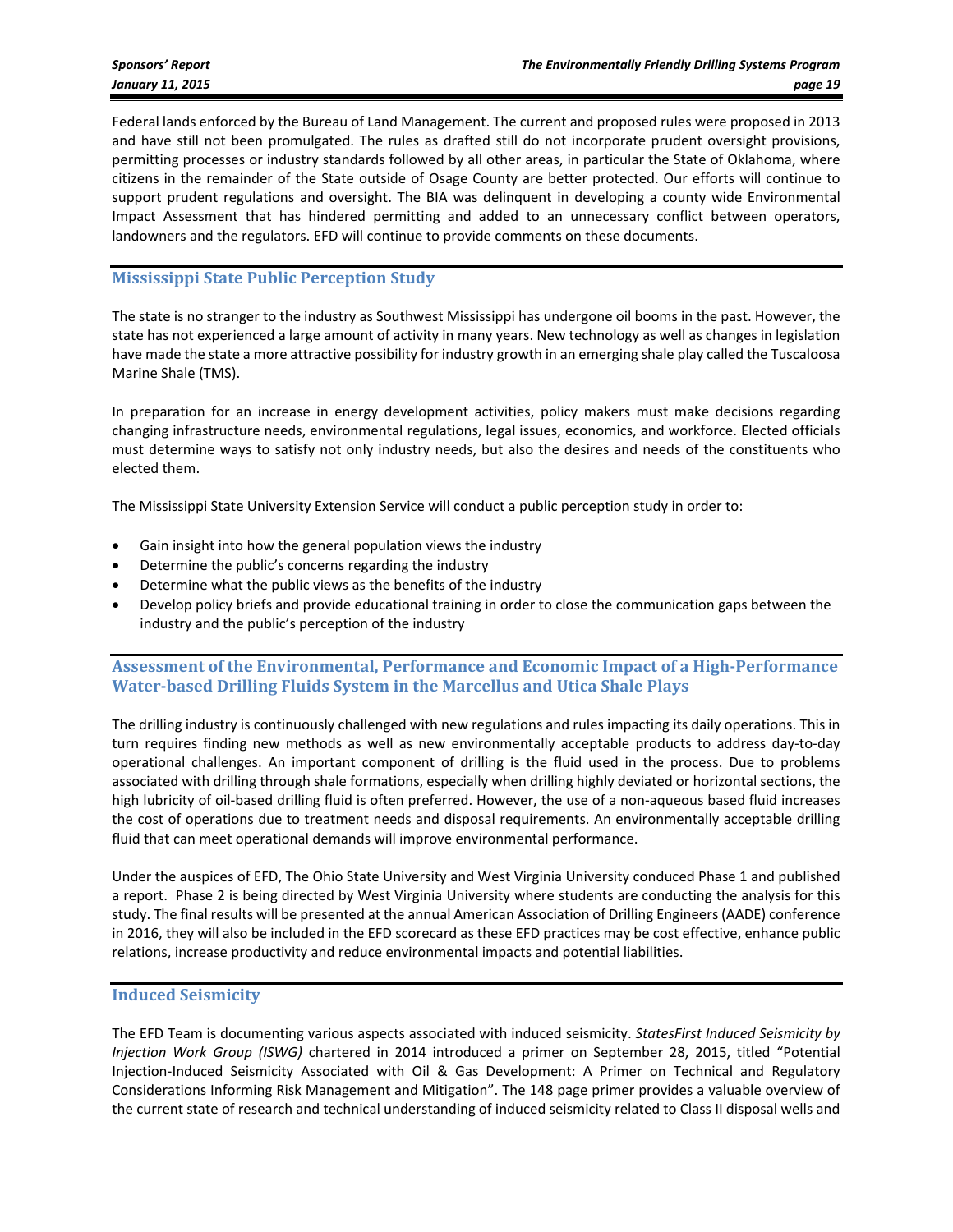Federal lands enforced by the Bureau of Land Management. The current and proposed rules were proposed in 2013 and have still not been promulgated. The rules as drafted still do not incorporate prudent oversight provisions, permitting processes or industry standards followed by all other areas, in particular the State of Oklahoma, where citizens in the remainder of the State outside of Osage County are better protected. Our efforts will continue to support prudent regulations and oversight. The BIA was delinquent in developing a county wide Environmental Impact Assessment that has hindered permitting and added to an unnecessary conflict between operators, landowners and the regulators. EFD will continue to provide comments on these documents.

## Mississippi State Public Perception Study

The state is no stranger to the industry as Southwest Mississippi has undergone oil booms in the past. However, the state has not experienced a large amount of activity in many years. New technology as well as changes in legislation have made the state a more attractive possibility for industry growth in an emerging shale play called the Tuscaloosa Marine Shale (TMS).

In preparation for an increase in energy development activities, policy makers must make decisions regarding changing infrastructure needs, environmental regulations, legal issues, economics, and workforce. Elected officials must determine ways to satisfy not only industry needs, but also the desires and needs of the constituents who elected them.

The Mississippi State University Extension Service will conduct a public perception study in order to:

- Gain insight into how the general population views the industry
- Determine the public's concerns regarding the industry
- Determine what the public views as the benefits of the industry
- Develop policy briefs and provide educational training in order to close the communication gaps between the industry and the public's perception of the industry

## Assessment of the Environmental, Performance and Economic Impact of a High-Performance Water-based Drilling Fluids System in the Marcellus and Utica Shale Plays

The drilling industry is continuously challenged with new regulations and rules impacting its daily operations. This in turn requires finding new methods as well as new environmentally acceptable products to address day-to-day operational challenges. An important component of drilling is the fluid used in the process. Due to problems associated with drilling through shale formations, especially when drilling highly deviated or horizontal sections, the high lubricity of oil-based drilling fluid is often preferred. However, the use of a non-aqueous based fluid increases the cost of operations due to treatment needs and disposal requirements. An environmentally acceptable drilling fluid that can meet operational demands will improve environmental performance.

Under the auspices of EFD, The Ohio State University and West Virginia University conduced Phase 1 and published a report. Phase 2 is being directed by West Virginia University where students are conducting the analysis for this study. The final results will be presented at the annual American Association of Drilling Engineers (AADE) conference in 2016, they will also be included in the EFD scorecard as these EFD practices may be cost effective, enhance public relations, increase productivity and reduce environmental impacts and potential liabilities.

## Induced Seismicity

The EFD Team is documenting various aspects associated with induced seismicity. *StatesFirst Induced Seismicity by Injection Work Group (ISWG)* chartered in 2014 introduced a primer on September 28, 2015, titled "Potential Injection-Induced Seismicity Associated with Oil & Gas Development: A Primer on Technical and Regulatory Considerations Informing Risk Management and Mitigation". The 148 page primer provides a valuable overview of the current state of research and technical understanding of induced seismicity related to Class II disposal wells and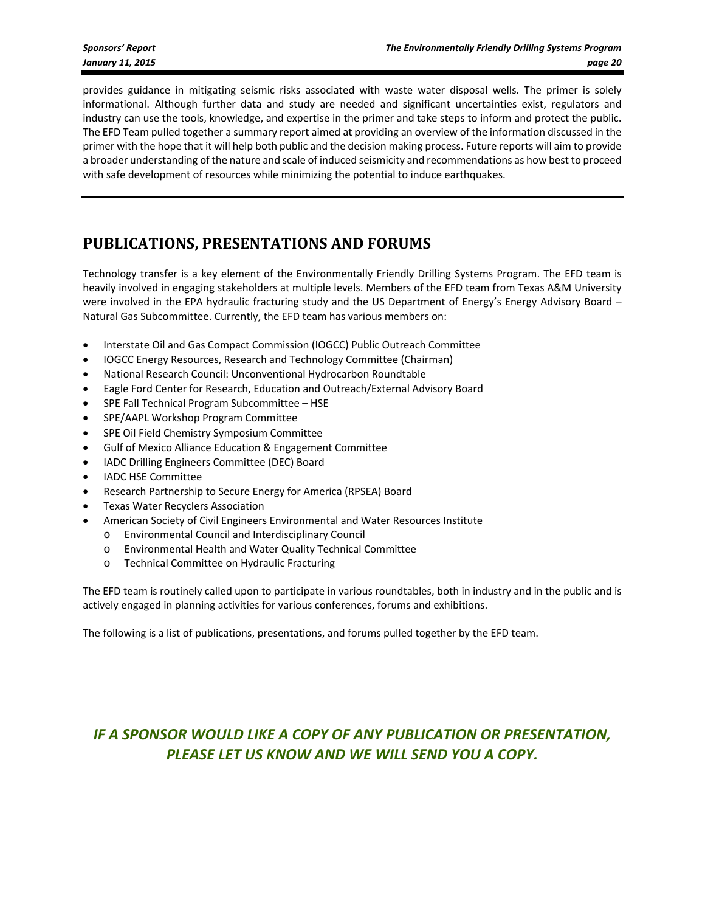provides guidance in mitigating seismic risks associated with waste water disposal wells. The primer is solely informational. Although further data and study are needed and significant uncertainties exist, regulators and industry can use the tools, knowledge, and expertise in the primer and take steps to inform and protect the public. The EFD Team pulled together a summary report aimed at providing an overview of the information discussed in the primer with the hope that it will help both public and the decision making process. Future reports will aim to provide a broader understanding of the nature and scale of induced seismicity and recommendations as how best to proceed with safe development of resources while minimizing the potential to induce earthquakes.

## PUBLICATIONS, PRESENTATIONS AND FORUMS

Technology transfer is a key element of the Environmentally Friendly Drilling Systems Program. The EFD team is heavily involved in engaging stakeholders at multiple levels. Members of the EFD team from Texas A&M University were involved in the EPA hydraulic fracturing study and the US Department of Energy's Energy Advisory Board – Natural Gas Subcommittee. Currently, the EFD team has various members on:

- Interstate Oil and Gas Compact Commission (IOGCC) Public Outreach Committee
- IOGCC Energy Resources, Research and Technology Committee (Chairman)
- National Research Council: Unconventional Hydrocarbon Roundtable
- Eagle Ford Center for Research, Education and Outreach/External Advisory Board
- SPE Fall Technical Program Subcommittee – HSE
- SPE/AAPL Workshop Program Committee
- SPE Oil Field Chemistry Symposium Committee
- Gulf of Mexico Alliance Education & Engagement Committee
- IADC Drilling Engineers Committee (DEC) Board
- IADC HSE Committee
- Research Partnership to Secure Energy for America (RPSEA) Board
- Texas Water Recyclers Association
- American Society of Civil Engineers Environmental and Water Resources Institute
  - Environmental Council and Interdisciplinary Council
  - Environmental Health and Water Quality Technical Committee
  - Technical Committee on Hydraulic Fracturing

The EFD team is routinely called upon to participate in various roundtables, both in industry and in the public and is actively engaged in planning activities for various conferences, forums and exhibitions.

The following is a list of publications, presentations, and forums pulled together by the EFD team.

***IF A SPONSOR WOULD LIKE A COPY OF ANY PUBLICATION OR PRESENTATION, PLEASE LET US KNOW AND WE WILL SEND YOU A COPY.***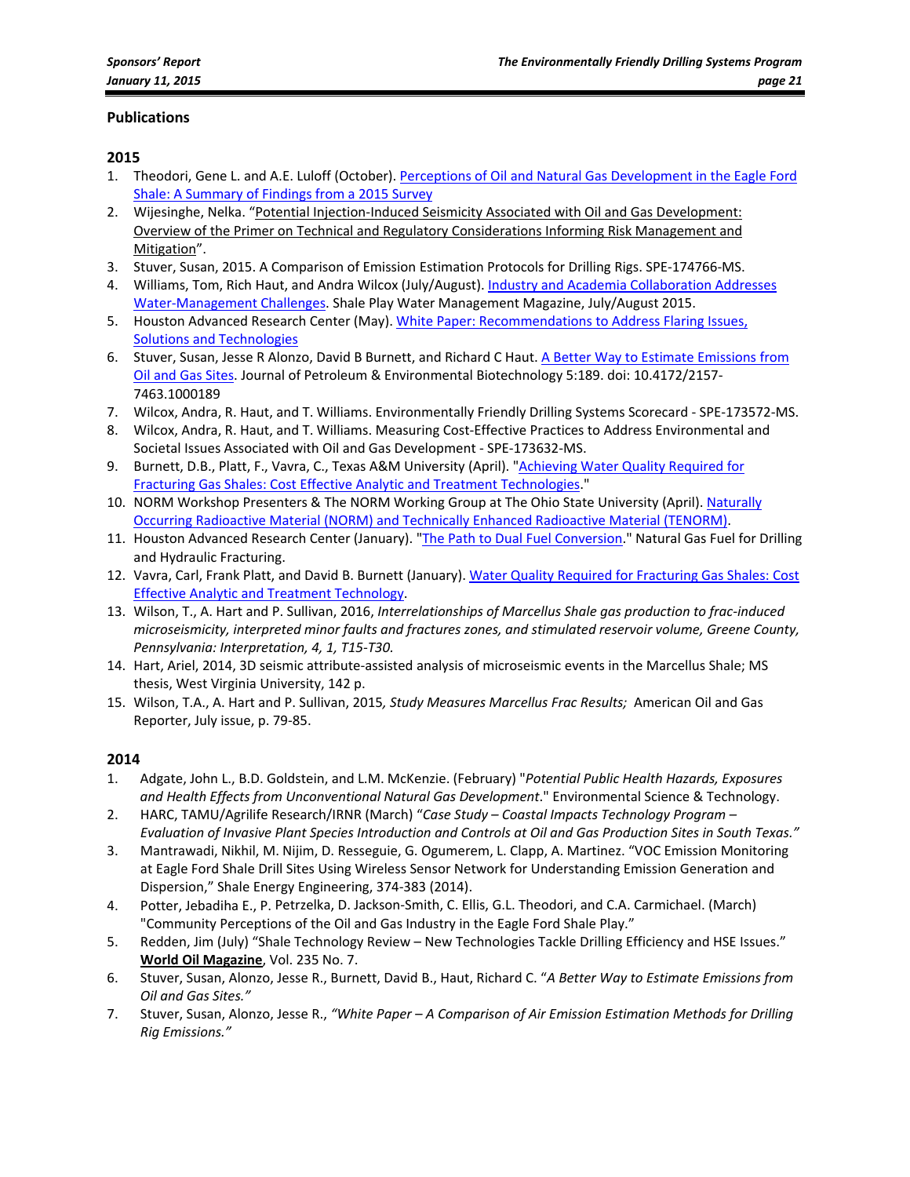## Publications

### 2015

1. Theodori, Gene L. and A.E. Luloff (October). Perceptions of Oil and Natural Gas Development in the Eagle Ford Shale: A Summary of Findings from a 2015 Survey
2. Wijesinghe, Nelka. "Potential Injection-Induced Seismicity Associated with Oil and Gas Development: Overview of the Primer on Technical and Regulatory Considerations Informing Risk Management and Mitigation".
3. Stuver, Susan, 2015. A Comparison of Emission Estimation Protocols for Drilling Rigs. SPE-174766-MS.
4. Williams, Tom, Rich Haut, and Andra Wilcox (July/August). Industry and Academia Collaboration Addresses Water-Management Challenges. Shale Play Water Management Magazine, July/August 2015.
5. Houston Advanced Research Center (May). White Paper: Recommendations to Address Flaring Issues, Solutions and Technologies
6. Stuver, Susan, Jesse R Alonzo, David B Burnett, and Richard C Haut. A Better Way to Estimate Emissions from Oil and Gas Sites. Journal of Petroleum & Environmental Biotechnology 5:189. doi: 10.4172/2157-7463.1000189
7. Wilcox, Andra, R. Haut, and T. Williams. Environmentally Friendly Drilling Systems Scorecard - SPE-173572-MS.
8. Wilcox, Andra, R. Haut, and T. Williams. Measuring Cost-Effective Practices to Address Environmental and Societal Issues Associated with Oil and Gas Development - SPE-173632-MS.
9. Burnett, D.B., Platt, F., Vavra, C., Texas A&M University (April). "Achieving Water Quality Required for Fracturing Gas Shales: Cost Effective Analytic and Treatment Technologies."
10. NORM Workshop Presenters & The NORM Working Group at The Ohio State University (April). Naturally Occurring Radioactive Material (NORM) and Technically Enhanced Radioactive Material (TENORM).
11. Houston Advanced Research Center (January). "The Path to Dual Fuel Conversion." Natural Gas Fuel for Drilling and Hydraulic Fracturing.
12. Vavra, Carl, Frank Platt, and David B. Burnett (January). Water Quality Required for Fracturing Gas Shales: Cost Effective Analytic and Treatment Technology.
13. Wilson, T., A. Hart and P. Sullivan, 2016, *Interrelationships of Marcellus Shale gas production to frac-induced microseismicity, interpreted minor faults and fractures zones, and stimulated reservoir volume, Greene County, Pennsylvania: Interpretation, 4, 1, T15-T30.*
14. Hart, Ariel, 2014, 3D seismic attribute-assisted analysis of microseismic events in the Marcellus Shale; MS thesis, West Virginia University, 142 p.
15. Wilson, T.A., A. Hart and P. Sullivan, 2015*, Study Measures Marcellus Frac Results;* American Oil and Gas Reporter, July issue, p. 79-85.

### 2014

1. Adgate, John L., B.D. Goldstein, and L.M. McKenzie. (February) "*Potential Public Health Hazards, Exposures and Health Effects from Unconventional Natural Gas Development*." Environmental Science & Technology.
2. HARC, TAMU/Agrilife Research/IRNR (March) "*Case Study – Coastal Impacts Technology Program – Evaluation of Invasive Plant Species Introduction and Controls at Oil and Gas Production Sites in South Texas.*"
3. Mantrawadi, Nikhil, M. Nijim, D. Resseguie, G. Ogumerem, L. Clapp, A. Martinez. "VOC Emission Monitoring at Eagle Ford Shale Drill Sites Using Wireless Sensor Network for Understanding Emission Generation and Dispersion," Shale Energy Engineering, 374-383 (2014).
4. Potter, Jebadiha E., P. Petrzelka, D. Jackson-Smith, C. Ellis, G.L. Theodori, and C.A. Carmichael. (March) "Community Perceptions of the Oil and Gas Industry in the Eagle Ford Shale Play."
5. Redden, Jim (July) "Shale Technology Review – New Technologies Tackle Drilling Efficiency and HSE Issues." **World Oil Magazine**, Vol. 235 No. 7.
6. Stuver, Susan, Alonzo, Jesse R., Burnett, David B., Haut, Richard C. "*A Better Way to Estimate Emissions from Oil and Gas Sites.*"
7. Stuver, Susan, Alonzo, Jesse R., *"White Paper – A Comparison of Air Emission Estimation Methods for Drilling Rig Emissions."*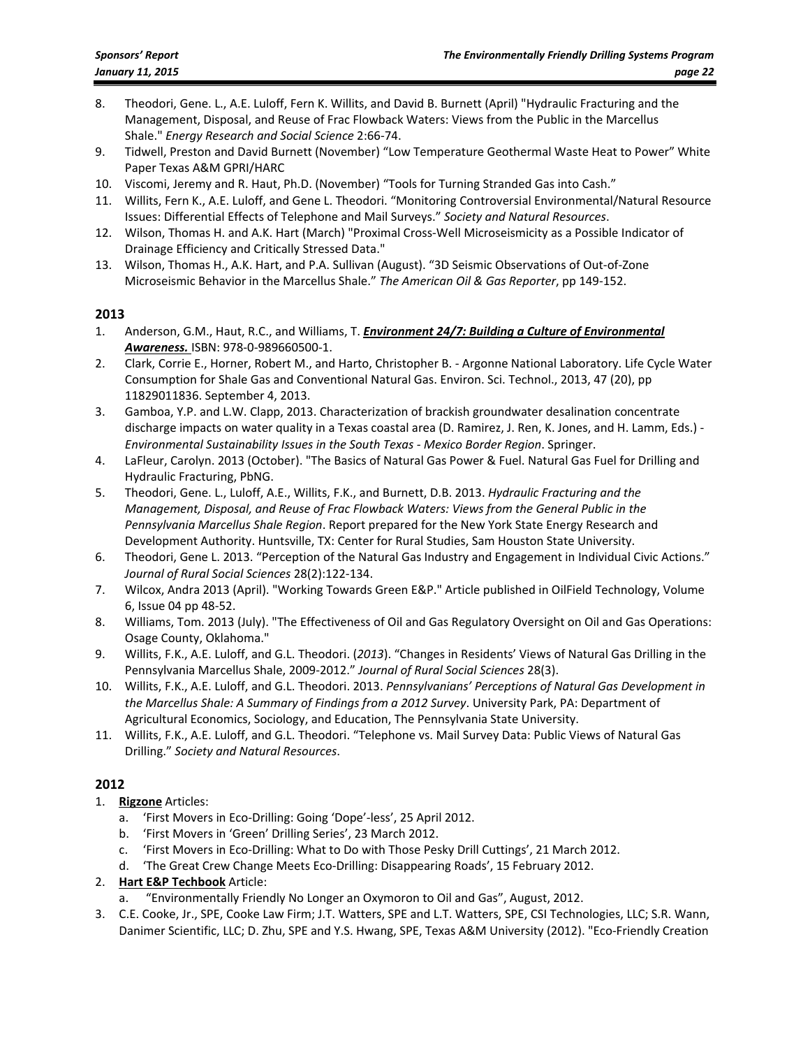8. Theodori, Gene. L., A.E. Luloff, Fern K. Willits, and David B. Burnett (April) "Hydraulic Fracturing and the Management, Disposal, and Reuse of Frac Flowback Waters: Views from the Public in the Marcellus Shale." *Energy Research and Social Science* 2:66-74.
9. Tidwell, Preston and David Burnett (November) "Low Temperature Geothermal Waste Heat to Power" White Paper Texas A&M GPRI/HARC
10. Viscomi, Jeremy and R. Haut, Ph.D. (November) "Tools for Turning Stranded Gas into Cash."
11. Willits, Fern K., A.E. Luloff, and Gene L. Theodori. "Monitoring Controversial Environmental/Natural Resource Issues: Differential Effects of Telephone and Mail Surveys." *Society and Natural Resources*.
12. Wilson, Thomas H. and A.K. Hart (March) "Proximal Cross-Well Microseismicity as a Possible Indicator of Drainage Efficiency and Critically Stressed Data."
13. Wilson, Thomas H., A.K. Hart, and P.A. Sullivan (August). "3D Seismic Observations of Out-of-Zone Microseismic Behavior in the Marcellus Shale." *The American Oil & Gas Reporter*, pp 149-152.

## 2013

1. Anderson, G.M., Haut, R.C., and Williams, T. ***Environment 24/7: Building a Culture of Environmental Awareness.*** ISBN: 978-0-989660500-1.
2. Clark, Corrie E., Horner, Robert M., and Harto, Christopher B. - Argonne National Laboratory. Life Cycle Water Consumption for Shale Gas and Conventional Natural Gas. Environ. Sci. Technol., 2013, 47 (20), pp 11829011836. September 4, 2013.
3. Gamboa, Y.P. and L.W. Clapp, 2013. Characterization of brackish groundwater desalination concentrate discharge impacts on water quality in a Texas coastal area (D. Ramirez, J. Ren, K. Jones, and H. Lamm, Eds.) - *Environmental Sustainability Issues in the South Texas - Mexico Border Region*. Springer.
4. LaFleur, Carolyn. 2013 (October). "The Basics of Natural Gas Power & Fuel. Natural Gas Fuel for Drilling and Hydraulic Fracturing, PbNG.
5. Theodori, Gene. L., Luloff, A.E., Willits, F.K., and Burnett, D.B. 2013. *Hydraulic Fracturing and the Management, Disposal, and Reuse of Frac Flowback Waters: Views from the General Public in the Pennsylvania Marcellus Shale Region*. Report prepared for the New York State Energy Research and Development Authority. Huntsville, TX: Center for Rural Studies, Sam Houston State University.
6. Theodori, Gene L. 2013. "Perception of the Natural Gas Industry and Engagement in Individual Civic Actions." *Journal of Rural Social Sciences* 28(2):122-134.
7. Wilcox, Andra 2013 (April). "Working Towards Green E&P." Article published in OilField Technology, Volume 6, Issue 04 pp 48-52.
8. Williams, Tom. 2013 (July). "The Effectiveness of Oil and Gas Regulatory Oversight on Oil and Gas Operations: Osage County, Oklahoma."
9. Willits, F.K., A.E. Luloff, and G.L. Theodori. (*2013*). "Changes in Residents' Views of Natural Gas Drilling in the Pennsylvania Marcellus Shale, 2009-2012." *Journal of Rural Social Sciences* 28(3).
10. Willits, F.K., A.E. Luloff, and G.L. Theodori. 2013. *Pennsylvanians' Perceptions of Natural Gas Development in the Marcellus Shale: A Summary of Findings from a 2012 Survey*. University Park, PA: Department of Agricultural Economics, Sociology, and Education, The Pennsylvania State University.
11. Willits, F.K., A.E. Luloff, and G.L. Theodori. "Telephone vs. Mail Survey Data: Public Views of Natural Gas Drilling." *Society and Natural Resources*.

## 2012

1. **Rigzone** Articles:
   a. 'First Movers in Eco-Drilling: Going 'Dope'-less', 25 April 2012.
   b. 'First Movers in 'Green' Drilling Series', 23 March 2012.
   c. 'First Movers in Eco-Drilling: What to Do with Those Pesky Drill Cuttings', 21 March 2012.
   d. 'The Great Crew Change Meets Eco-Drilling: Disappearing Roads', 15 February 2012.
2. **Hart E&P Techbook** Article:
   a. "Environmentally Friendly No Longer an Oxymoron to Oil and Gas", August, 2012.
3. C.E. Cooke, Jr., SPE, Cooke Law Firm; J.T. Watters, SPE and L.T. Watters, SPE, CSI Technologies, LLC; S.R. Wann, Danimer Scientific, LLC; D. Zhu, SPE and Y.S. Hwang, SPE, Texas A&M University (2012). "Eco-Friendly Creation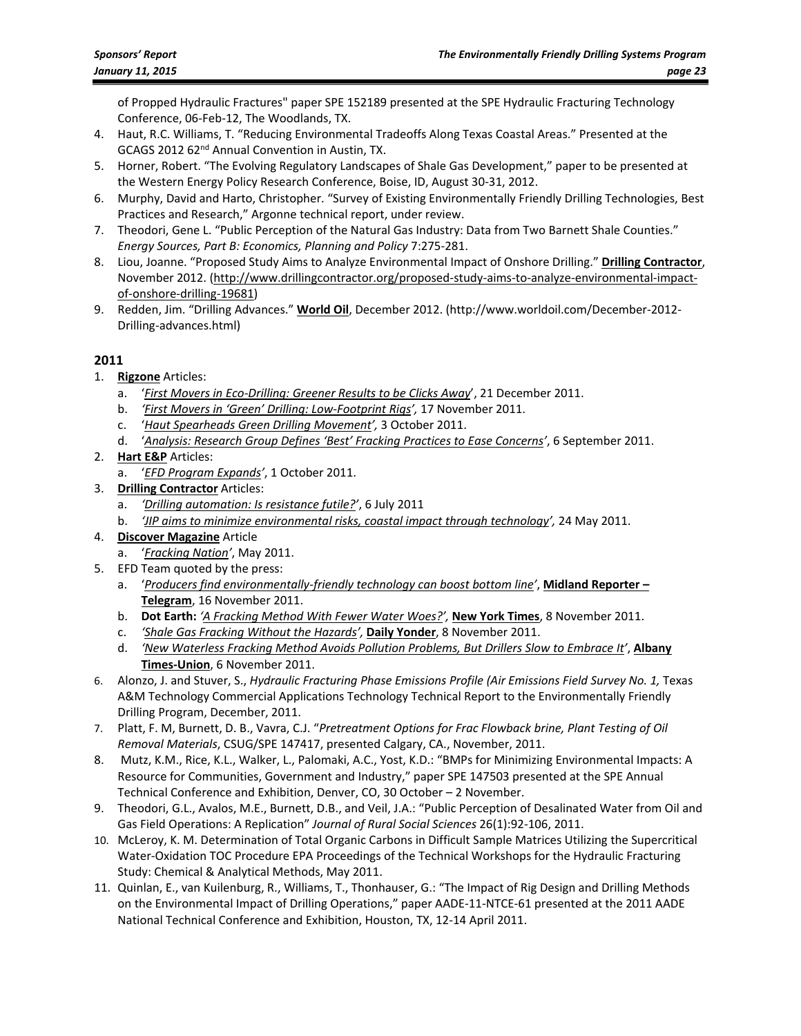of Propped Hydraulic Fractures" paper SPE 152189 presented at the SPE Hydraulic Fracturing Technology Conference, 06-Feb-12, The Woodlands, TX.

4. Haut, R.C. Williams, T. "Reducing Environmental Tradeoffs Along Texas Coastal Areas." Presented at the GCAGS 2012 62nd Annual Convention in Austin, TX.
5. Horner, Robert. "The Evolving Regulatory Landscapes of Shale Gas Development," paper to be presented at the Western Energy Policy Research Conference, Boise, ID, August 30-31, 2012.
6. Murphy, David and Harto, Christopher. "Survey of Existing Environmentally Friendly Drilling Technologies, Best Practices and Research," Argonne technical report, under review.
7. Theodori, Gene L. "Public Perception of the Natural Gas Industry: Data from Two Barnett Shale Counties." *Energy Sources, Part B: Economics, Planning and Policy* 7:275-281.
8. Liou, Joanne. "Proposed Study Aims to Analyze Environmental Impact of Onshore Drilling." **Drilling Contractor**, November 2012. (http://www.drillingcontractor.org/proposed-study-aims-to-analyze-environmental-impact-of-onshore-drilling-19681)
9. Redden, Jim. "Drilling Advances." **World Oil**, December 2012. (http://www.worldoil.com/December-2012-Drilling-advances.html)

## 2011

1. **Rigzone** Articles:
   a. '*First Movers in Eco-Drilling: Greener Results to be Clicks Away*', 21 December 2011.
   b. *'First Movers in 'Green' Drilling: Low-Footprint Rigs',* 17 November 2011.
   c. '*Haut Spearheads Green Drilling Movement',* 3 October 2011.
   d. '*Analysis: Research Group Defines 'Best' Fracking Practices to Ease Concerns*', 6 September 2011.
2. **Hart E&P** Articles:
   a. '*EFD Program Expands'*, 1 October 2011.
3. **Drilling Contractor** Articles:
   a. *'Drilling automation: Is resistance futile?'*, 6 July 2011
   b. *'JIP aims to minimize environmental risks, coastal impact through technology',* 24 May 2011.
4. **Discover Magazine** Article
   a. '*Fracking Nation'*, May 2011.
5. EFD Team quoted by the press:
   a. '*Producers find environmentally-friendly technology can boost bottom line'*, **Midland Reporter – Telegram**, 16 November 2011.
   b. **Dot Earth:** *'A Fracking Method With Fewer Water Woes?',* **New York Times**, 8 November 2011.
   c. *'Shale Gas Fracking Without the Hazards',* **Daily Yonder**, 8 November 2011.
   d. *'New Waterless Fracking Method Avoids Pollution Problems, But Drillers Slow to Embrace It'*, **Albany Times-Union**, 6 November 2011.
6. Alonzo, J. and Stuver, S., *Hydraulic Fracturing Phase Emissions Profile (Air Emissions Field Survey No. 1,* Texas A&M Technology Commercial Applications Technology Technical Report to the Environmentally Friendly Drilling Program, December, 2011.
7. Platt, F. M, Burnett, D. B., Vavra, C.J. "*Pretreatment Options for Frac Flowback brine, Plant Testing of Oil Removal Materials*, CSUG/SPE 147417, presented Calgary, CA., November, 2011.
8. Mutz, K.M., Rice, K.L., Walker, L., Palomaki, A.C., Yost, K.D.: "BMPs for Minimizing Environmental Impacts: A Resource for Communities, Government and Industry," paper SPE 147503 presented at the SPE Annual Technical Conference and Exhibition, Denver, CO, 30 October – 2 November.
9. Theodori, G.L., Avalos, M.E., Burnett, D.B., and Veil, J.A.: "Public Perception of Desalinated Water from Oil and Gas Field Operations: A Replication" *Journal of Rural Social Sciences* 26(1):92-106, 2011.
10. McLeroy, K. M. Determination of Total Organic Carbons in Difficult Sample Matrices Utilizing the Supercritical Water-Oxidation TOC Procedure EPA Proceedings of the Technical Workshops for the Hydraulic Fracturing Study: Chemical & Analytical Methods, May 2011.
11. Quinlan, E., van Kuilenburg, R., Williams, T., Thonhauser, G.: "The Impact of Rig Design and Drilling Methods on the Environmental Impact of Drilling Operations," paper AADE-11-NTCE-61 presented at the 2011 AADE National Technical Conference and Exhibition, Houston, TX, 12-14 April 2011.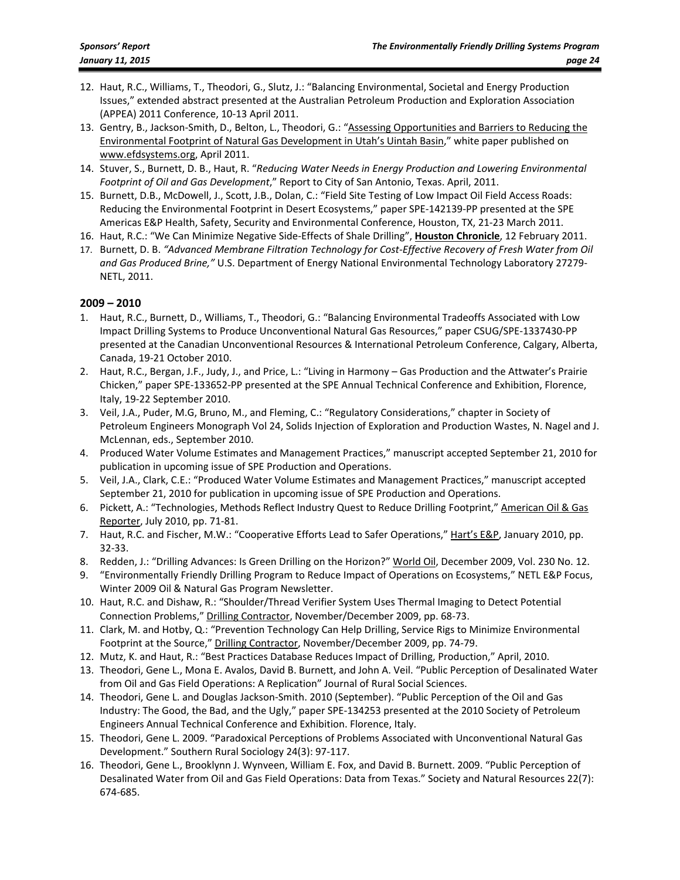12. Haut, R.C., Williams, T., Theodori, G., Slutz, J.: "Balancing Environmental, Societal and Energy Production Issues," extended abstract presented at the Australian Petroleum Production and Exploration Association (APPEA) 2011 Conference, 10-13 April 2011.
13. Gentry, B., Jackson-Smith, D., Belton, L., Theodori, G.: "Assessing Opportunities and Barriers to Reducing the Environmental Footprint of Natural Gas Development in Utah's Uintah Basin," white paper published on www.efdsystems.org, April 2011.
14. Stuver, S., Burnett, D. B., Haut, R. "*Reducing Water Needs in Energy Production and Lowering Environmental Footprint of Oil and Gas Development*," Report to City of San Antonio, Texas. April, 2011.
15. Burnett, D.B., McDowell, J., Scott, J.B., Dolan, C.: "Field Site Testing of Low Impact Oil Field Access Roads: Reducing the Environmental Footprint in Desert Ecosystems," paper SPE-142139-PP presented at the SPE Americas E&P Health, Safety, Security and Environmental Conference, Houston, TX, 21-23 March 2011.
16. Haut, R.C.: "We Can Minimize Negative Side-Effects of Shale Drilling", **Houston Chronicle**, 12 February 2011.
17. Burnett, D. B. *"Advanced Membrane Filtration Technology for Cost-Effective Recovery of Fresh Water from Oil and Gas Produced Brine,"* U.S. Department of Energy National Environmental Technology Laboratory 27279-NETL, 2011.

## 2009 – 2010

1. Haut, R.C., Burnett, D., Williams, T., Theodori, G.: "Balancing Environmental Tradeoffs Associated with Low Impact Drilling Systems to Produce Unconventional Natural Gas Resources," paper CSUG/SPE-1337430-PP presented at the Canadian Unconventional Resources & International Petroleum Conference, Calgary, Alberta, Canada, 19-21 October 2010.
2. Haut, R.C., Bergan, J.F., Judy, J., and Price, L.: "Living in Harmony – Gas Production and the Attwater's Prairie Chicken," paper SPE-133652-PP presented at the SPE Annual Technical Conference and Exhibition, Florence, Italy, 19-22 September 2010.
3. Veil, J.A., Puder, M.G, Bruno, M., and Fleming, C.: "Regulatory Considerations," chapter in Society of Petroleum Engineers Monograph Vol 24, Solids Injection of Exploration and Production Wastes, N. Nagel and J. McLennan, eds., September 2010.
4. Produced Water Volume Estimates and Management Practices," manuscript accepted September 21, 2010 for publication in upcoming issue of SPE Production and Operations.
5. Veil, J.A., Clark, C.E.: "Produced Water Volume Estimates and Management Practices," manuscript accepted September 21, 2010 for publication in upcoming issue of SPE Production and Operations.
6. Pickett, A.: "Technologies, Methods Reflect Industry Quest to Reduce Drilling Footprint," American Oil & Gas Reporter, July 2010, pp. 71-81.
7. Haut, R.C. and Fischer, M.W.: "Cooperative Efforts Lead to Safer Operations," Hart's E&P, January 2010, pp. 32-33.
8. Redden, J.: "Drilling Advances: Is Green Drilling on the Horizon?" World Oil, December 2009, Vol. 230 No. 12.
9. "Environmentally Friendly Drilling Program to Reduce Impact of Operations on Ecosystems," NETL E&P Focus, Winter 2009 Oil & Natural Gas Program Newsletter.
10. Haut, R.C. and Dishaw, R.: "Shoulder/Thread Verifier System Uses Thermal Imaging to Detect Potential Connection Problems," Drilling Contractor, November/December 2009, pp. 68-73.
11. Clark, M. and Hotby, Q.: "Prevention Technology Can Help Drilling, Service Rigs to Minimize Environmental Footprint at the Source," Drilling Contractor, November/December 2009, pp. 74-79.
12. Mutz, K. and Haut, R.: "Best Practices Database Reduces Impact of Drilling, Production," April, 2010.
13. Theodori, Gene L., Mona E. Avalos, David B. Burnett, and John A. Veil. "Public Perception of Desalinated Water from Oil and Gas Field Operations: A Replication" Journal of Rural Social Sciences.
14. Theodori, Gene L. and Douglas Jackson-Smith. 2010 (September). "Public Perception of the Oil and Gas Industry: The Good, the Bad, and the Ugly," paper SPE-134253 presented at the 2010 Society of Petroleum Engineers Annual Technical Conference and Exhibition. Florence, Italy.
15. Theodori, Gene L. 2009. "Paradoxical Perceptions of Problems Associated with Unconventional Natural Gas Development." Southern Rural Sociology 24(3): 97-117.
16. Theodori, Gene L., Brooklynn J. Wynveen, William E. Fox, and David B. Burnett. 2009. "Public Perception of Desalinated Water from Oil and Gas Field Operations: Data from Texas." Society and Natural Resources 22(7): 674-685.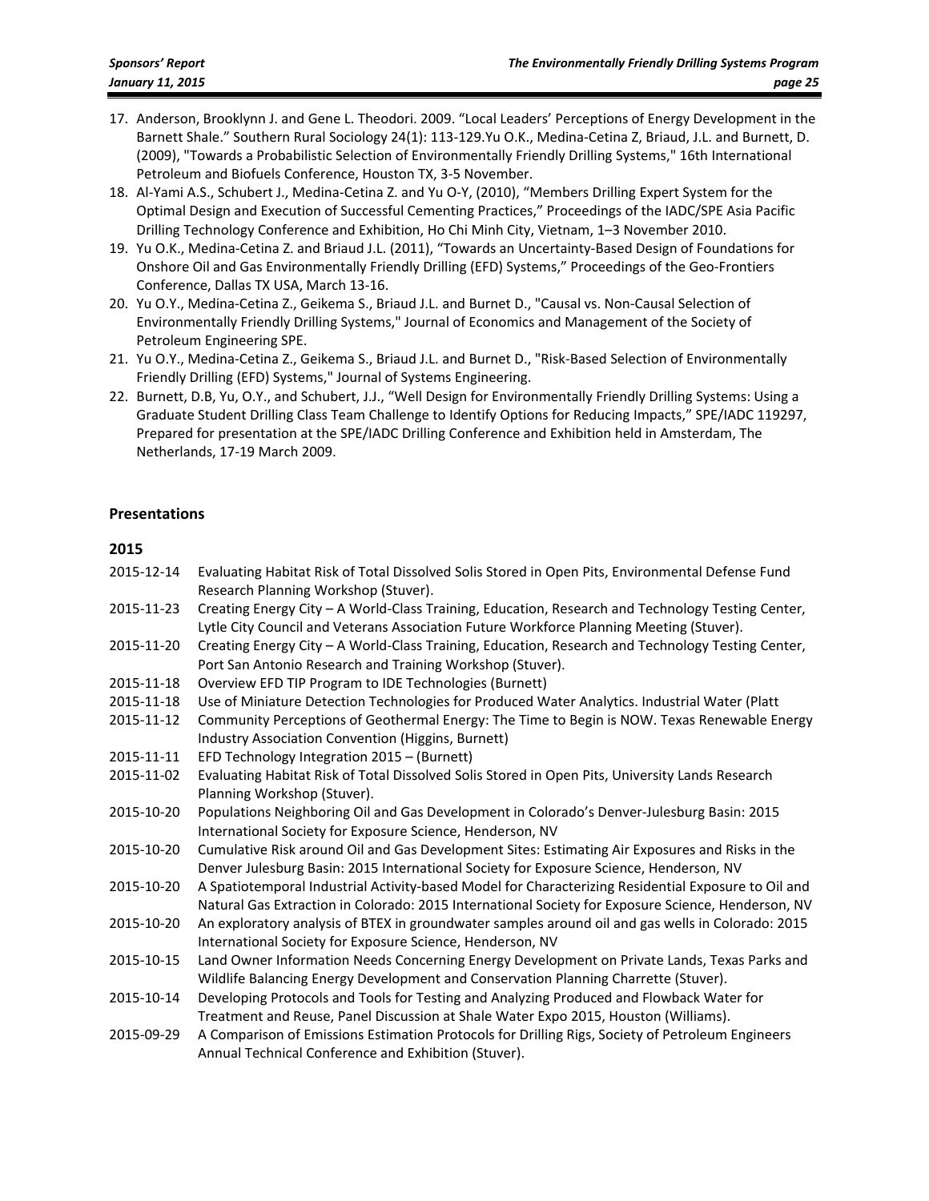17. Anderson, Brooklynn J. and Gene L. Theodori. 2009. “Local Leaders’ Perceptions of Energy Development in the Barnett Shale.” Southern Rural Sociology 24(1): 113-129.Yu O.K., Medina-Cetina Z, Briaud, J.L. and Burnett, D. (2009), "Towards a Probabilistic Selection of Environmentally Friendly Drilling Systems," 16th International Petroleum and Biofuels Conference, Houston TX, 3-5 November.
18. Al-Yami A.S., Schubert J., Medina-Cetina Z. and Yu O-Y, (2010), “Members Drilling Expert System for the Optimal Design and Execution of Successful Cementing Practices,” Proceedings of the IADC/SPE Asia Pacific Drilling Technology Conference and Exhibition, Ho Chi Minh City, Vietnam, 1–3 November 2010.
19. Yu O.K., Medina-Cetina Z. and Briaud J.L. (2011), “Towards an Uncertainty-Based Design of Foundations for Onshore Oil and Gas Environmentally Friendly Drilling (EFD) Systems,” Proceedings of the Geo-Frontiers Conference, Dallas TX USA, March 13-16.
20. Yu O.Y., Medina-Cetina Z., Geikema S., Briaud J.L. and Burnet D., "Causal vs. Non-Causal Selection of Environmentally Friendly Drilling Systems," Journal of Economics and Management of the Society of Petroleum Engineering SPE.
21. Yu O.Y., Medina-Cetina Z., Geikema S., Briaud J.L. and Burnet D., "Risk-Based Selection of Environmentally Friendly Drilling (EFD) Systems," Journal of Systems Engineering.
22. Burnett, D.B, Yu, O.Y., and Schubert, J.J., “Well Design for Environmentally Friendly Drilling Systems: Using a Graduate Student Drilling Class Team Challenge to Identify Options for Reducing Impacts,” SPE/IADC 119297, Prepared for presentation at the SPE/IADC Drilling Conference and Exhibition held in Amsterdam, The Netherlands, 17-19 March 2009.

## Presentations

### 2015

2015-12-14 Evaluating Habitat Risk of Total Dissolved Solis Stored in Open Pits, Environmental Defense Fund Research Planning Workshop (Stuver).

2015-11-23 Creating Energy City – A World-Class Training, Education, Research and Technology Testing Center, Lytle City Council and Veterans Association Future Workforce Planning Meeting (Stuver).

2015-11-20 Creating Energy City – A World-Class Training, Education, Research and Technology Testing Center, Port San Antonio Research and Training Workshop (Stuver).

2015-11-18 Overview EFD TIP Program to IDE Technologies (Burnett)

2015-11-18 Use of Miniature Detection Technologies for Produced Water Analytics. Industrial Water (Platt

2015-11-12 Community Perceptions of Geothermal Energy: The Time to Begin is NOW. Texas Renewable Energy Industry Association Convention (Higgins, Burnett)

2015-11-11 EFD Technology Integration 2015 – (Burnett)

2015-11-02 Evaluating Habitat Risk of Total Dissolved Solis Stored in Open Pits, University Lands Research Planning Workshop (Stuver).

2015-10-20 Populations Neighboring Oil and Gas Development in Colorado’s Denver-Julesburg Basin: 2015 International Society for Exposure Science, Henderson, NV

2015-10-20 Cumulative Risk around Oil and Gas Development Sites: Estimating Air Exposures and Risks in the Denver Julesburg Basin: 2015 International Society for Exposure Science, Henderson, NV

2015-10-20 A Spatiotemporal Industrial Activity-based Model for Characterizing Residential Exposure to Oil and Natural Gas Extraction in Colorado: 2015 International Society for Exposure Science, Henderson, NV

2015-10-20 An exploratory analysis of BTEX in groundwater samples around oil and gas wells in Colorado: 2015 International Society for Exposure Science, Henderson, NV

2015-10-15 Land Owner Information Needs Concerning Energy Development on Private Lands, Texas Parks and Wildlife Balancing Energy Development and Conservation Planning Charrette (Stuver).

2015-10-14 Developing Protocols and Tools for Testing and Analyzing Produced and Flowback Water for Treatment and Reuse, Panel Discussion at Shale Water Expo 2015, Houston (Williams).

2015-09-29 A Comparison of Emissions Estimation Protocols for Drilling Rigs, Society of Petroleum Engineers Annual Technical Conference and Exhibition (Stuver).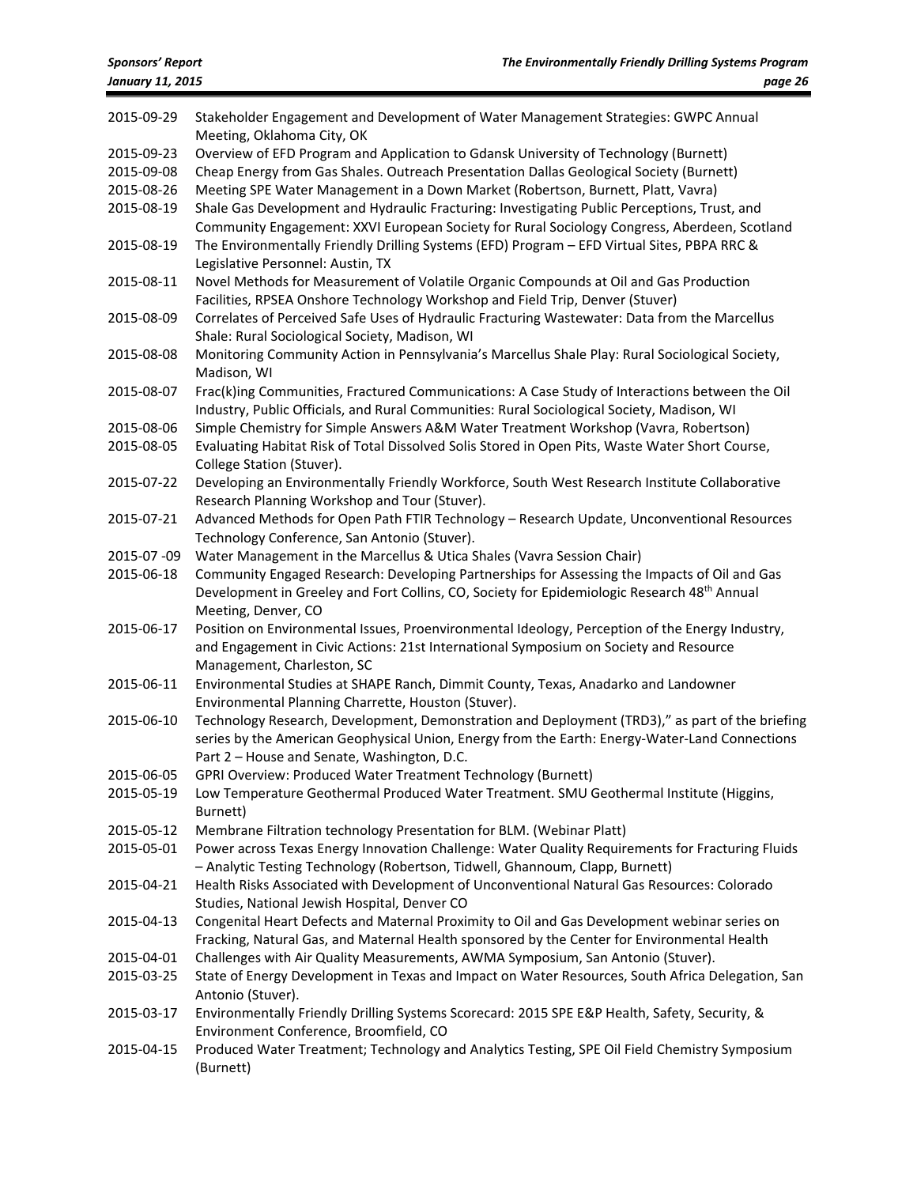| | |
|---|---|
| 2015-09-29 | Stakeholder Engagement and Development of Water Management Strategies: GWPC Annual Meeting, Oklahoma City, OK |
| 2015-09-23 | Overview of EFD Program and Application to Gdansk University of Technology (Burnett) |
| 2015-09-08 | Cheap Energy from Gas Shales. Outreach Presentation Dallas Geological Society (Burnett) |
| 2015-08-26 | Meeting SPE Water Management in a Down Market (Robertson, Burnett, Platt, Vavra) |
| 2015-08-19 | Shale Gas Development and Hydraulic Fracturing: Investigating Public Perceptions, Trust, and Community Engagement: XXVI European Society for Rural Sociology Congress, Aberdeen, Scotland |
| 2015-08-19 | The Environmentally Friendly Drilling Systems (EFD) Program – EFD Virtual Sites, PBPA RRC & Legislative Personnel: Austin, TX |
| 2015-08-11 | Novel Methods for Measurement of Volatile Organic Compounds at Oil and Gas Production Facilities, RPSEA Onshore Technology Workshop and Field Trip, Denver (Stuver) |
| 2015-08-09 | Correlates of Perceived Safe Uses of Hydraulic Fracturing Wastewater: Data from the Marcellus Shale: Rural Sociological Society, Madison, WI |
| 2015-08-08 | Monitoring Community Action in Pennsylvania's Marcellus Shale Play: Rural Sociological Society, Madison, WI |
| 2015-08-07 | Frac(k)ing Communities, Fractured Communications: A Case Study of Interactions between the Oil Industry, Public Officials, and Rural Communities: Rural Sociological Society, Madison, WI |
| 2015-08-06 | Simple Chemistry for Simple Answers A&M Water Treatment Workshop (Vavra, Robertson) |
| 2015-08-05 | Evaluating Habitat Risk of Total Dissolved Solis Stored in Open Pits, Waste Water Short Course, College Station (Stuver). |
| 2015-07-22 | Developing an Environmentally Friendly Workforce, South West Research Institute Collaborative Research Planning Workshop and Tour (Stuver). |
| 2015-07-21 | Advanced Methods for Open Path FTIR Technology – Research Update, Unconventional Resources Technology Conference, San Antonio (Stuver). |
| 2015-07 -09 | Water Management in the Marcellus & Utica Shales (Vavra Session Chair) |
| 2015-06-18 | Community Engaged Research: Developing Partnerships for Assessing the Impacts of Oil and Gas Development in Greeley and Fort Collins, CO, Society for Epidemiologic Research 48th Annual Meeting, Denver, CO |
| 2015-06-17 | Position on Environmental Issues, Proenvironmental Ideology, Perception of the Energy Industry, and Engagement in Civic Actions: 21st International Symposium on Society and Resource Management, Charleston, SC |
| 2015-06-11 | Environmental Studies at SHAPE Ranch, Dimmit County, Texas, Anadarko and Landowner Environmental Planning Charrette, Houston (Stuver). |
| 2015-06-10 | Technology Research, Development, Demonstration and Deployment (TRD3)," as part of the briefing series by the American Geophysical Union, Energy from the Earth: Energy-Water-Land Connections Part 2 – House and Senate, Washington, D.C. |
| 2015-06-05 | GPRI Overview: Produced Water Treatment Technology (Burnett) |
| 2015-05-19 | Low Temperature Geothermal Produced Water Treatment. SMU Geothermal Institute (Higgins, Burnett) |
| 2015-05-12 | Membrane Filtration technology Presentation for BLM. (Webinar Platt) |
| 2015-05-01 | Power across Texas Energy Innovation Challenge: Water Quality Requirements for Fracturing Fluids – Analytic Testing Technology (Robertson, Tidwell, Ghannoum, Clapp, Burnett) |
| 2015-04-21 | Health Risks Associated with Development of Unconventional Natural Gas Resources: Colorado Studies, National Jewish Hospital, Denver CO |
| 2015-04-13 | Congenital Heart Defects and Maternal Proximity to Oil and Gas Development webinar series on Fracking, Natural Gas, and Maternal Health sponsored by the Center for Environmental Health |
| 2015-04-01 | Challenges with Air Quality Measurements, AWMA Symposium, San Antonio (Stuver). |
| 2015-03-25 | State of Energy Development in Texas and Impact on Water Resources, South Africa Delegation, San Antonio (Stuver). |
| 2015-03-17 | Environmentally Friendly Drilling Systems Scorecard: 2015 SPE E&P Health, Safety, Security, & Environment Conference, Broomfield, CO |
| 2015-04-15 | Produced Water Treatment; Technology and Analytics Testing, SPE Oil Field Chemistry Symposium (Burnett) |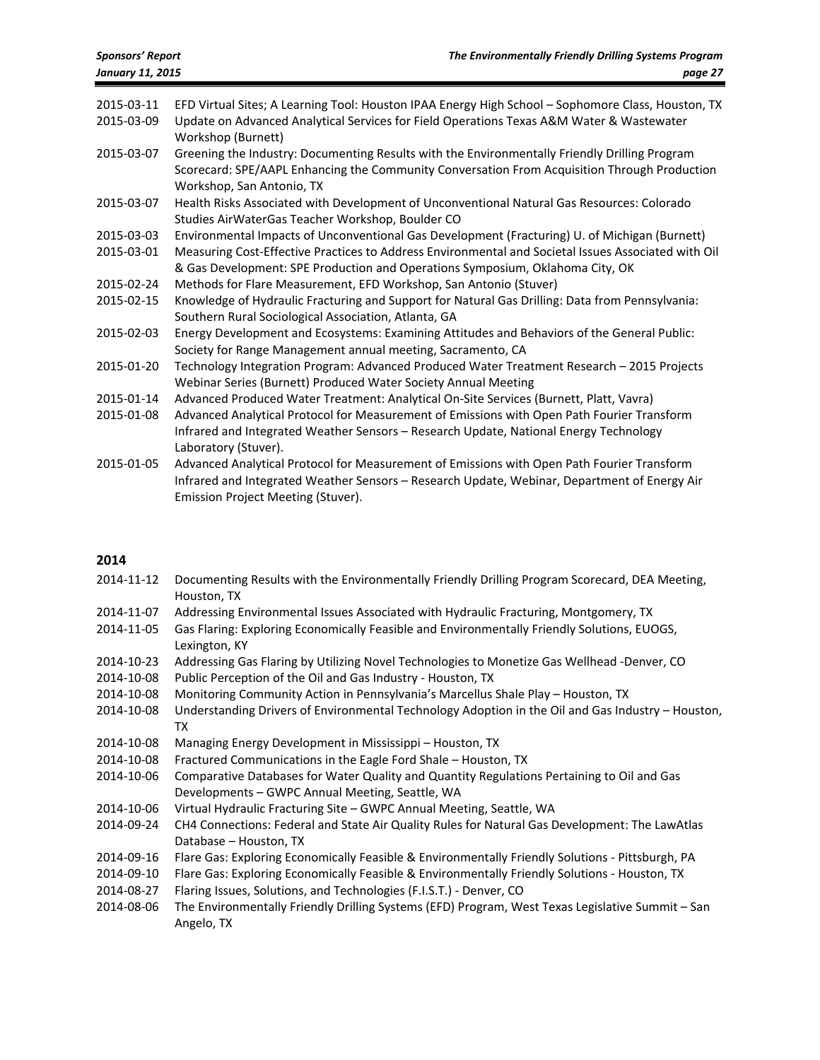2015-03-11 EFD Virtual Sites; A Learning Tool: Houston IPAA Energy High School – Sophomore Class, Houston, TX

2015-03-09 Update on Advanced Analytical Services for Field Operations Texas A&M Water & Wastewater Workshop (Burnett)

2015-03-07 Greening the Industry: Documenting Results with the Environmentally Friendly Drilling Program Scorecard: SPE/AAPL Enhancing the Community Conversation From Acquisition Through Production Workshop, San Antonio, TX

2015-03-07 Health Risks Associated with Development of Unconventional Natural Gas Resources: Colorado Studies AirWaterGas Teacher Workshop, Boulder CO

2015-03-03 Environmental Impacts of Unconventional Gas Development (Fracturing) U. of Michigan (Burnett)

2015-03-01 Measuring Cost-Effective Practices to Address Environmental and Societal Issues Associated with Oil & Gas Development: SPE Production and Operations Symposium, Oklahoma City, OK

2015-02-24 Methods for Flare Measurement, EFD Workshop, San Antonio (Stuver)

2015-02-15 Knowledge of Hydraulic Fracturing and Support for Natural Gas Drilling: Data from Pennsylvania: Southern Rural Sociological Association, Atlanta, GA

2015-02-03 Energy Development and Ecosystems: Examining Attitudes and Behaviors of the General Public: Society for Range Management annual meeting, Sacramento, CA

2015-01-20 Technology Integration Program: Advanced Produced Water Treatment Research – 2015 Projects Webinar Series (Burnett) Produced Water Society Annual Meeting

2015-01-14 Advanced Produced Water Treatment: Analytical On-Site Services (Burnett, Platt, Vavra)

2015-01-08 Advanced Analytical Protocol for Measurement of Emissions with Open Path Fourier Transform Infrared and Integrated Weather Sensors – Research Update, National Energy Technology Laboratory (Stuver).

2015-01-05 Advanced Analytical Protocol for Measurement of Emissions with Open Path Fourier Transform Infrared and Integrated Weather Sensors – Research Update, Webinar, Department of Energy Air Emission Project Meeting (Stuver).

## 2014

2014-11-12 Documenting Results with the Environmentally Friendly Drilling Program Scorecard, DEA Meeting, Houston, TX

2014-11-07 Addressing Environmental Issues Associated with Hydraulic Fracturing, Montgomery, TX

2014-11-05 Gas Flaring: Exploring Economically Feasible and Environmentally Friendly Solutions, EUOGS, Lexington, KY

2014-10-23 Addressing Gas Flaring by Utilizing Novel Technologies to Monetize Gas Wellhead -Denver, CO

2014-10-08 Public Perception of the Oil and Gas Industry - Houston, TX

2014-10-08 Monitoring Community Action in Pennsylvania's Marcellus Shale Play – Houston, TX

2014-10-08 Understanding Drivers of Environmental Technology Adoption in the Oil and Gas Industry – Houston, TX

2014-10-08 Managing Energy Development in Mississippi – Houston, TX

2014-10-08 Fractured Communications in the Eagle Ford Shale – Houston, TX

2014-10-06 Comparative Databases for Water Quality and Quantity Regulations Pertaining to Oil and Gas Developments – GWPC Annual Meeting, Seattle, WA

2014-10-06 Virtual Hydraulic Fracturing Site – GWPC Annual Meeting, Seattle, WA

2014-09-24 CH4 Connections: Federal and State Air Quality Rules for Natural Gas Development: The LawAtlas Database – Houston, TX

2014-09-16 Flare Gas: Exploring Economically Feasible & Environmentally Friendly Solutions - Pittsburgh, PA

2014-09-10 Flare Gas: Exploring Economically Feasible & Environmentally Friendly Solutions - Houston, TX

2014-08-27 Flaring Issues, Solutions, and Technologies (F.I.S.T.) - Denver, CO

2014-08-06 The Environmentally Friendly Drilling Systems (EFD) Program, West Texas Legislative Summit – San Angelo, TX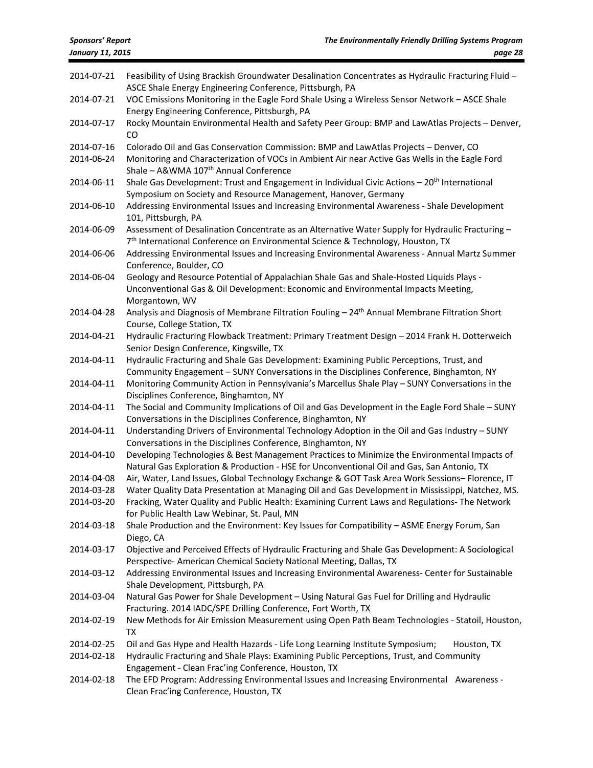| | |
|---|---|
| 2014-07-21 | Feasibility of Using Brackish Groundwater Desalination Concentrates as Hydraulic Fracturing Fluid – ASCE Shale Energy Engineering Conference, Pittsburgh, PA |
| 2014-07-21 | VOC Emissions Monitoring in the Eagle Ford Shale Using a Wireless Sensor Network – ASCE Shale Energy Engineering Conference, Pittsburgh, PA |
| 2014-07-17 | Rocky Mountain Environmental Health and Safety Peer Group: BMP and LawAtlas Projects – Denver, CO |
| 2014-07-16 | Colorado Oil and Gas Conservation Commission: BMP and LawAtlas Projects – Denver, CO |
| 2014-06-24 | Monitoring and Characterization of VOCs in Ambient Air near Active Gas Wells in the Eagle Ford Shale – A&WMA 107th Annual Conference |
| 2014-06-11 | Shale Gas Development: Trust and Engagement in Individual Civic Actions – 20th International Symposium on Society and Resource Management, Hanover, Germany |
| 2014-06-10 | Addressing Environmental Issues and Increasing Environmental Awareness - Shale Development 101, Pittsburgh, PA |
| 2014-06-09 | Assessment of Desalination Concentrate as an Alternative Water Supply for Hydraulic Fracturing – 7th International Conference on Environmental Science & Technology, Houston, TX |
| 2014-06-06 | Addressing Environmental Issues and Increasing Environmental Awareness - Annual Martz Summer Conference, Boulder, CO |
| 2014-06-04 | Geology and Resource Potential of Appalachian Shale Gas and Shale-Hosted Liquids Plays - Unconventional Gas & Oil Development: Economic and Environmental Impacts Meeting, Morgantown, WV |
| 2014-04-28 | Analysis and Diagnosis of Membrane Filtration Fouling – 24th Annual Membrane Filtration Short Course, College Station, TX |
| 2014-04-21 | Hydraulic Fracturing Flowback Treatment: Primary Treatment Design – 2014 Frank H. Dotterweich Senior Design Conference, Kingsville, TX |
| 2014-04-11 | Hydraulic Fracturing and Shale Gas Development: Examining Public Perceptions, Trust, and Community Engagement – SUNY Conversations in the Disciplines Conference, Binghamton, NY |
| 2014-04-11 | Monitoring Community Action in Pennsylvania's Marcellus Shale Play – SUNY Conversations in the Disciplines Conference, Binghamton, NY |
| 2014-04-11 | The Social and Community Implications of Oil and Gas Development in the Eagle Ford Shale – SUNY Conversations in the Disciplines Conference, Binghamton, NY |
| 2014-04-11 | Understanding Drivers of Environmental Technology Adoption in the Oil and Gas Industry – SUNY Conversations in the Disciplines Conference, Binghamton, NY |
| 2014-04-10 | Developing Technologies & Best Management Practices to Minimize the Environmental Impacts of Natural Gas Exploration & Production - HSE for Unconventional Oil and Gas, San Antonio, TX |
| 2014-04-08 | Air, Water, Land Issues, Global Technology Exchange & GOT Task Area Work Sessions– Florence, IT |
| 2014-03-28 | Water Quality Data Presentation at Managing Oil and Gas Development in Mississippi, Natchez, MS. |
| 2014-03-20 | Fracking, Water Quality and Public Health: Examining Current Laws and Regulations- The Network for Public Health Law Webinar, St. Paul, MN |
| 2014-03-18 | Shale Production and the Environment: Key Issues for Compatibility – ASME Energy Forum, San Diego, CA |
| 2014-03-17 | Objective and Perceived Effects of Hydraulic Fracturing and Shale Gas Development: A Sociological Perspective- American Chemical Society National Meeting, Dallas, TX |
| 2014-03-12 | Addressing Environmental Issues and Increasing Environmental Awareness- Center for Sustainable Shale Development, Pittsburgh, PA |
| 2014-03-04 | Natural Gas Power for Shale Development – Using Natural Gas Fuel for Drilling and Hydraulic Fracturing. 2014 IADC/SPE Drilling Conference, Fort Worth, TX |
| 2014-02-19 | New Methods for Air Emission Measurement using Open Path Beam Technologies - Statoil, Houston, TX |
| 2014-02-25 | Oil and Gas Hype and Health Hazards - Life Long Learning Institute Symposium; Houston, TX |
| 2014-02-18 | Hydraulic Fracturing and Shale Plays: Examining Public Perceptions, Trust, and Community Engagement - Clean Frac'ing Conference, Houston, TX |
| 2014-02-18 | The EFD Program: Addressing Environmental Issues and Increasing Environmental Awareness - Clean Frac'ing Conference, Houston, TX |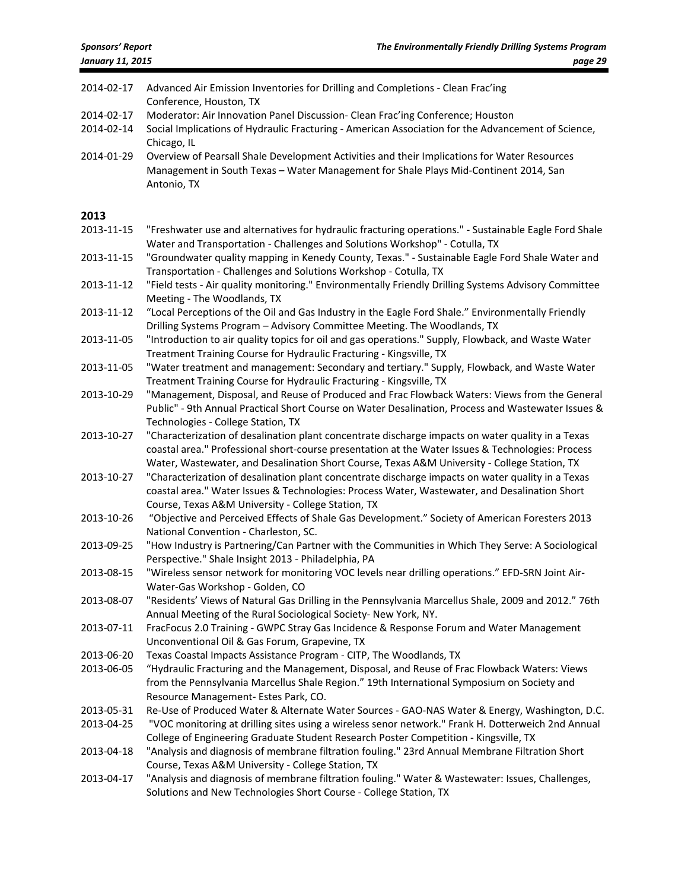2014-02-17 Advanced Air Emission Inventories for Drilling and Completions - Clean Frac'ing Conference, Houston, TX

2014-02-17 Moderator: Air Innovation Panel Discussion- Clean Frac'ing Conference; Houston

2014-02-14 Social Implications of Hydraulic Fracturing - American Association for the Advancement of Science, Chicago, IL

2014-01-29 Overview of Pearsall Shale Development Activities and their Implications for Water Resources Management in South Texas – Water Management for Shale Plays Mid-Continent 2014, San Antonio, TX

## 2013

2013-11-15 "Freshwater use and alternatives for hydraulic fracturing operations." - Sustainable Eagle Ford Shale Water and Transportation - Challenges and Solutions Workshop" - Cotulla, TX

2013-11-15 "Groundwater quality mapping in Kenedy County, Texas." - Sustainable Eagle Ford Shale Water and Transportation - Challenges and Solutions Workshop - Cotulla, TX

2013-11-12 "Field tests - Air quality monitoring." Environmentally Friendly Drilling Systems Advisory Committee Meeting - The Woodlands, TX

2013-11-12 "Local Perceptions of the Oil and Gas Industry in the Eagle Ford Shale." Environmentally Friendly Drilling Systems Program – Advisory Committee Meeting. The Woodlands, TX

2013-11-05 "Introduction to air quality topics for oil and gas operations." Supply, Flowback, and Waste Water Treatment Training Course for Hydraulic Fracturing - Kingsville, TX

2013-11-05 "Water treatment and management: Secondary and tertiary." Supply, Flowback, and Waste Water Treatment Training Course for Hydraulic Fracturing - Kingsville, TX

2013-10-29 "Management, Disposal, and Reuse of Produced and Frac Flowback Waters: Views from the General Public" - 9th Annual Practical Short Course on Water Desalination, Process and Wastewater Issues & Technologies - College Station, TX

2013-10-27 "Characterization of desalination plant concentrate discharge impacts on water quality in a Texas coastal area." Professional short-course presentation at the Water Issues & Technologies: Process Water, Wastewater, and Desalination Short Course, Texas A&M University - College Station, TX

2013-10-27 "Characterization of desalination plant concentrate discharge impacts on water quality in a Texas coastal area." Water Issues & Technologies: Process Water, Wastewater, and Desalination Short Course, Texas A&M University - College Station, TX

2013-10-26 "Objective and Perceived Effects of Shale Gas Development." Society of American Foresters 2013 National Convention - Charleston, SC.

2013-09-25 "How Industry is Partnering/Can Partner with the Communities in Which They Serve: A Sociological Perspective." Shale Insight 2013 - Philadelphia, PA

2013-08-15 "Wireless sensor network for monitoring VOC levels near drilling operations." EFD-SRN Joint Air-Water-Gas Workshop - Golden, CO

2013-08-07 "Residents' Views of Natural Gas Drilling in the Pennsylvania Marcellus Shale, 2009 and 2012." 76th Annual Meeting of the Rural Sociological Society- New York, NY.

2013-07-11 FracFocus 2.0 Training - GWPC Stray Gas Incidence & Response Forum and Water Management Unconventional Oil & Gas Forum, Grapevine, TX

2013-06-20 Texas Coastal Impacts Assistance Program - CITP, The Woodlands, TX

2013-06-05 "Hydraulic Fracturing and the Management, Disposal, and Reuse of Frac Flowback Waters: Views from the Pennsylvania Marcellus Shale Region." 19th International Symposium on Society and Resource Management- Estes Park, CO.

2013-05-31 Re-Use of Produced Water & Alternate Water Sources - GAO-NAS Water & Energy, Washington, D.C.

2013-04-25 "VOC monitoring at drilling sites using a wireless senor network." Frank H. Dotterweich 2nd Annual College of Engineering Graduate Student Research Poster Competition - Kingsville, TX

2013-04-18 "Analysis and diagnosis of membrane filtration fouling." 23rd Annual Membrane Filtration Short Course, Texas A&M University - College Station, TX

2013-04-17 "Analysis and diagnosis of membrane filtration fouling." Water & Wastewater: Issues, Challenges, Solutions and New Technologies Short Course - College Station, TX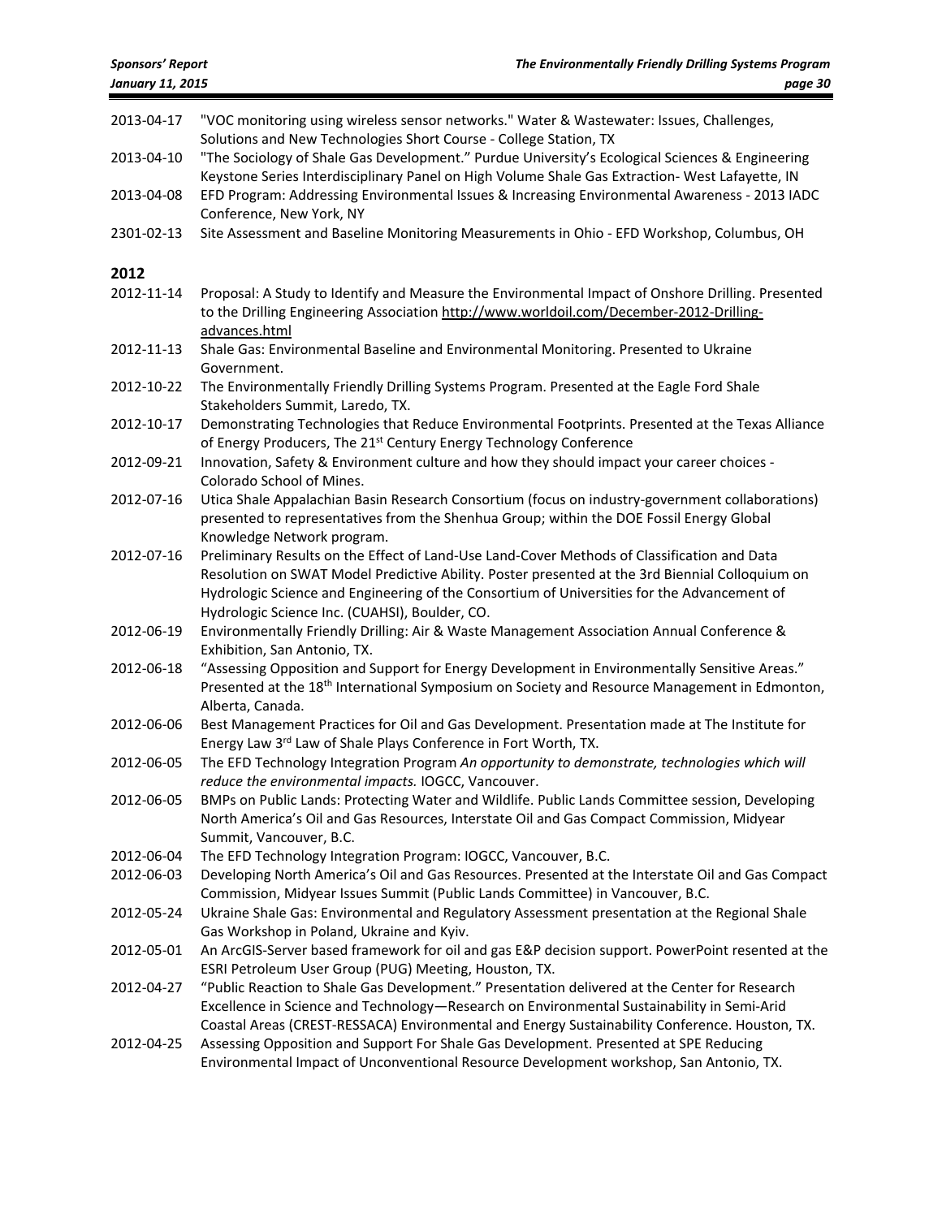2013-04-17 "VOC monitoring using wireless sensor networks." Water & Wastewater: Issues, Challenges, Solutions and New Technologies Short Course - College Station, TX

2013-04-10 "The Sociology of Shale Gas Development." Purdue University's Ecological Sciences & Engineering Keystone Series Interdisciplinary Panel on High Volume Shale Gas Extraction- West Lafayette, IN

2013-04-08 EFD Program: Addressing Environmental Issues & Increasing Environmental Awareness - 2013 IADC Conference, New York, NY

2301-02-13 Site Assessment and Baseline Monitoring Measurements in Ohio - EFD Workshop, Columbus, OH

## 2012

2012-11-14 Proposal: A Study to Identify and Measure the Environmental Impact of Onshore Drilling. Presented to the Drilling Engineering Association http://www.worldoil.com/December-2012-Drilling-advances.html

2012-11-13 Shale Gas: Environmental Baseline and Environmental Monitoring. Presented to Ukraine Government.

2012-10-22 The Environmentally Friendly Drilling Systems Program. Presented at the Eagle Ford Shale Stakeholders Summit, Laredo, TX.

2012-10-17 Demonstrating Technologies that Reduce Environmental Footprints. Presented at the Texas Alliance of Energy Producers, The 21st Century Energy Technology Conference

2012-09-21 Innovation, Safety & Environment culture and how they should impact your career choices - Colorado School of Mines.

2012-07-16 Utica Shale Appalachian Basin Research Consortium (focus on industry-government collaborations) presented to representatives from the Shenhua Group; within the DOE Fossil Energy Global Knowledge Network program.

2012-07-16 Preliminary Results on the Effect of Land-Use Land-Cover Methods of Classification and Data Resolution on SWAT Model Predictive Ability. Poster presented at the 3rd Biennial Colloquium on Hydrologic Science and Engineering of the Consortium of Universities for the Advancement of Hydrologic Science Inc. (CUAHSI), Boulder, CO.

2012-06-19 Environmentally Friendly Drilling: Air & Waste Management Association Annual Conference & Exhibition, San Antonio, TX.

2012-06-18 "Assessing Opposition and Support for Energy Development in Environmentally Sensitive Areas." Presented at the 18th International Symposium on Society and Resource Management in Edmonton, Alberta, Canada.

2012-06-06 Best Management Practices for Oil and Gas Development. Presentation made at The Institute for Energy Law 3rd Law of Shale Plays Conference in Fort Worth, TX.

2012-06-05 The EFD Technology Integration Program *An opportunity to demonstrate, technologies which will reduce the environmental impacts.* IOGCC, Vancouver.

2012-06-05 BMPs on Public Lands: Protecting Water and Wildlife. Public Lands Committee session, Developing North America's Oil and Gas Resources, Interstate Oil and Gas Compact Commission, Midyear Summit, Vancouver, B.C.

2012-06-04 The EFD Technology Integration Program: IOGCC, Vancouver, B.C.

2012-06-03 Developing North America's Oil and Gas Resources. Presented at the Interstate Oil and Gas Compact Commission, Midyear Issues Summit (Public Lands Committee) in Vancouver, B.C.

2012-05-24 Ukraine Shale Gas: Environmental and Regulatory Assessment presentation at the Regional Shale Gas Workshop in Poland, Ukraine and Kyiv.

2012-05-01 An ArcGIS-Server based framework for oil and gas E&P decision support. PowerPoint resented at the ESRI Petroleum User Group (PUG) Meeting, Houston, TX.

2012-04-27 "Public Reaction to Shale Gas Development." Presentation delivered at the Center for Research Excellence in Science and Technology—Research on Environmental Sustainability in Semi-Arid Coastal Areas (CREST-RESSACA) Environmental and Energy Sustainability Conference. Houston, TX.

2012-04-25 Assessing Opposition and Support For Shale Gas Development. Presented at SPE Reducing Environmental Impact of Unconventional Resource Development workshop, San Antonio, TX.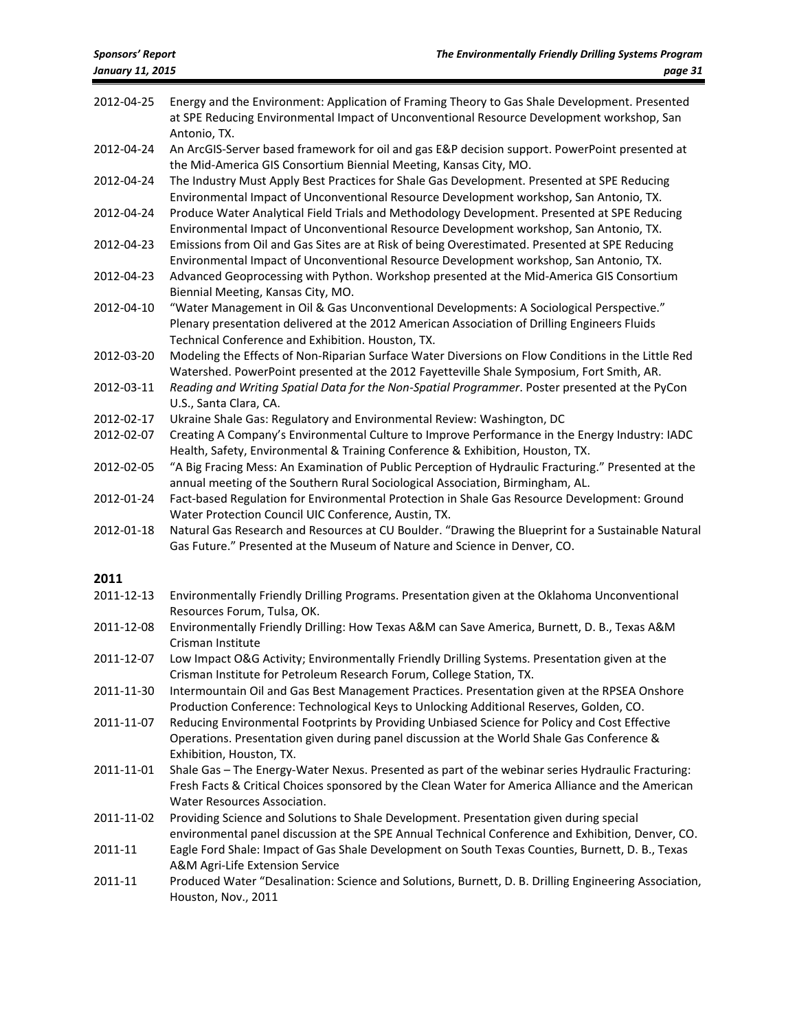| | |
|---|---|
| 2012-04-25 | Energy and the Environment: Application of Framing Theory to Gas Shale Development. Presented at SPE Reducing Environmental Impact of Unconventional Resource Development workshop, San Antonio, TX. |
| 2012-04-24 | An ArcGIS-Server based framework for oil and gas E&P decision support. PowerPoint presented at the Mid-America GIS Consortium Biennial Meeting, Kansas City, MO. |
| 2012-04-24 | The Industry Must Apply Best Practices for Shale Gas Development. Presented at SPE Reducing Environmental Impact of Unconventional Resource Development workshop, San Antonio, TX. |
| 2012-04-24 | Produce Water Analytical Field Trials and Methodology Development. Presented at SPE Reducing Environmental Impact of Unconventional Resource Development workshop, San Antonio, TX. |
| 2012-04-23 | Emissions from Oil and Gas Sites are at Risk of being Overestimated. Presented at SPE Reducing Environmental Impact of Unconventional Resource Development workshop, San Antonio, TX. |
| 2012-04-23 | Advanced Geoprocessing with Python. Workshop presented at the Mid-America GIS Consortium Biennial Meeting, Kansas City, MO. |
| 2012-04-10 | "Water Management in Oil & Gas Unconventional Developments: A Sociological Perspective." Plenary presentation delivered at the 2012 American Association of Drilling Engineers Fluids Technical Conference and Exhibition. Houston, TX. |
| 2012-03-20 | Modeling the Effects of Non-Riparian Surface Water Diversions on Flow Conditions in the Little Red Watershed. PowerPoint presented at the 2012 Fayetteville Shale Symposium, Fort Smith, AR. |
| 2012-03-11 | *Reading and Writing Spatial Data for the Non-Spatial Programmer*. Poster presented at the PyCon U.S., Santa Clara, CA. |
| 2012-02-17 | Ukraine Shale Gas: Regulatory and Environmental Review: Washington, DC |
| 2012-02-07 | Creating A Company's Environmental Culture to Improve Performance in the Energy Industry: IADC Health, Safety, Environmental & Training Conference & Exhibition, Houston, TX. |
| 2012-02-05 | "A Big Fracing Mess: An Examination of Public Perception of Hydraulic Fracturing." Presented at the annual meeting of the Southern Rural Sociological Association, Birmingham, AL. |
| 2012-01-24 | Fact-based Regulation for Environmental Protection in Shale Gas Resource Development: Ground Water Protection Council UIC Conference, Austin, TX. |
| 2012-01-18 | Natural Gas Research and Resources at CU Boulder. "Drawing the Blueprint for a Sustainable Natural Gas Future." Presented at the Museum of Nature and Science in Denver, CO. |

## 2011

| | |
|---|---|
| 2011-12-13 | Environmentally Friendly Drilling Programs. Presentation given at the Oklahoma Unconventional Resources Forum, Tulsa, OK. |
| 2011-12-08 | Environmentally Friendly Drilling: How Texas A&M can Save America, Burnett, D. B., Texas A&M Crisman Institute |
| 2011-12-07 | Low Impact O&G Activity; Environmentally Friendly Drilling Systems. Presentation given at the Crisman Institute for Petroleum Research Forum, College Station, TX. |
| 2011-11-30 | Intermountain Oil and Gas Best Management Practices. Presentation given at the RPSEA Onshore Production Conference: Technological Keys to Unlocking Additional Reserves, Golden, CO. |
| 2011-11-07 | Reducing Environmental Footprints by Providing Unbiased Science for Policy and Cost Effective Operations. Presentation given during panel discussion at the World Shale Gas Conference & Exhibition, Houston, TX. |
| 2011-11-01 | Shale Gas – The Energy-Water Nexus. Presented as part of the webinar series Hydraulic Fracturing: Fresh Facts & Critical Choices sponsored by the Clean Water for America Alliance and the American Water Resources Association. |
| 2011-11-02 | Providing Science and Solutions to Shale Development. Presentation given during special environmental panel discussion at the SPE Annual Technical Conference and Exhibition, Denver, CO. |
| 2011-11 | Eagle Ford Shale: Impact of Gas Shale Development on South Texas Counties, Burnett, D. B., Texas A&M Agri-Life Extension Service |
| 2011-11 | Produced Water "Desalination: Science and Solutions, Burnett, D. B. Drilling Engineering Association, Houston, Nov., 2011 |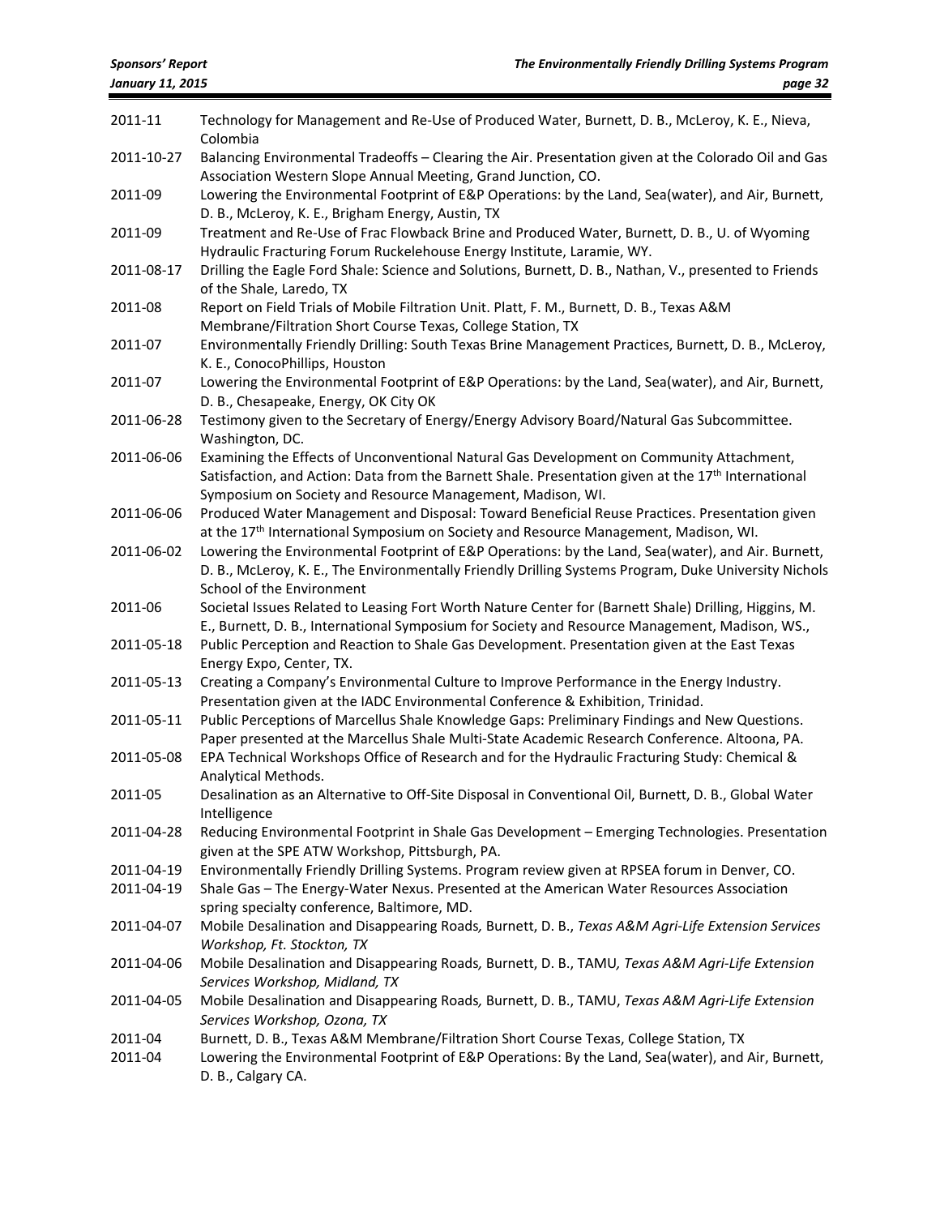| | |
|---|---|
| 2011-11 | Technology for Management and Re-Use of Produced Water, Burnett, D. B., McLeroy, K. E., Nieva, Colombia |
| 2011-10-27 | Balancing Environmental Tradeoffs – Clearing the Air. Presentation given at the Colorado Oil and Gas Association Western Slope Annual Meeting, Grand Junction, CO. |
| 2011-09 | Lowering the Environmental Footprint of E&P Operations: by the Land, Sea(water), and Air, Burnett, D. B., McLeroy, K. E., Brigham Energy, Austin, TX |
| 2011-09 | Treatment and Re-Use of Frac Flowback Brine and Produced Water, Burnett, D. B., U. of Wyoming Hydraulic Fracturing Forum Ruckelehouse Energy Institute, Laramie, WY. |
| 2011-08-17 | Drilling the Eagle Ford Shale: Science and Solutions, Burnett, D. B., Nathan, V., presented to Friends of the Shale, Laredo, TX |
| 2011-08 | Report on Field Trials of Mobile Filtration Unit. Platt, F. M., Burnett, D. B., Texas A&M Membrane/Filtration Short Course Texas, College Station, TX |
| 2011-07 | Environmentally Friendly Drilling: South Texas Brine Management Practices, Burnett, D. B., McLeroy, K. E., ConocoPhillips, Houston |
| 2011-07 | Lowering the Environmental Footprint of E&P Operations: by the Land, Sea(water), and Air, Burnett, D. B., Chesapeake, Energy, OK City OK |
| 2011-06-28 | Testimony given to the Secretary of Energy/Energy Advisory Board/Natural Gas Subcommittee. Washington, DC. |
| 2011-06-06 | Examining the Effects of Unconventional Natural Gas Development on Community Attachment, Satisfaction, and Action: Data from the Barnett Shale. Presentation given at the 17th International Symposium on Society and Resource Management, Madison, WI. |
| 2011-06-06 | Produced Water Management and Disposal: Toward Beneficial Reuse Practices. Presentation given at the 17th International Symposium on Society and Resource Management, Madison, WI. |
| 2011-06-02 | Lowering the Environmental Footprint of E&P Operations: by the Land, Sea(water), and Air. Burnett, D. B., McLeroy, K. E., The Environmentally Friendly Drilling Systems Program, Duke University Nichols School of the Environment |
| 2011-06 | Societal Issues Related to Leasing Fort Worth Nature Center for (Barnett Shale) Drilling, Higgins, M. E., Burnett, D. B., International Symposium for Society and Resource Management, Madison, WS., |
| 2011-05-18 | Public Perception and Reaction to Shale Gas Development. Presentation given at the East Texas Energy Expo, Center, TX. |
| 2011-05-13 | Creating a Company's Environmental Culture to Improve Performance in the Energy Industry. Presentation given at the IADC Environmental Conference & Exhibition, Trinidad. |
| 2011-05-11 | Public Perceptions of Marcellus Shale Knowledge Gaps: Preliminary Findings and New Questions. Paper presented at the Marcellus Shale Multi-State Academic Research Conference. Altoona, PA. |
| 2011-05-08 | EPA Technical Workshops Office of Research and for the Hydraulic Fracturing Study: Chemical & Analytical Methods. |
| 2011-05 | Desalination as an Alternative to Off-Site Disposal in Conventional Oil, Burnett, D. B., Global Water Intelligence |
| 2011-04-28 | Reducing Environmental Footprint in Shale Gas Development – Emerging Technologies. Presentation given at the SPE ATW Workshop, Pittsburgh, PA. |
| 2011-04-19 | Environmentally Friendly Drilling Systems. Program review given at RPSEA forum in Denver, CO. |
| 2011-04-19 | Shale Gas – The Energy-Water Nexus. Presented at the American Water Resources Association spring specialty conference, Baltimore, MD. |
| 2011-04-07 | Mobile Desalination and Disappearing Roads*,* Burnett, D. B., *Texas A&M Agri-Life Extension Services Workshop, Ft. Stockton, TX* |
| 2011-04-06 | Mobile Desalination and Disappearing Roads*,* Burnett, D. B., TAMU*, Texas A&M Agri-Life Extension Services Workshop, Midland, TX* |
| 2011-04-05 | Mobile Desalination and Disappearing Roads*,* Burnett, D. B., TAMU, *Texas A&M Agri-Life Extension Services Workshop, Ozona, TX* |
| 2011-04 | Burnett, D. B., Texas A&M Membrane/Filtration Short Course Texas, College Station, TX |
| 2011-04 | Lowering the Environmental Footprint of E&P Operations: By the Land, Sea(water), and Air, Burnett, D. B., Calgary CA. |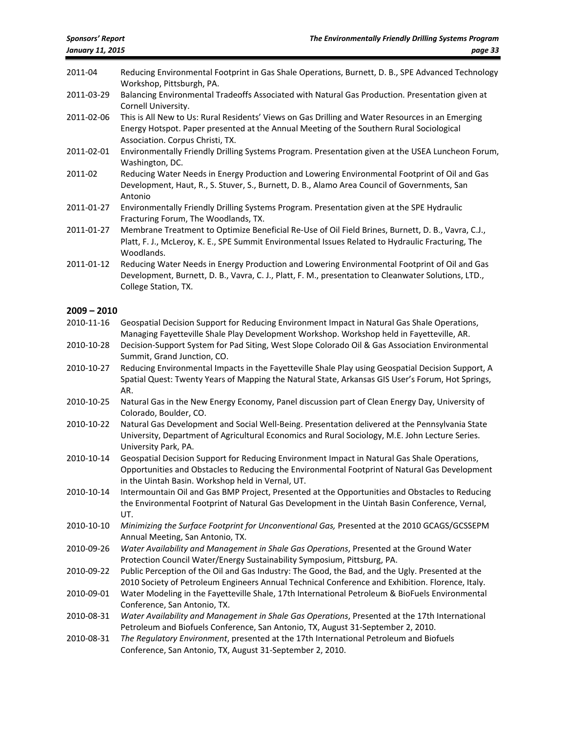2011-04 Reducing Environmental Footprint in Gas Shale Operations, Burnett, D. B., SPE Advanced Technology Workshop, Pittsburgh, PA.

2011-03-29 Balancing Environmental Tradeoffs Associated with Natural Gas Production. Presentation given at Cornell University.

2011-02-06 This is All New to Us: Rural Residents' Views on Gas Drilling and Water Resources in an Emerging Energy Hotspot. Paper presented at the Annual Meeting of the Southern Rural Sociological Association. Corpus Christi, TX.

2011-02-01 Environmentally Friendly Drilling Systems Program. Presentation given at the USEA Luncheon Forum, Washington, DC.

2011-02 Reducing Water Needs in Energy Production and Lowering Environmental Footprint of Oil and Gas Development, Haut, R., S. Stuver, S., Burnett, D. B., Alamo Area Council of Governments, San Antonio

2011-01-27 Environmentally Friendly Drilling Systems Program. Presentation given at the SPE Hydraulic Fracturing Forum, The Woodlands, TX.

2011-01-27 Membrane Treatment to Optimize Beneficial Re-Use of Oil Field Brines, Burnett, D. B., Vavra, C.J., Platt, F. J., McLeroy, K. E., SPE Summit Environmental Issues Related to Hydraulic Fracturing, The Woodlands.

2011-01-12 Reducing Water Needs in Energy Production and Lowering Environmental Footprint of Oil and Gas Development, Burnett, D. B., Vavra, C. J., Platt, F. M., presentation to Cleanwater Solutions, LTD., College Station, TX.

## 2009 – 2010

2010-11-16 Geospatial Decision Support for Reducing Environment Impact in Natural Gas Shale Operations, Managing Fayetteville Shale Play Development Workshop. Workshop held in Fayetteville, AR.

2010-10-28 Decision-Support System for Pad Siting, West Slope Colorado Oil & Gas Association Environmental Summit, Grand Junction, CO.

2010-10-27 Reducing Environmental Impacts in the Fayetteville Shale Play using Geospatial Decision Support, A Spatial Quest: Twenty Years of Mapping the Natural State, Arkansas GIS User's Forum, Hot Springs, AR.

2010-10-25 Natural Gas in the New Energy Economy, Panel discussion part of Clean Energy Day, University of Colorado, Boulder, CO.

2010-10-22 Natural Gas Development and Social Well-Being. Presentation delivered at the Pennsylvania State University, Department of Agricultural Economics and Rural Sociology, M.E. John Lecture Series. University Park, PA.

2010-10-14 Geospatial Decision Support for Reducing Environment Impact in Natural Gas Shale Operations, Opportunities and Obstacles to Reducing the Environmental Footprint of Natural Gas Development in the Uintah Basin. Workshop held in Vernal, UT.

2010-10-14 Intermountain Oil and Gas BMP Project, Presented at the Opportunities and Obstacles to Reducing the Environmental Footprint of Natural Gas Development in the Uintah Basin Conference, Vernal, UT.

2010-10-10 *Minimizing the Surface Footprint for Unconventional Gas,* Presented at the 2010 GCAGS/GCSSEPM Annual Meeting, San Antonio, TX.

2010-09-26 *Water Availability and Management in Shale Gas Operations*, Presented at the Ground Water Protection Council Water/Energy Sustainability Symposium, Pittsburg, PA.

2010-09-22 Public Perception of the Oil and Gas Industry: The Good, the Bad, and the Ugly. Presented at the 2010 Society of Petroleum Engineers Annual Technical Conference and Exhibition. Florence, Italy.

2010-09-01 Water Modeling in the Fayetteville Shale, 17th International Petroleum & BioFuels Environmental Conference, San Antonio, TX.

2010-08-31 *Water Availability and Management in Shale Gas Operations*, Presented at the 17th International Petroleum and Biofuels Conference, San Antonio, TX, August 31-September 2, 2010.

2010-08-31 *The Regulatory Environment*, presented at the 17th International Petroleum and Biofuels Conference, San Antonio, TX, August 31-September 2, 2010.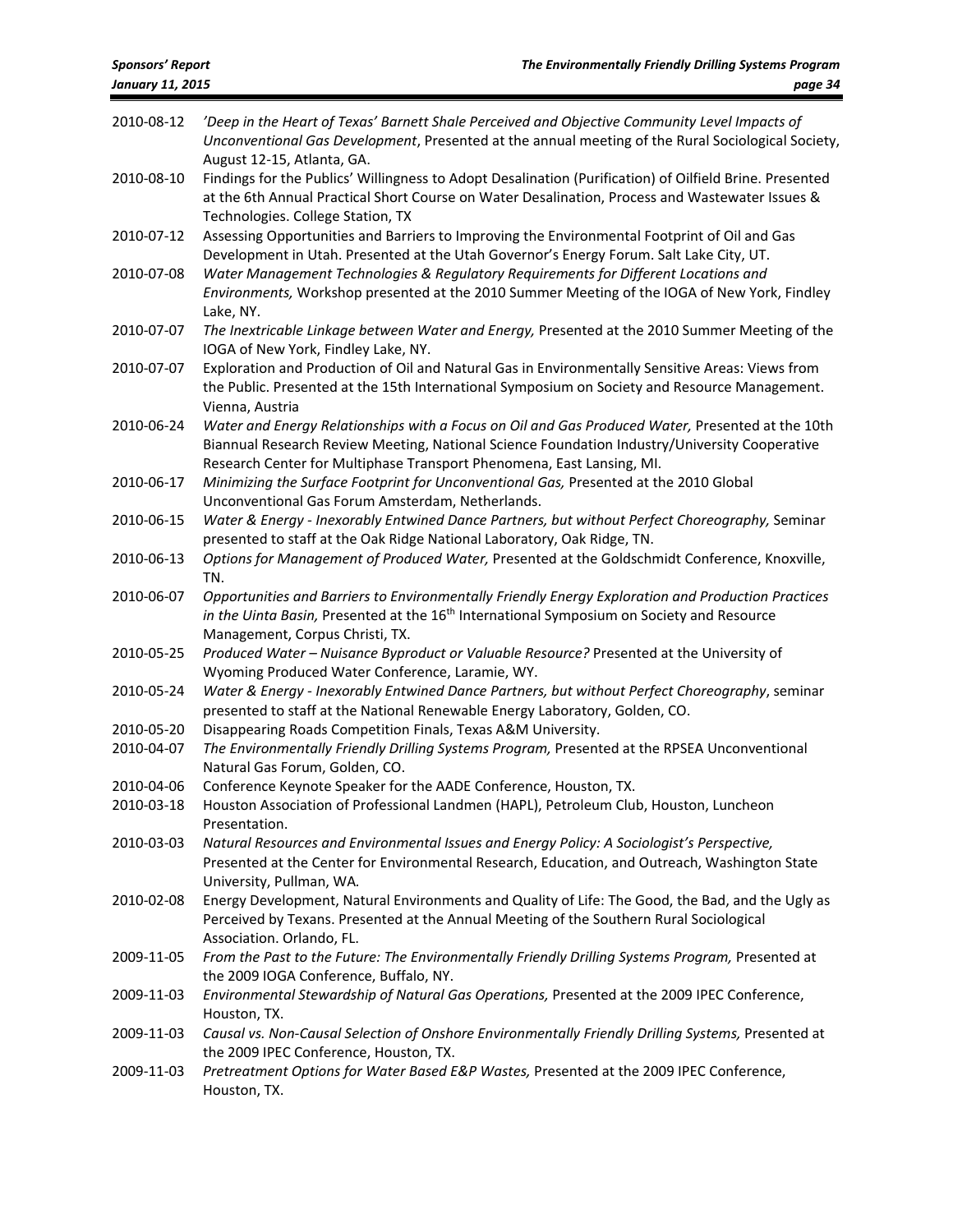| | |
|---|---|
| 2010-08-12 | *'Deep in the Heart of Texas' Barnett Shale Perceived and Objective Community Level Impacts of Unconventional Gas Development*, Presented at the annual meeting of the Rural Sociological Society, August 12-15, Atlanta, GA. |
| 2010-08-10 | Findings for the Publics' Willingness to Adopt Desalination (Purification) of Oilfield Brine. Presented at the 6th Annual Practical Short Course on Water Desalination, Process and Wastewater Issues & Technologies. College Station, TX |
| 2010-07-12 | Assessing Opportunities and Barriers to Improving the Environmental Footprint of Oil and Gas Development in Utah. Presented at the Utah Governor's Energy Forum. Salt Lake City, UT. |
| 2010-07-08 | *Water Management Technologies & Regulatory Requirements for Different Locations and Environments,* Workshop presented at the 2010 Summer Meeting of the IOGA of New York, Findley Lake, NY. |
| 2010-07-07 | *The Inextricable Linkage between Water and Energy,* Presented at the 2010 Summer Meeting of the IOGA of New York, Findley Lake, NY. |
| 2010-07-07 | Exploration and Production of Oil and Natural Gas in Environmentally Sensitive Areas: Views from the Public. Presented at the 15th International Symposium on Society and Resource Management. Vienna, Austria |
| 2010-06-24 | *Water and Energy Relationships with a Focus on Oil and Gas Produced Water,* Presented at the 10th Biannual Research Review Meeting, National Science Foundation Industry/University Cooperative Research Center for Multiphase Transport Phenomena, East Lansing, MI. |
| 2010-06-17 | *Minimizing the Surface Footprint for Unconventional Gas,* Presented at the 2010 Global Unconventional Gas Forum Amsterdam, Netherlands. |
| 2010-06-15 | *Water & Energy - Inexorably Entwined Dance Partners, but without Perfect Choreography,* Seminar presented to staff at the Oak Ridge National Laboratory, Oak Ridge, TN. |
| 2010-06-13 | *Options for Management of Produced Water,* Presented at the Goldschmidt Conference, Knoxville, TN. |
| 2010-06-07 | *Opportunities and Barriers to Environmentally Friendly Energy Exploration and Production Practices in the Uinta Basin,* Presented at the 16th International Symposium on Society and Resource Management, Corpus Christi, TX. |
| 2010-05-25 | *Produced Water – Nuisance Byproduct or Valuable Resource?* Presented at the University of Wyoming Produced Water Conference, Laramie, WY. |
| 2010-05-24 | *Water & Energy - Inexorably Entwined Dance Partners, but without Perfect Choreography*, seminar presented to staff at the National Renewable Energy Laboratory, Golden, CO. |
| 2010-05-20 | Disappearing Roads Competition Finals, Texas A&M University. |
| 2010-04-07 | *The Environmentally Friendly Drilling Systems Program,* Presented at the RPSEA Unconventional Natural Gas Forum, Golden, CO. |
| 2010-04-06 | Conference Keynote Speaker for the AADE Conference, Houston, TX. |
| 2010-03-18 | Houston Association of Professional Landmen (HAPL), Petroleum Club, Houston, Luncheon Presentation. |
| 2010-03-03 | *Natural Resources and Environmental Issues and Energy Policy: A Sociologist's Perspective,* Presented at the Center for Environmental Research, Education, and Outreach, Washington State University, Pullman, WA. |
| 2010-02-08 | Energy Development, Natural Environments and Quality of Life: The Good, the Bad, and the Ugly as Perceived by Texans. Presented at the Annual Meeting of the Southern Rural Sociological Association. Orlando, FL. |
| 2009-11-05 | *From the Past to the Future: The Environmentally Friendly Drilling Systems Program,* Presented at the 2009 IOGA Conference, Buffalo, NY. |
| 2009-11-03 | *Environmental Stewardship of Natural Gas Operations,* Presented at the 2009 IPEC Conference, Houston, TX. |
| 2009-11-03 | *Causal vs. Non-Causal Selection of Onshore Environmentally Friendly Drilling Systems,* Presented at the 2009 IPEC Conference, Houston, TX. |
| 2009-11-03 | *Pretreatment Options for Water Based E&P Wastes,* Presented at the 2009 IPEC Conference, Houston, TX. |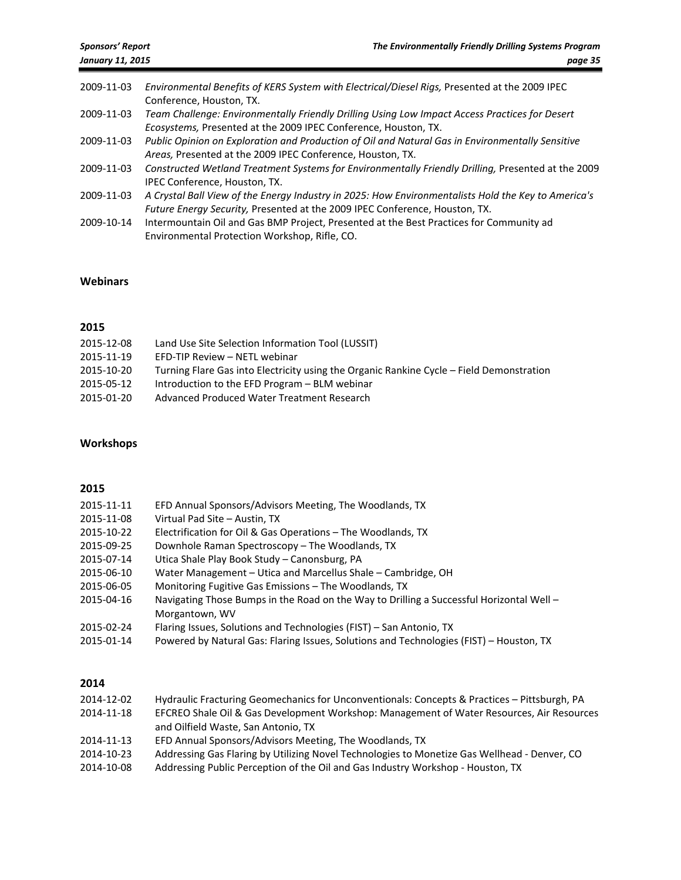2009-11-03 *Environmental Benefits of KERS System with Electrical/Diesel Rigs,* Presented at the 2009 IPEC Conference, Houston, TX.

2009-11-03 *Team Challenge: Environmentally Friendly Drilling Using Low Impact Access Practices for Desert Ecosystems,* Presented at the 2009 IPEC Conference, Houston, TX.

2009-11-03 *Public Opinion on Exploration and Production of Oil and Natural Gas in Environmentally Sensitive Areas,* Presented at the 2009 IPEC Conference, Houston, TX.

2009-11-03 *Constructed Wetland Treatment Systems for Environmentally Friendly Drilling,* Presented at the 2009 IPEC Conference, Houston, TX.

2009-11-03 *A Crystal Ball View of the Energy Industry in 2025: How Environmentalists Hold the Key to America's Future Energy Security,* Presented at the 2009 IPEC Conference, Houston, TX.

2009-10-14 Intermountain Oil and Gas BMP Project, Presented at the Best Practices for Community ad Environmental Protection Workshop, Rifle, CO.

## Webinars

### 2015

2015-12-08 Land Use Site Selection Information Tool (LUSSIT)

2015-11-19 EFD-TIP Review – NETL webinar

2015-10-20 Turning Flare Gas into Electricity using the Organic Rankine Cycle – Field Demonstration

2015-05-12 Introduction to the EFD Program – BLM webinar

2015-01-20 Advanced Produced Water Treatment Research

## Workshops

### 2015

2015-11-11 EFD Annual Sponsors/Advisors Meeting, The Woodlands, TX

2015-11-08 Virtual Pad Site – Austin, TX

2015-10-22 Electrification for Oil & Gas Operations – The Woodlands, TX

2015-09-25 Downhole Raman Spectroscopy – The Woodlands, TX

2015-07-14 Utica Shale Play Book Study – Canonsburg, PA

2015-06-10 Water Management – Utica and Marcellus Shale – Cambridge, OH

2015-06-05 Monitoring Fugitive Gas Emissions – The Woodlands, TX

2015-04-16 Navigating Those Bumps in the Road on the Way to Drilling a Successful Horizontal Well – Morgantown, WV

2015-02-24 Flaring Issues, Solutions and Technologies (FIST) – San Antonio, TX

2015-01-14 Powered by Natural Gas: Flaring Issues, Solutions and Technologies (FIST) – Houston, TX

### 2014

2014-12-02 Hydraulic Fracturing Geomechanics for Unconventionals: Concepts & Practices – Pittsburgh, PA

2014-11-18 EFCREO Shale Oil & Gas Development Workshop: Management of Water Resources, Air Resources and Oilfield Waste, San Antonio, TX

2014-11-13 EFD Annual Sponsors/Advisors Meeting, The Woodlands, TX

2014-10-23 Addressing Gas Flaring by Utilizing Novel Technologies to Monetize Gas Wellhead - Denver, CO

2014-10-08 Addressing Public Perception of the Oil and Gas Industry Workshop - Houston, TX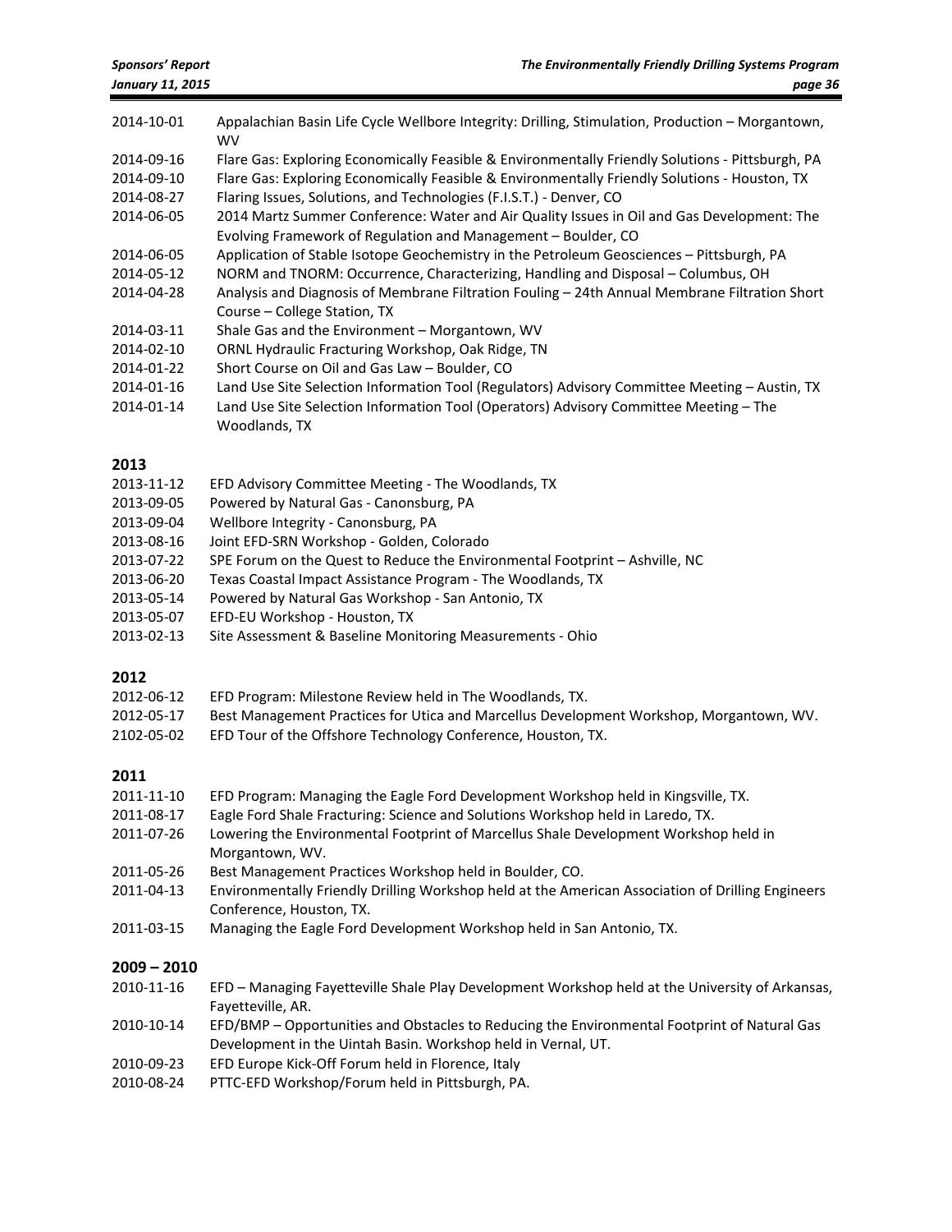2014-10-01 Appalachian Basin Life Cycle Wellbore Integrity: Drilling, Stimulation, Production – Morgantown, WV

2014-09-16 Flare Gas: Exploring Economically Feasible & Environmentally Friendly Solutions - Pittsburgh, PA

2014-09-10 Flare Gas: Exploring Economically Feasible & Environmentally Friendly Solutions - Houston, TX

2014-08-27 Flaring Issues, Solutions, and Technologies (F.I.S.T.) - Denver, CO

2014-06-05 2014 Martz Summer Conference: Water and Air Quality Issues in Oil and Gas Development: The Evolving Framework of Regulation and Management – Boulder, CO

2014-06-05 Application of Stable Isotope Geochemistry in the Petroleum Geosciences – Pittsburgh, PA

2014-05-12 NORM and TNORM: Occurrence, Characterizing, Handling and Disposal – Columbus, OH

2014-04-28 Analysis and Diagnosis of Membrane Filtration Fouling – 24th Annual Membrane Filtration Short Course – College Station, TX

2014-03-11 Shale Gas and the Environment – Morgantown, WV

2014-02-10 ORNL Hydraulic Fracturing Workshop, Oak Ridge, TN

2014-01-22 Short Course on Oil and Gas Law – Boulder, CO

2014-01-16 Land Use Site Selection Information Tool (Regulators) Advisory Committee Meeting – Austin, TX

2014-01-14 Land Use Site Selection Information Tool (Operators) Advisory Committee Meeting – The Woodlands, TX

## 2013

2013-11-12 EFD Advisory Committee Meeting - The Woodlands, TX

2013-09-05 Powered by Natural Gas - Canonsburg, PA

2013-09-04 Wellbore Integrity - Canonsburg, PA

2013-08-16 Joint EFD-SRN Workshop - Golden, Colorado

2013-07-22 SPE Forum on the Quest to Reduce the Environmental Footprint – Ashville, NC

2013-06-20 Texas Coastal Impact Assistance Program - The Woodlands, TX

2013-05-14 Powered by Natural Gas Workshop - San Antonio, TX

2013-05-07 EFD-EU Workshop - Houston, TX

2013-02-13 Site Assessment & Baseline Monitoring Measurements - Ohio

## 2012

2012-06-12 EFD Program: Milestone Review held in The Woodlands, TX.

2012-05-17 Best Management Practices for Utica and Marcellus Development Workshop, Morgantown, WV.

2102-05-02 EFD Tour of the Offshore Technology Conference, Houston, TX.

## 2011

2011-11-10 EFD Program: Managing the Eagle Ford Development Workshop held in Kingsville, TX.

2011-08-17 Eagle Ford Shale Fracturing: Science and Solutions Workshop held in Laredo, TX.

2011-07-26 Lowering the Environmental Footprint of Marcellus Shale Development Workshop held in Morgantown, WV.

2011-05-26 Best Management Practices Workshop held in Boulder, CO.

2011-04-13 Environmentally Friendly Drilling Workshop held at the American Association of Drilling Engineers Conference, Houston, TX.

2011-03-15 Managing the Eagle Ford Development Workshop held in San Antonio, TX.

## 2009 – 2010

2010-11-16 EFD – Managing Fayetteville Shale Play Development Workshop held at the University of Arkansas, Fayetteville, AR.

2010-10-14 EFD/BMP – Opportunities and Obstacles to Reducing the Environmental Footprint of Natural Gas Development in the Uintah Basin. Workshop held in Vernal, UT.

2010-09-23 EFD Europe Kick-Off Forum held in Florence, Italy

2010-08-24 PTTC-EFD Workshop/Forum held in Pittsburgh, PA.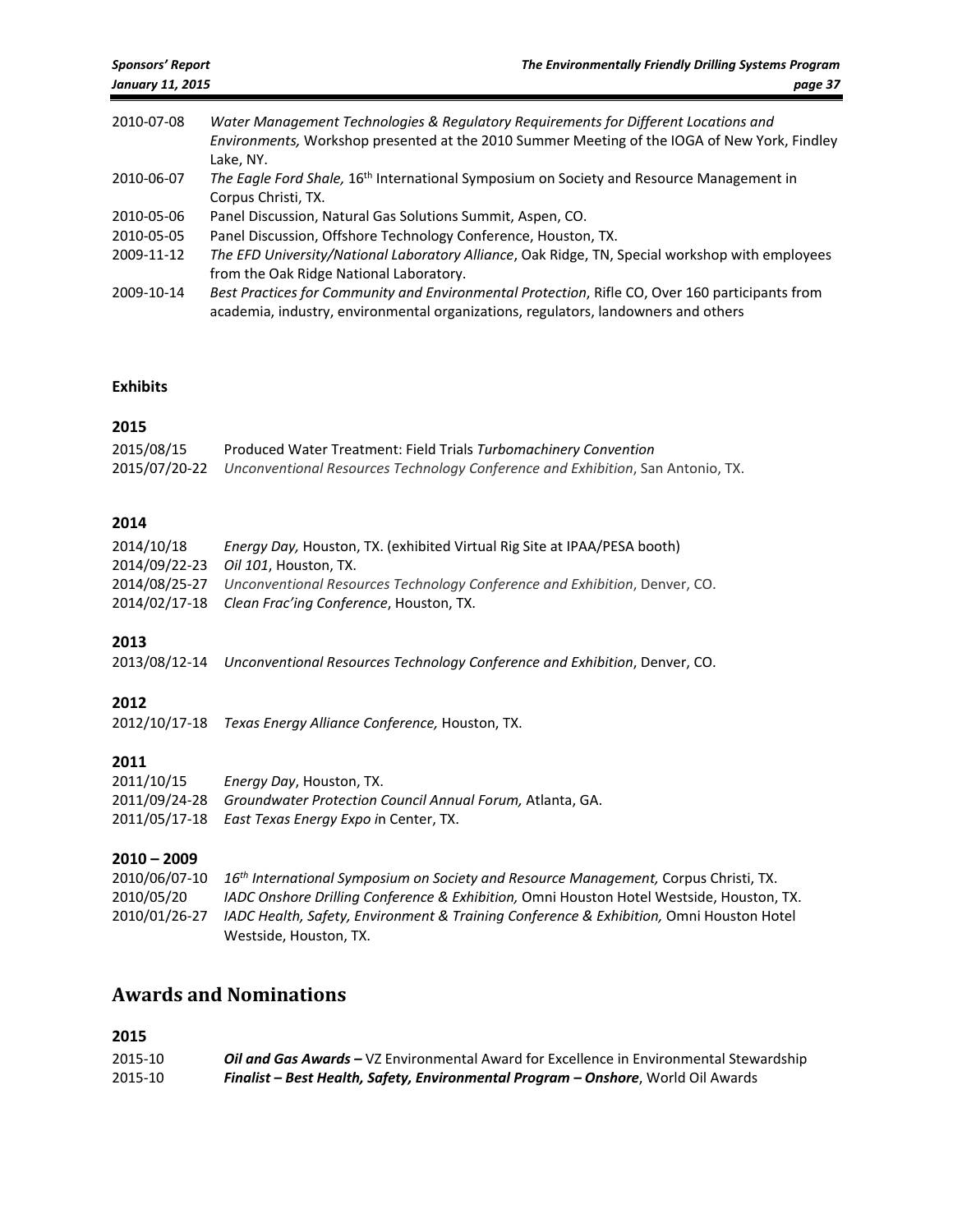2010-07-08 *Water Management Technologies & Regulatory Requirements for Different Locations and Environments,* Workshop presented at the 2010 Summer Meeting of the IOGA of New York, Findley Lake, NY.

2010-06-07 *The Eagle Ford Shale,* 16th International Symposium on Society and Resource Management in Corpus Christi, TX.

2010-05-06 Panel Discussion, Natural Gas Solutions Summit, Aspen, CO.

2010-05-05 Panel Discussion, Offshore Technology Conference, Houston, TX.

2009-11-12 *The EFD University/National Laboratory Alliance*, Oak Ridge, TN, Special workshop with employees from the Oak Ridge National Laboratory.

2009-10-14 *Best Practices for Community and Environmental Protection*, Rifle CO, Over 160 participants from academia, industry, environmental organizations, regulators, landowners and others

**Exhibits**

**2015**

2015/08/15 Produced Water Treatment: Field Trials *Turbomachinery Convention*

2015/07/20-22 *Unconventional Resources Technology Conference and Exhibition*, San Antonio, TX.

**2014**

2014/10/18 *Energy Day,* Houston, TX. (exhibited Virtual Rig Site at IPAA/PESA booth)

2014/09/22-23 *Oil 101*, Houston, TX.

2014/08/25-27 *Unconventional Resources Technology Conference and Exhibition*, Denver, CO.

2014/02/17-18 *Clean Frac'ing Conference*, Houston, TX.

**2013**

2013/08/12-14 *Unconventional Resources Technology Conference and Exhibition*, Denver, CO.

**2012**

2012/10/17-18 *Texas Energy Alliance Conference,* Houston, TX.

**2011**

2011/10/15 *Energy Day*, Houston, TX.

2011/09/24-28 *Groundwater Protection Council Annual Forum,* Atlanta, GA.

2011/05/17-18 *East Texas Energy Expo i*n Center, TX.

**2010 – 2009**

2010/06/07-10 *16th International Symposium on Society and Resource Management,* Corpus Christi, TX.

2010/05/20 *IADC Onshore Drilling Conference & Exhibition,* Omni Houston Hotel Westside, Houston, TX.

2010/01/26-27 *IADC Health, Safety, Environment & Training Conference & Exhibition,* Omni Houston Hotel Westside, Houston, TX.

## Awards and Nominations

**2015**

2015-10 ***Oil and Gas Awards –*** VZ Environmental Award for Excellence in Environmental Stewardship

2015-10 ***Finalist – Best Health, Safety, Environmental Program – Onshore***, World Oil Awards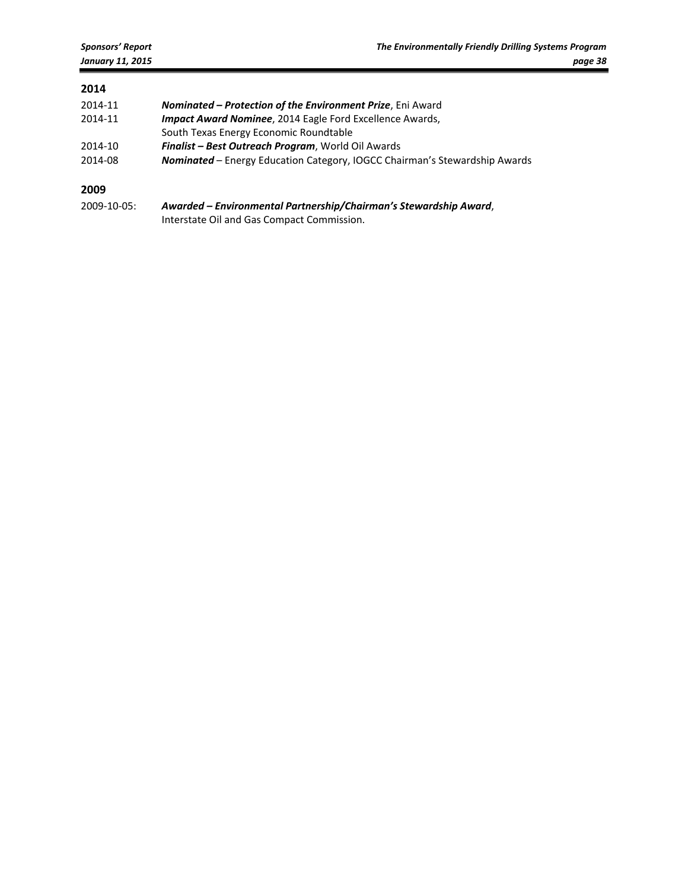## 2014

2014-11 ***Nominated – Protection of the Environment Prize***, Eni Award

2014-11 ***Impact Award Nominee***, 2014 Eagle Ford Excellence Awards, South Texas Energy Economic Roundtable

2014-10 ***Finalist – Best Outreach Program***, World Oil Awards

2014-08 ***Nominated*** – Energy Education Category, IOGCC Chairman's Stewardship Awards

## 2009

2009-10-05: ***Awarded – Environmental Partnership/Chairman's Stewardship Award***, Interstate Oil and Gas Compact Commission.